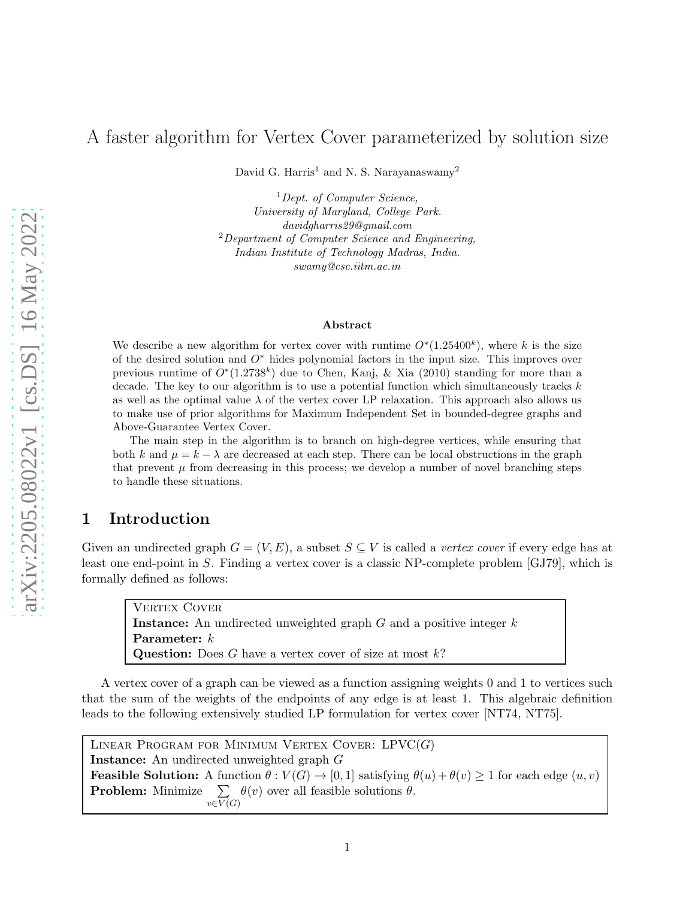# A faster algorithm for Vertex Cover parameterized by solution size

David G. Harris[1] and N. S. Narayanaswamy[2]

[1] *Dept. of Computer Science, University of Maryland, College Park.*
*davidgharris29@gmail.com*

[2] *Department of Computer Science and Engineering, Indian Institute of Technology Madras, India.*
*swamy@cse.iitm.ac.in*

**Abstract**

We describe a new algorithm for vertex cover with runtime $O^*(1.25400^k)$, where $k$ is the size of the desired solution and $O^*$ hides polynomial factors in the input size. This improves over previous runtime of $O^*(1.2738^k)$ due to Chen, Kanj, & Xia (2010) standing for more than a decade. The key to our algorithm is to use a potential function which simultaneously tracks $k$ as well as the optimal value $\lambda$ of the vertex cover LP relaxation. This approach also allows us to make use of prior algorithms for Maximum Independent Set in bounded-degree graphs and Above-Guarantee Vertex Cover.

The main step in the algorithm is to branch on high-degree vertices, while ensuring that both $k$ and $\mu = k - \lambda$ are decreased at each step. There can be local obstructions in the graph that prevent $\mu$ from decreasing in this process; we develop a number of novel branching steps to handle these situations.

## 1 Introduction

Given an undirected graph $G = (V, E)$, a subset $S \subseteq V$ is called a *vertex cover* if every edge has at least one end-point in $S$. Finding a vertex cover is a classic NP-complete problem [GJ79], which is formally defined as follows:

> Vertex Cover
> **Instance:** An undirected unweighted graph $G$ and a positive integer $k$
> **Parameter:** $k$
> **Question:** Does $G$ have a vertex cover of size at most $k$?

A vertex cover of a graph can be viewed as a function assigning weights 0 and 1 to vertices such that the sum of the weights of the endpoints of any edge is at least 1. This algebraic definition leads to the following extensively studied LP formulation for vertex cover [NT74, NT75].

> Linear Program for Minimum Vertex Cover: LPVC($G$)
> **Instance:** An undirected unweighted graph $G$
> **Feasible Solution:** A function $\theta : V(G) \to [0, 1]$ satisfying $\theta(u) + \theta(v) \geq 1$ for each edge $(u, v)$
> **Problem:** Minimize $\sum_{v \in V(G)} \theta(v)$ over all feasible solutions $\theta$.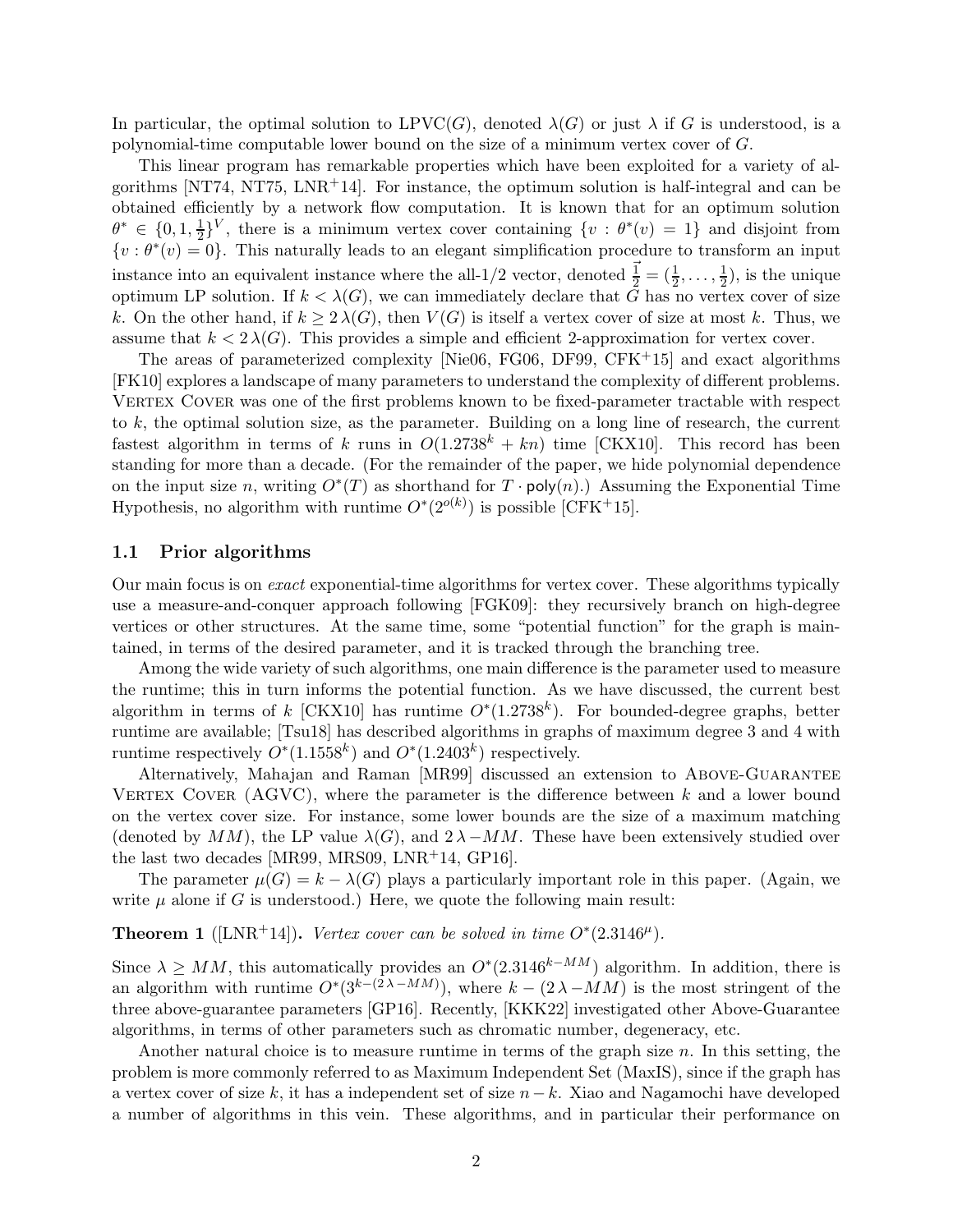In particular, the optimal solution to LPVC($G$), denoted $\lambda(G)$ or just $\lambda$ if $G$ is understood, is a polynomial-time computable lower bound on the size of a minimum vertex cover of $G$.

This linear program has remarkable properties which have been exploited for a variety of algorithms [NT74, NT75, LNR+14]. For instance, the optimum solution is half-integral and can be obtained efficiently by a network flow computation. It is known that for an optimum solution $\theta^* \in \{0, 1, \frac{1}{2}\}^V$, there is a minimum vertex cover containing $\{v : \theta^*(v) = 1\}$ and disjoint from $\{v : \theta^*(v) = 0\}$. This naturally leads to an elegant simplification procedure to transform an input instance into an equivalent instance where the all-1/2 vector, denoted $\vec{\frac{1}{2}} = (\frac{1}{2}, \dots, \frac{1}{2})$, is the unique optimum LP solution. If $k < \lambda(G)$, we can immediately declare that $G$ has no vertex cover of size $k$. On the other hand, if $k \geq 2\,\lambda(G)$, then $V(G)$ is itself a vertex cover of size at most $k$. Thus, we assume that $k < 2\,\lambda(G)$. This provides a simple and efficient 2-approximation for vertex cover.

The areas of parameterized complexity [Nie06, FG06, DF99, CFK+15] and exact algorithms [FK10] explores a landscape of many parameters to understand the complexity of different problems. Vertex Cover was one of the first problems known to be fixed-parameter tractable with respect to $k$, the optimal solution size, as the parameter. Building on a long line of research, the current fastest algorithm in terms of $k$ runs in $O(1.2738^k + kn)$ time [CKX10]. This record has been standing for more than a decade. (For the remainder of the paper, we hide polynomial dependence on the input size $n$, writing $O^*(T)$ as shorthand for $T \cdot \mathsf{poly}(n)$.) Assuming the Exponential Time Hypothesis, no algorithm with runtime $O^*(2^{o(k)})$ is possible [CFK+15].

## 1.1 Prior algorithms

Our main focus is on *exact* exponential-time algorithms for vertex cover. These algorithms typically use a measure-and-conquer approach following [FGK09]: they recursively branch on high-degree vertices or other structures. At the same time, some "potential function" for the graph is maintained, in terms of the desired parameter, and it is tracked through the branching tree.

Among the wide variety of such algorithms, one main difference is the parameter used to measure the runtime; this in turn informs the potential function. As we have discussed, the current best algorithm in terms of $k$ [CKX10] has runtime $O^*(1.2738^k)$. For bounded-degree graphs, better runtime are available; [Tsu18] has described algorithms in graphs of maximum degree 3 and 4 with runtime respectively $O^*(1.1558^k)$ and $O^*(1.2403^k)$ respectively.

Alternatively, Mahajan and Raman [MR99] discussed an extension to Above-Guarantee Vertex Cover (AGVC), where the parameter is the difference between $k$ and a lower bound on the vertex cover size. For instance, some lower bounds are the size of a maximum matching (denoted by $MM$), the LP value $\lambda(G)$, and $2\,\lambda - MM$. These have been extensively studied over the last two decades [MR99, MRS09, LNR+14, GP16].

The parameter $\mu(G) = k - \lambda(G)$ plays a particularly important role in this paper. (Again, we write $\mu$ alone if $G$ is understood.) Here, we quote the following main result:

**Theorem 1** ([LNR+14])**.** *Vertex cover can be solved in time $O^*(2.3146^\mu)$.*

Since $\lambda \geq MM$, this automatically provides an $O^*(2.3146^{k-MM})$ algorithm. In addition, there is an algorithm with runtime $O^*(3^{k-(2\,\lambda - MM)})$, where $k - (2\,\lambda - MM)$ is the most stringent of the three above-guarantee parameters [GP16]. Recently, [KKK22] investigated other Above-Guarantee algorithms, in terms of other parameters such as chromatic number, degeneracy, etc.

Another natural choice is to measure runtime in terms of the graph size $n$. In this setting, the problem is more commonly referred to as Maximum Independent Set (MaxIS), since if the graph has a vertex cover of size $k$, it has a independent set of size $n - k$. Xiao and Nagamochi have developed a number of algorithms in this vein. These algorithms, and in particular their performance on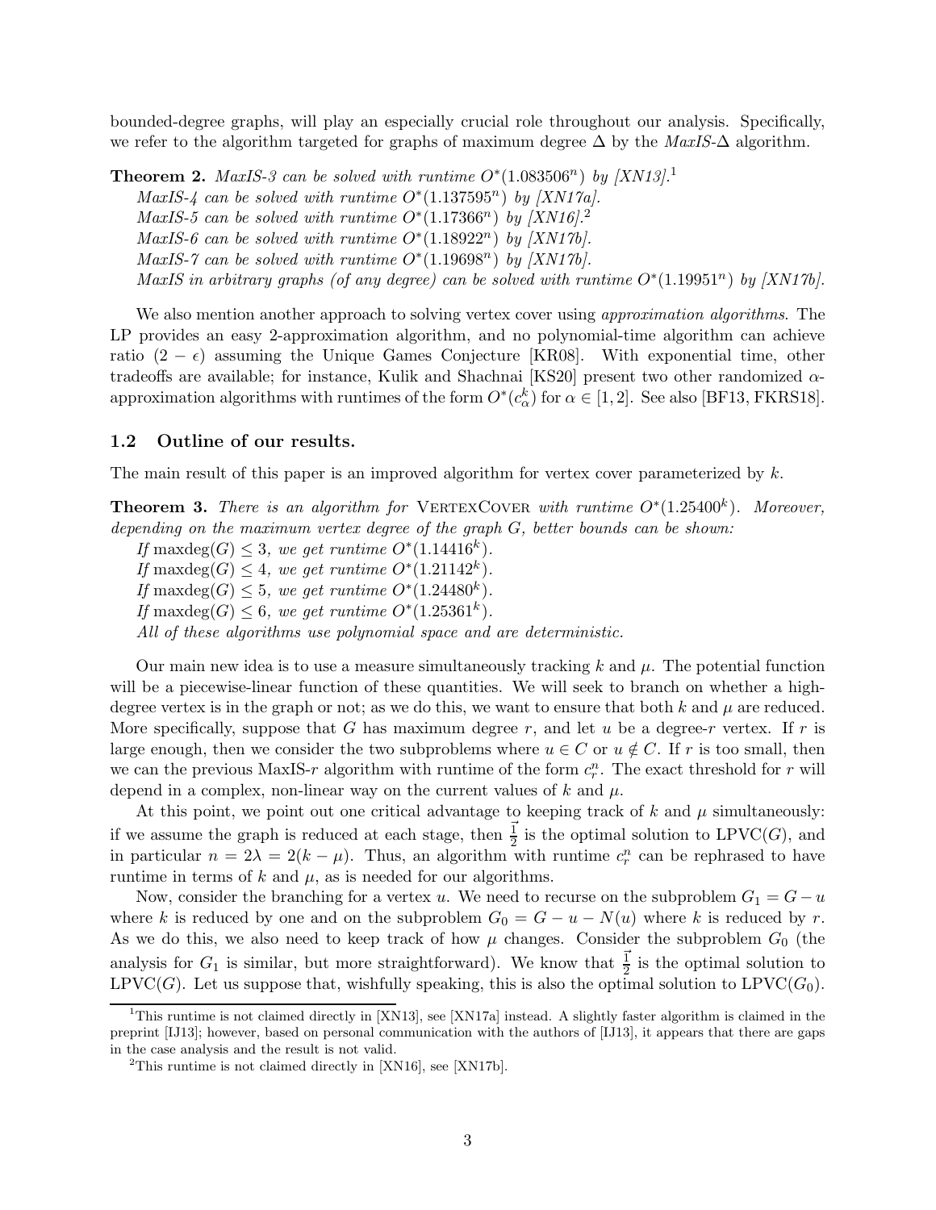bounded-degree graphs, will play an especially crucial role throughout our analysis. Specifically, we refer to the algorithm targeted for graphs of maximum degree $\Delta$ by the *MaxIS-$\Delta$* algorithm.

**Theorem 2.** *MaxIS-3 can be solved with runtime $O^*(1.083506^n)$ by [XN13].*[1]
*MaxIS-4 can be solved with runtime $O^*(1.137595^n)$ by [XN17a].*
*MaxIS-5 can be solved with runtime $O^*(1.17366^n)$ by [XN16].*[2]
*MaxIS-6 can be solved with runtime $O^*(1.18922^n)$ by [XN17b].*
*MaxIS-7 can be solved with runtime $O^*(1.19698^n)$ by [XN17b].*
*MaxIS in arbitrary graphs (of any degree) can be solved with runtime $O^*(1.19951^n)$ by [XN17b].*

We also mention another approach to solving vertex cover using *approximation algorithms*. The LP provides an easy 2-approximation algorithm, and no polynomial-time algorithm can achieve ratio $(2-\epsilon)$ assuming the Unique Games Conjecture [KR08]. With exponential time, other tradeoffs are available; for instance, Kulik and Shachnai [KS20] present two other randomized $\alpha$-approximation algorithms with runtimes of the form $O^*(c_\alpha^k)$ for $\alpha \in [1,2]$. See also [BF13, FKRS18].

### 1.2 Outline of our results.

The main result of this paper is an improved algorithm for vertex cover parameterized by $k$.

**Theorem 3.** *There is an algorithm for* VertexCover *with runtime $O^*(1.25400^k)$. Moreover, depending on the maximum vertex degree of the graph $G$, better bounds can be shown:*
*If $\operatorname{maxdeg}(G) \leq 3$, we get runtime $O^*(1.14416^k)$.*
*If $\operatorname{maxdeg}(G) \leq 4$, we get runtime $O^*(1.21142^k)$.*
*If $\operatorname{maxdeg}(G) \leq 5$, we get runtime $O^*(1.24480^k)$.*
*If $\operatorname{maxdeg}(G) \leq 6$, we get runtime $O^*(1.25361^k)$.*
*All of these algorithms use polynomial space and are deterministic.*

Our main new idea is to use a measure simultaneously tracking $k$ and $\mu$. The potential function will be a piecewise-linear function of these quantities. We will seek to branch on whether a high-degree vertex is in the graph or not; as we do this, we want to ensure that both $k$ and $\mu$ are reduced. More specifically, suppose that $G$ has maximum degree $r$, and let $u$ be a degree-$r$ vertex. If $r$ is large enough, then we consider the two subproblems where $u \in C$ or $u \notin C$. If $r$ is too small, then we can the previous MaxIS-$r$ algorithm with runtime of the form $c_r^n$. The exact threshold for $r$ will depend in a complex, non-linear way on the current values of $k$ and $\mu$.

At this point, we point out one critical advantage to keeping track of $k$ and $\mu$ simultaneously: if we assume the graph is reduced at each stage, then $\vec{\frac{1}{2}}$ is the optimal solution to LPVC$(G)$, and in particular $n = 2\lambda = 2(k-\mu)$. Thus, an algorithm with runtime $c_r^n$ can be rephrased to have runtime in terms of $k$ and $\mu$, as is needed for our algorithms.

Now, consider the branching for a vertex $u$. We need to recurse on the subproblem $G_1 = G - u$ where $k$ is reduced by one and on the subproblem $G_0 = G - u - N(u)$ where $k$ is reduced by $r$. As we do this, we also need to keep track of how $\mu$ changes. Consider the subproblem $G_0$ (the analysis for $G_1$ is similar, but more straightforward). We know that $\vec{\frac{1}{2}}$ is the optimal solution to LPVC$(G)$. Let us suppose that, wishfully speaking, this is also the optimal solution to LPVC$(G_0)$.

[1] This runtime is not claimed directly in [XN13], see [XN17a] instead. A slightly faster algorithm is claimed in the preprint [IJ13]; however, based on personal communication with the authors of [IJ13], it appears that there are gaps in the case analysis and the result is not valid.

[2] This runtime is not claimed directly in [XN16], see [XN17b].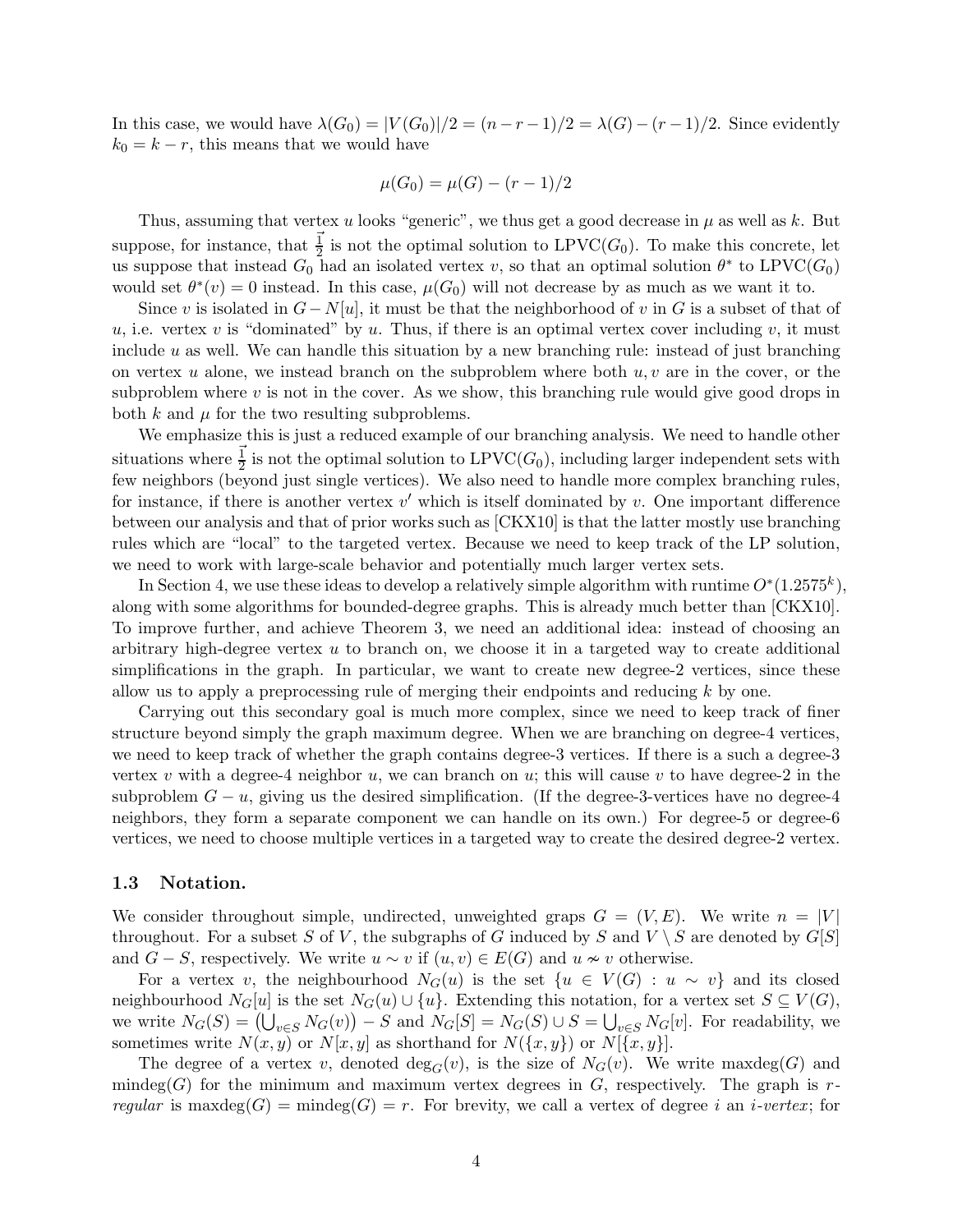In this case, we would have $\lambda(G_0) = |V(G_0)|/2 = (n-r-1)/2 = \lambda(G) - (r-1)/2$. Since evidently $k_0 = k - r$, this means that we would have

$$\mu(G_0) = \mu(G) - (r-1)/2$$

Thus, assuming that vertex $u$ looks "generic", we thus get a good decrease in $\mu$ as well as $k$. But suppose, for instance, that $\vec{\frac{1}{2}}$ is not the optimal solution to $\text{LPVC}(G_0)$. To make this concrete, let us suppose that instead $G_0$ had an isolated vertex $v$, so that an optimal solution $\theta^*$ to $\text{LPVC}(G_0)$ would set $\theta^*(v) = 0$ instead. In this case, $\mu(G_0)$ will not decrease by as much as we want it to.

Since $v$ is isolated in $G - N[u]$, it must be that the neighborhood of $v$ in $G$ is a subset of that of $u$, i.e. vertex $v$ is "dominated" by $u$. Thus, if there is an optimal vertex cover including $v$, it must include $u$ as well. We can handle this situation by a new branching rule: instead of just branching on vertex $u$ alone, we instead branch on the subproblem where both $u, v$ are in the cover, or the subproblem where $v$ is not in the cover. As we show, this branching rule would give good drops in both $k$ and $\mu$ for the two resulting subproblems.

We emphasize this is just a reduced example of our branching analysis. We need to handle other situations where $\vec{\frac{1}{2}}$ is not the optimal solution to $\text{LPVC}(G_0)$, including larger independent sets with few neighbors (beyond just single vertices). We also need to handle more complex branching rules, for instance, if there is another vertex $v'$ which is itself dominated by $v$. One important difference between our analysis and that of prior works such as [CKX10] is that the latter mostly use branching rules which are "local" to the targeted vertex. Because we need to keep track of the LP solution, we need to work with large-scale behavior and potentially much larger vertex sets.

In Section 4, we use these ideas to develop a relatively simple algorithm with runtime $O^*(1.2575^k)$, along with some algorithms for bounded-degree graphs. This is already much better than [CKX10]. To improve further, and achieve Theorem 3, we need an additional idea: instead of choosing an arbitrary high-degree vertex $u$ to branch on, we choose it in a targeted way to create additional simplifications in the graph. In particular, we want to create new degree-2 vertices, since these allow us to apply a preprocessing rule of merging their endpoints and reducing $k$ by one.

Carrying out this secondary goal is much more complex, since we need to keep track of finer structure beyond simply the graph maximum degree. When we are branching on degree-4 vertices, we need to keep track of whether the graph contains degree-3 vertices. If there is a such a degree-3 vertex $v$ with a degree-4 neighbor $u$, we can branch on $u$; this will cause $v$ to have degree-2 in the subproblem $G - u$, giving us the desired simplification. (If the degree-3-vertices have no degree-4 neighbors, they form a separate component we can handle on its own.) For degree-5 or degree-6 vertices, we need to choose multiple vertices in a targeted way to create the desired degree-2 vertex.

### 1.3 Notation.

We consider throughout simple, undirected, unweighted graps $G = (V, E)$. We write $n = |V|$ throughout. For a subset $S$ of $V$, the subgraphs of $G$ induced by $S$ and $V \setminus S$ are denoted by $G[S]$ and $G - S$, respectively. We write $u \sim v$ if $(u, v) \in E(G)$ and $u \nsim v$ otherwise.

For a vertex $v$, the neighbourhood $N_G(u)$ is the set $\{u \in V(G) : u \sim v\}$ and its closed neighbourhood $N_G[u]$ is the set $N_G(u) \cup \{u\}$. Extending this notation, for a vertex set $S \subseteq V(G)$, we write $N_G(S) = \left(\bigcup_{v \in S} N_G(v)\right) - S$ and $N_G[S] = N_G(S) \cup S = \bigcup_{v \in S} N_G[v]$. For readability, we sometimes write $N(x, y)$ or $N[x, y]$ as shorthand for $N(\{x, y\})$ or $N[\{x, y\}]$.

The degree of a vertex $v$, denoted $\deg_G(v)$, is the size of $N_G(v)$. We write $\text{maxdeg}(G)$ and $\text{mindeg}(G)$ for the minimum and maximum vertex degrees in $G$, respectively. The graph is *$r$-regular* is $\text{maxdeg}(G) = \text{mindeg}(G) = r$. For brevity, we call a vertex of degree $i$ an *$i$-vertex*; for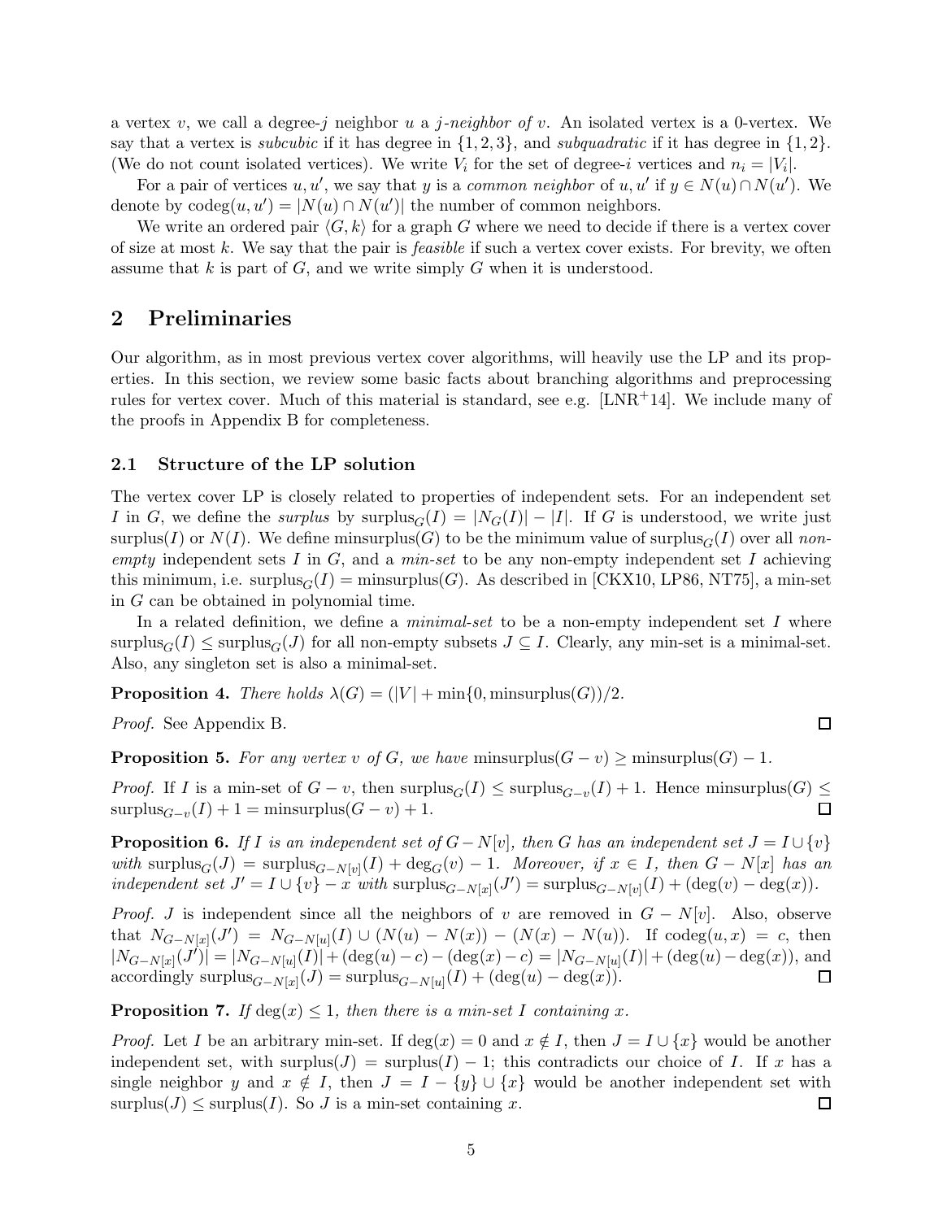a vertex $v$, we call a degree-$j$ neighbor $u$ a *$j$-neighbor of* $v$. An isolated vertex is a 0-vertex. We say that a vertex is *subcubic* if it has degree in $\{1, 2, 3\}$, and *subquadratic* if it has degree in $\{1, 2\}$. (We do not count isolated vertices). We write $V_i$ for the set of degree-$i$ vertices and $n_i = |V_i|$.

For a pair of vertices $u, u'$, we say that $y$ is a *common neighbor* of $u, u'$ if $y \in N(u) \cap N(u')$. We denote by $\operatorname{codeg}(u, u') = |N(u) \cap N(u')|$ the number of common neighbors.

We write an ordered pair $\langle G, k \rangle$ for a graph $G$ where we need to decide if there is a vertex cover of size at most $k$. We say that the pair is *feasible* if such a vertex cover exists. For brevity, we often assume that $k$ is part of $G$, and we write simply $G$ when it is understood.

## 2 Preliminaries

Our algorithm, as in most previous vertex cover algorithms, will heavily use the LP and its properties. In this section, we review some basic facts about branching algorithms and preprocessing rules for vertex cover. Much of this material is standard, see e.g. [LNR+14]. We include many of the proofs in Appendix B for completeness.

### 2.1 Structure of the LP solution

The vertex cover LP is closely related to properties of independent sets. For an independent set $I$ in $G$, we define the *surplus* by $\operatorname{surplus}_G(I) = |N_G(I)| - |I|$. If $G$ is understood, we write just $\operatorname{surplus}(I)$ or $N(I)$. We define $\operatorname{minsurplus}(G)$ to be the minimum value of $\operatorname{surplus}_G(I)$ over all *non-empty* independent sets $I$ in $G$, and a *min-set* to be any non-empty independent set $I$ achieving this minimum, i.e. $\operatorname{surplus}_G(I) = \operatorname{minsurplus}(G)$. As described in [CKX10, LP86, NT75], a min-set in $G$ can be obtained in polynomial time.

In a related definition, we define a *minimal-set* to be a non-empty independent set $I$ where $\operatorname{surplus}_G(I) \leq \operatorname{surplus}_G(J)$ for all non-empty subsets $J \subseteq I$. Clearly, any min-set is a minimal-set. Also, any singleton set is also a minimal-set.

**Proposition 4.** *There holds* $\lambda(G) = (|V| + \min\{0, \operatorname{minsurplus}(G)\})/2$.

*Proof.* See Appendix B. □

**Proposition 5.** *For any vertex $v$ of $G$, we have* $\operatorname{minsurplus}(G - v) \geq \operatorname{minsurplus}(G) - 1$.

*Proof.* If $I$ is a min-set of $G - v$, then $\operatorname{surplus}_G(I) \leq \operatorname{surplus}_{G-v}(I) + 1$. Hence $\operatorname{minsurplus}(G) \leq \operatorname{surplus}_{G-v}(I) + 1 = \operatorname{minsurplus}(G - v) + 1$. □

**Proposition 6.** *If $I$ is an independent set of $G - N[v]$, then $G$ has an independent set $J = I \cup \{v\}$ with $\operatorname{surplus}_G(J) = \operatorname{surplus}_{G-N[v]}(I) + \deg_G(v) - 1$. Moreover, if $x \in I$, then $G - N[x]$ has an independent set $J' = I \cup \{v\} - x$ with $\operatorname{surplus}_{G-N[x]}(J') = \operatorname{surplus}_{G-N[v]}(I) + (\deg(v) - \deg(x))$.*

*Proof.* $J$ is independent since all the neighbors of $v$ are removed in $G - N[v]$. Also, observe that $N_{G-N[x]}(J') = N_{G-N[u]}(I) \cup (N(u) - N(x)) - (N(x) - N(u))$. If $\operatorname{codeg}(u, x) = c$, then $|N_{G-N[x]}(J')| = |N_{G-N[u]}(I)| + (\deg(u) - c) - (\deg(x) - c) = |N_{G-N[u]}(I)| + (\deg(u) - \deg(x))$, and accordingly $\operatorname{surplus}_{G-N[x]}(J) = \operatorname{surplus}_{G-N[u]}(I) + (\deg(u) - \deg(x))$. □

**Proposition 7.** *If $\deg(x) \leq 1$, then there is a min-set $I$ containing $x$.*

*Proof.* Let $I$ be an arbitrary min-set. If $\deg(x) = 0$ and $x \notin I$, then $J = I \cup \{x\}$ would be another independent set, with $\operatorname{surplus}(J) = \operatorname{surplus}(I) - 1$; this contradicts our choice of $I$. If $x$ has a single neighbor $y$ and $x \notin I$, then $J = I - \{y\} \cup \{x\}$ would be another independent set with $\operatorname{surplus}(J) \leq \operatorname{surplus}(I)$. So $J$ is a min-set containing $x$. □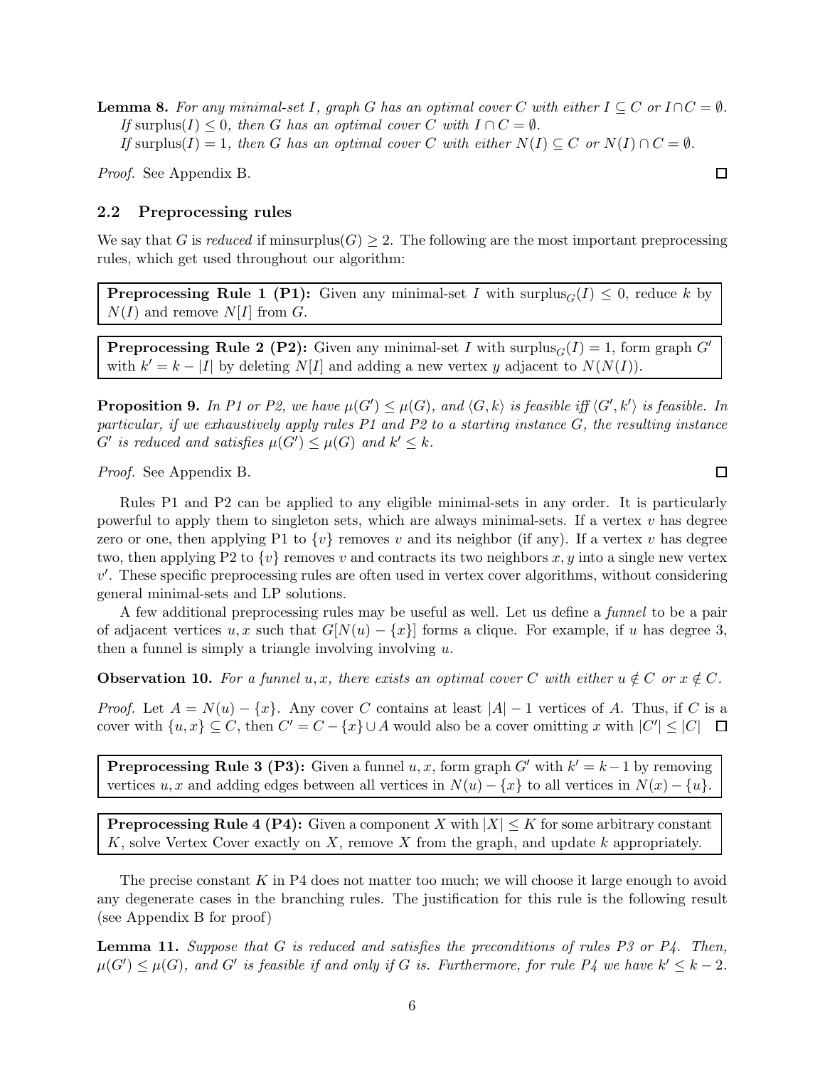**Lemma 8.** *For any minimal-set $I$, graph $G$ has an optimal cover $C$ with either $I \subseteq C$ or $I \cap C = \emptyset$.*

*If $\text{surplus}(I) \leq 0$, then $G$ has an optimal cover $C$ with $I \cap C = \emptyset$.*

*If $\text{surplus}(I) = 1$, then $G$ has an optimal cover $C$ with either $N(I) \subseteq C$ or $N(I) \cap C = \emptyset$.*

*Proof.* See Appendix B. □

### 2.2 Preprocessing rules

We say that $G$ is *reduced* if $\text{minsurplus}(G) \geq 2$. The following are the most important preprocessing rules, which get used throughout our algorithm:

**Preprocessing Rule 1 (P1):** Given any minimal-set $I$ with $\text{surplus}_G(I) \leq 0$, reduce $k$ by $N(I)$ and remove $N[I]$ from $G$.

**Preprocessing Rule 2 (P2):** Given any minimal-set $I$ with $\text{surplus}_G(I) = 1$, form graph $G'$ with $k' = k - |I|$ by deleting $N[I]$ and adding a new vertex $y$ adjacent to $N(N(I))$.

**Proposition 9.** *In P1 or P2, we have $\mu(G') \leq \mu(G)$, and $\langle G, k \rangle$ is feasible iff $\langle G', k' \rangle$ is feasible. In particular, if we exhaustively apply rules P1 and P2 to a starting instance $G$, the resulting instance $G'$ is reduced and satisfies $\mu(G') \leq \mu(G)$ and $k' \leq k$.*

*Proof.* See Appendix B. □

Rules P1 and P2 can be applied to any eligible minimal-sets in any order. It is particularly powerful to apply them to singleton sets, which are always minimal-sets. If a vertex $v$ has degree zero or one, then applying P1 to $\{v\}$ removes $v$ and its neighbor (if any). If a vertex $v$ has degree two, then applying P2 to $\{v\}$ removes $v$ and contracts its two neighbors $x, y$ into a single new vertex $v'$. These specific preprocessing rules are often used in vertex cover algorithms, without considering general minimal-sets and LP solutions.

A few additional preprocessing rules may be useful as well. Let us define a *funnel* to be a pair of adjacent vertices $u, x$ such that $G[N(u) - \{x\}]$ forms a clique. For example, if $u$ has degree 3, then a funnel is simply a triangle involving involving $u$.

**Observation 10.** *For a funnel $u, x$, there exists an optimal cover $C$ with either $u \notin C$ or $x \notin C$.*

*Proof.* Let $A = N(u) - \{x\}$. Any cover $C$ contains at least $|A| - 1$ vertices of $A$. Thus, if $C$ is a cover with $\{u, x\} \subseteq C$, then $C' = C - \{x\} \cup A$ would also be a cover omitting $x$ with $|C'| \leq |C|$ □

**Preprocessing Rule 3 (P3):** Given a funnel $u, x$, form graph $G'$ with $k' = k - 1$ by removing vertices $u, x$ and adding edges between all vertices in $N(u) - \{x\}$ to all vertices in $N(x) - \{u\}$.

**Preprocessing Rule 4 (P4):** Given a component $X$ with $|X| \leq K$ for some arbitrary constant $K$, solve Vertex Cover exactly on $X$, remove $X$ from the graph, and update $k$ appropriately.

The precise constant $K$ in P4 does not matter too much; we will choose it large enough to avoid any degenerate cases in the branching rules. The justification for this rule is the following result (see Appendix B for proof)

**Lemma 11.** *Suppose that $G$ is reduced and satisfies the preconditions of rules P3 or P4. Then, $\mu(G') \leq \mu(G)$, and $G'$ is feasible if and only if $G$ is. Furthermore, for rule P4 we have $k' \leq k - 2$.*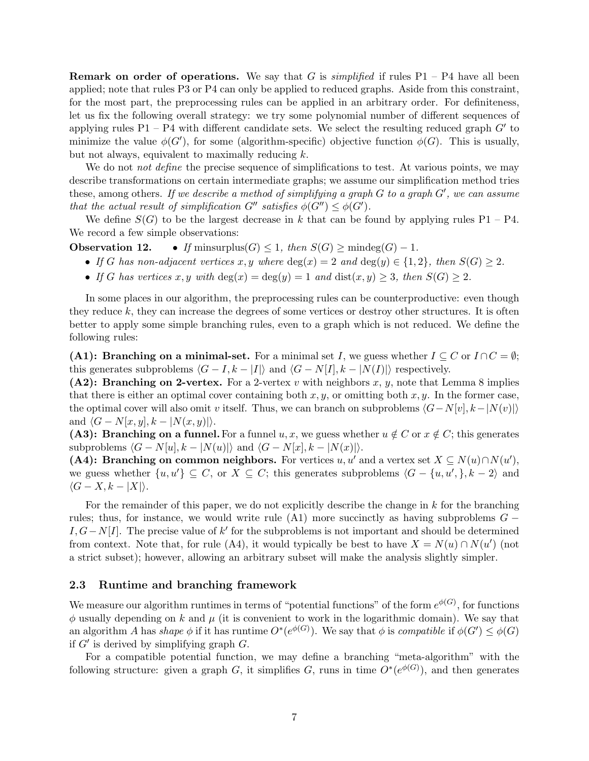**Remark on order of operations.** We say that $G$ is *simplified* if rules P1 – P4 have all been applied; note that rules P3 or P4 can only be applied to reduced graphs. Aside from this constraint, for the most part, the preprocessing rules can be applied in an arbitrary order. For definiteness, let us fix the following overall strategy: we try some polynomial number of different sequences of applying rules P1 – P4 with different candidate sets. We select the resulting reduced graph $G'$ to minimize the value $\phi(G')$, for some (algorithm-specific) objective function $\phi(G)$. This is usually, but not always, equivalent to maximally reducing $k$.

We do not *not define* the precise sequence of simplifications to test. At various points, we may describe transformations on certain intermediate graphs; we assume our simplification method tries these, among others. *If we describe a method of simplifying a graph $G$ to a graph $G'$, we can assume that the actual result of simplification $G''$ satisfies $\phi(G'') \leq \phi(G')$.*

We define $S(G)$ to be the largest decrease in $k$ that can be found by applying rules P1 – P4. We record a few simple observations:

**Observation 12.**
- *If* $\mathrm{minsurplus}(G) \leq 1$*, then* $S(G) \geq \mathrm{mindeg}(G) - 1$*.*
- *If $G$ has non-adjacent vertices $x, y$ where $\deg(x) = 2$ and $\deg(y) \in \{1, 2\}$, then $S(G) \geq 2$.*
- *If $G$ has vertices $x, y$ with $\deg(x) = \deg(y) = 1$ and $\mathrm{dist}(x, y) \geq 3$, then $S(G) \geq 2$.*

In some places in our algorithm, the preprocessing rules can be counterproductive: even though they reduce $k$, they can increase the degrees of some vertices or destroy other structures. It is often better to apply some simple branching rules, even to a graph which is not reduced. We define the following rules:

**(A1): Branching on a minimal-set.** For a minimal set $I$, we guess whether $I \subseteq C$ or $I \cap C = \emptyset$; this generates subproblems $\langle G - I, k - |I|\rangle$ and $\langle G - N[I], k - |N(I)|\rangle$ respectively.

**(A2): Branching on 2-vertex.** For a 2-vertex $v$ with neighbors $x$, $y$, note that Lemma 8 implies that there is either an optimal cover containing both $x, y$, or omitting both $x, y$. In the former case, the optimal cover will also omit $v$ itself. Thus, we can branch on subproblems $\langle G - N[v], k - |N(v)|\rangle$ and $\langle G - N[x, y], k - |N(x, y)|\rangle$.

**(A3): Branching on a funnel.** For a funnel $u, x$, we guess whether $u \notin C$ or $x \notin C$; this generates subproblems $\langle G - N[u], k - |N(u)|\rangle$ and $\langle G - N[x], k - |N(x)|\rangle$.

**(A4): Branching on common neighbors.** For vertices $u, u'$ and a vertex set $X \subseteq N(u) \cap N(u')$, we guess whether $\{u, u'\} \subseteq C$, or $X \subseteq C$; this generates subproblems $\langle G - \{u, u', \}, k - 2\rangle$ and $\langle G - X, k - |X|\rangle$.

For the remainder of this paper, we do not explicitly describe the change in $k$ for the branching rules; thus, for instance, we would write rule (A1) more succinctly as having subproblems $G - I, G - N[I]$. The precise value of $k'$ for the subproblems is not important and should be determined from context. Note that, for rule (A4), it would typically be best to have $X = N(u) \cap N(u')$ (not a strict subset); however, allowing an arbitrary subset will make the analysis slightly simpler.

### 2.3 Runtime and branching framework

We measure our algorithm runtimes in terms of "potential functions" of the form $e^{\phi(G)}$, for functions $\phi$ usually depending on $k$ and $\mu$ (it is convenient to work in the logarithmic domain). We say that an algorithm $A$ has *shape* $\phi$ if it has runtime $O^*(e^{\phi(G)})$. We say that $\phi$ is *compatible* if $\phi(G') \leq \phi(G)$ if $G'$ is derived by simplifying graph $G$.

For a compatible potential function, we may define a branching "meta-algorithm" with the following structure: given a graph $G$, it simplifies $G$, runs in time $O^*(e^{\phi(G)})$, and then generates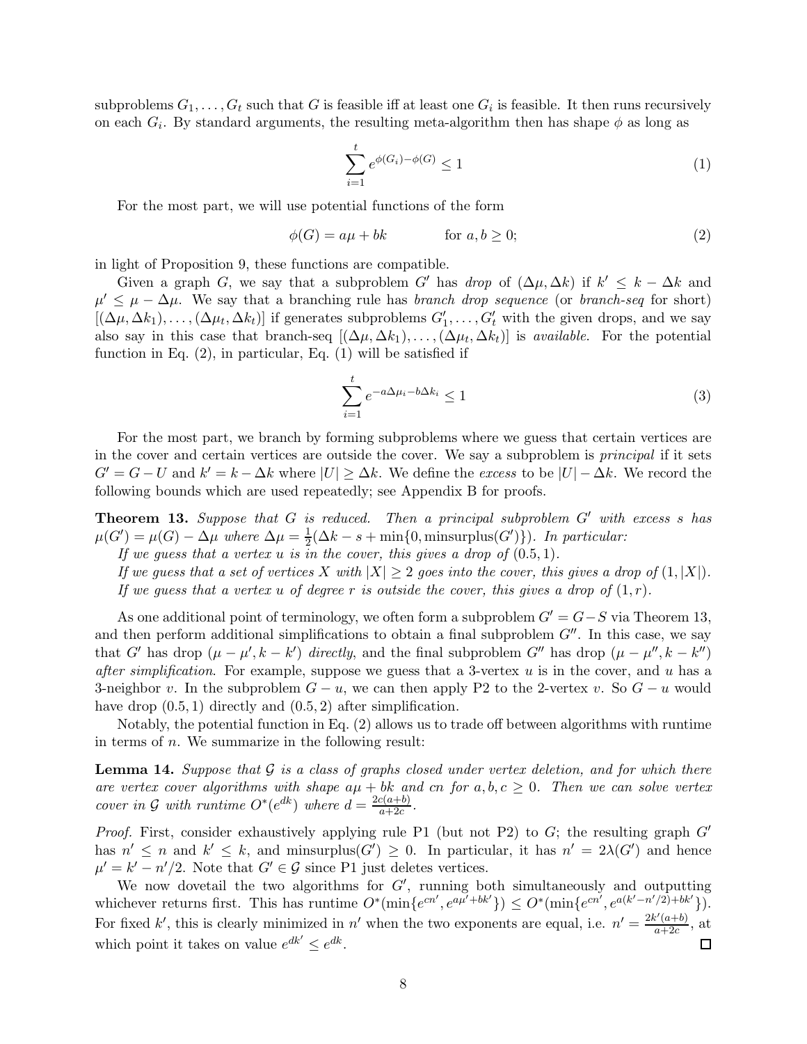subproblems $G_1, \dots, G_t$ such that $G$ is feasible iff at least one $G_i$ is feasible. It then runs recursively on each $G_i$. By standard arguments, the resulting meta-algorithm then has shape $\phi$ as long as

$$\sum_{i=1}^{t} e^{\phi(G_i) - \phi(G)} \leq 1 \tag{1}$$

For the most part, we will use potential functions of the form

$$\phi(G) = a\mu + bk \qquad \text{for } a, b \geq 0; \tag{2}$$

in light of Proposition 9, these functions are compatible.

Given a graph $G$, we say that a subproblem $G'$ has *drop* of $(\Delta\mu, \Delta k)$ if $k' \leq k - \Delta k$ and $\mu' \leq \mu - \Delta\mu$. We say that a branching rule has *branch drop sequence* (or *branch-seq* for short) $[(\Delta\mu, \Delta k_1), \dots, (\Delta\mu_t, \Delta k_t)]$ if generates subproblems $G'_1, \dots, G'_t$ with the given drops, and we say also say in this case that branch-seq $[(\Delta\mu, \Delta k_1), \dots, (\Delta\mu_t, \Delta k_t)]$ is *available*. For the potential function in Eq. (2), in particular, Eq. (1) will be satisfied if

$$\sum_{i=1}^{t} e^{-a\Delta\mu_i - b\Delta k_i} \leq 1 \tag{3}$$

For the most part, we branch by forming subproblems where we guess that certain vertices are in the cover and certain vertices are outside the cover. We say a subproblem is *principal* if it sets $G' = G - U$ and $k' = k - \Delta k$ where $|U| \geq \Delta k$. We define the *excess* to be $|U| - \Delta k$. We record the following bounds which are used repeatedly; see Appendix B for proofs.

**Theorem 13.** *Suppose that $G$ is reduced. Then a principal subproblem $G'$ with excess $s$ has $\mu(G') = \mu(G) - \Delta\mu$ where $\Delta\mu = \frac{1}{2}(\Delta k - s + \min\{0, \text{minsurplus}(G')\})$. In particular:*

*If we guess that a vertex $u$ is in the cover, this gives a drop of $(0.5, 1)$.*

*If we guess that a set of vertices $X$ with $|X| \geq 2$ goes into the cover, this gives a drop of $(1, |X|)$.*

*If we guess that a vertex $u$ of degree $r$ is outside the cover, this gives a drop of $(1, r)$.*

As one additional point of terminology, we often form a subproblem $G' = G - S$ via Theorem 13, and then perform additional simplifications to obtain a final subproblem $G''$. In this case, we say that $G'$ has drop $(\mu - \mu', k - k')$ *directly*, and the final subproblem $G''$ has drop $(\mu - \mu'', k - k'')$ *after simplification*. For example, suppose we guess that a 3-vertex $u$ is in the cover, and $u$ has a 3-neighbor $v$. In the subproblem $G - u$, we can then apply P2 to the 2-vertex $v$. So $G - u$ would have drop $(0.5, 1)$ directly and $(0.5, 2)$ after simplification.

Notably, the potential function in Eq. (2) allows us to trade off between algorithms with runtime in terms of $n$. We summarize in the following result:

**Lemma 14.** *Suppose that $\mathcal{G}$ is a class of graphs closed under vertex deletion, and for which there are vertex cover algorithms with shape $a\mu + bk$ and $cn$ for $a, b, c \geq 0$. Then we can solve vertex cover in $\mathcal{G}$ with runtime $O^*(e^{dk})$ where $d = \frac{2c(a+b)}{a+2c}$.*

*Proof.* First, consider exhaustively applying rule P1 (but not P2) to $G$; the resulting graph $G'$ has $n' \leq n$ and $k' \leq k$, and minsurplus$(G') \geq 0$. In particular, it has $n' = 2\lambda(G')$ and hence $\mu' = k' - n'/2$. Note that $G' \in \mathcal{G}$ since P1 just deletes vertices.

We now dovetail the two algorithms for $G'$, running both simultaneously and outputting whichever returns first. This has runtime $O^*(\min\{e^{cn'}, e^{a\mu' + bk'}\}) \leq O^*(\min\{e^{cn'}, e^{a(k' - n'/2) + bk'}\})$. For fixed $k'$, this is clearly minimized in $n'$ when the two exponents are equal, i.e. $n' = \frac{2k'(a+b)}{a+2c}$, at which point it takes on value $e^{dk'} \leq e^{dk}$. $\square$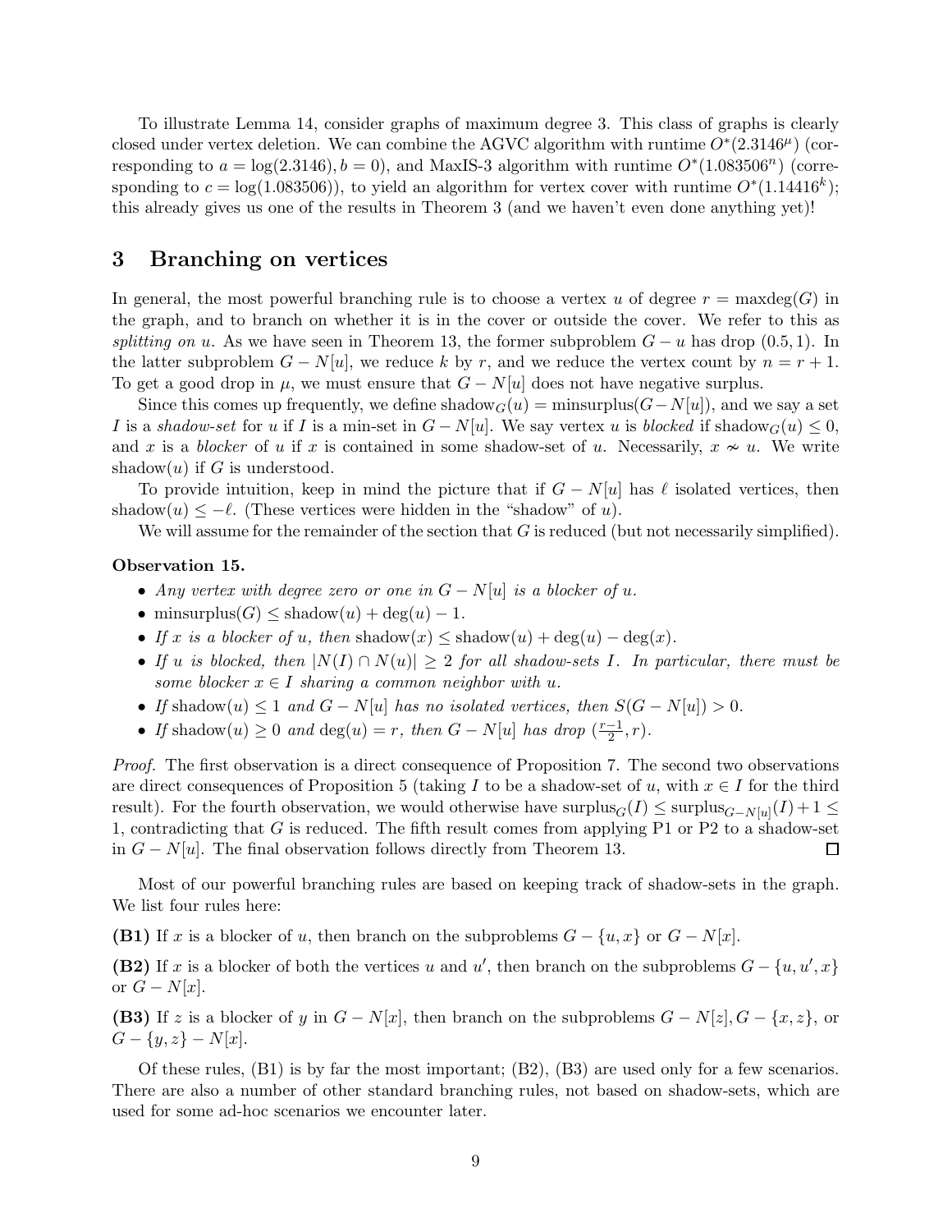To illustrate Lemma 14, consider graphs of maximum degree 3. This class of graphs is clearly closed under vertex deletion. We can combine the AGVC algorithm with runtime $O^*(2.3146^\mu)$ (corresponding to $a = \log(2.3146), b = 0$), and MaxIS-3 algorithm with runtime $O^*(1.083506^n)$ (corresponding to $c = \log(1.083506)$), to yield an algorithm for vertex cover with runtime $O^*(1.14416^k)$; this already gives us one of the results in Theorem 3 (and we haven't even done anything yet)!

## 3 Branching on vertices

In general, the most powerful branching rule is to choose a vertex $u$ of degree $r = \text{maxdeg}(G)$ in the graph, and to branch on whether it is in the cover or outside the cover. We refer to this as *splitting on $u$*. As we have seen in Theorem 13, the former subproblem $G - u$ has drop $(0.5, 1)$. In the latter subproblem $G - N[u]$, we reduce $k$ by $r$, and we reduce the vertex count by $n = r + 1$. To get a good drop in $\mu$, we must ensure that $G - N[u]$ does not have negative surplus.

Since this comes up frequently, we define $\text{shadow}_G(u) = \text{minsurplus}(G - N[u])$, and we say a set $I$ is a *shadow-set* for $u$ if $I$ is a min-set in $G - N[u]$. We say vertex $u$ is *blocked* if $\text{shadow}_G(u) \leq 0$, and $x$ is a *blocker* of $u$ if $x$ is contained in some shadow-set of $u$. Necessarily, $x \nsim u$. We write $\text{shadow}(u)$ if $G$ is understood.

To provide intuition, keep in mind the picture that if $G - N[u]$ has $\ell$ isolated vertices, then $\text{shadow}(u) \leq -\ell$. (These vertices were hidden in the "shadow" of $u$).

We will assume for the remainder of the section that $G$ is reduced (but not necessarily simplified).

**Observation 15.**

- *Any vertex with degree zero or one in $G - N[u]$ is a blocker of $u$.*
- $\text{minsurplus}(G) \leq \text{shadow}(u) + \deg(u) - 1$.
- *If $x$ is a blocker of $u$, then* $\text{shadow}(x) \leq \text{shadow}(u) + \deg(u) - \deg(x)$.
- *If $u$ is blocked, then $|N(I) \cap N(u)| \geq 2$ for all shadow-sets $I$. In particular, there must be some blocker $x \in I$ sharing a common neighbor with $u$.*
- *If* $\text{shadow}(u) \leq 1$ *and $G - N[u]$ has no isolated vertices, then $S(G - N[u]) > 0$.*
- *If* $\text{shadow}(u) \geq 0$ *and* $\deg(u) = r$*, then $G - N[u]$ has drop $(\frac{r-1}{2}, r)$.*

*Proof.* The first observation is a direct consequence of Proposition 7. The second two observations are direct consequences of Proposition 5 (taking $I$ to be a shadow-set of $u$, with $x \in I$ for the third result). For the fourth observation, we would otherwise have $\text{surplus}_G(I) \leq \text{surplus}_{G-N[u]}(I) + 1 \leq 1$, contradicting that $G$ is reduced. The fifth result comes from applying P1 or P2 to a shadow-set in $G - N[u]$. The final observation follows directly from Theorem 13. $\square$

Most of our powerful branching rules are based on keeping track of shadow-sets in the graph. We list four rules here:

**(B1)** If $x$ is a blocker of $u$, then branch on the subproblems $G - \{u, x\}$ or $G - N[x]$.

**(B2)** If $x$ is a blocker of both the vertices $u$ and $u'$, then branch on the subproblems $G - \{u, u', x\}$ or $G - N[x]$.

**(B3)** If $z$ is a blocker of $y$ in $G - N[x]$, then branch on the subproblems $G - N[z], G - \{x, z\}$, or $G - \{y, z\} - N[x]$.

Of these rules, (B1) is by far the most important; (B2), (B3) are used only for a few scenarios. There are also a number of other standard branching rules, not based on shadow-sets, which are used for some ad-hoc scenarios we encounter later.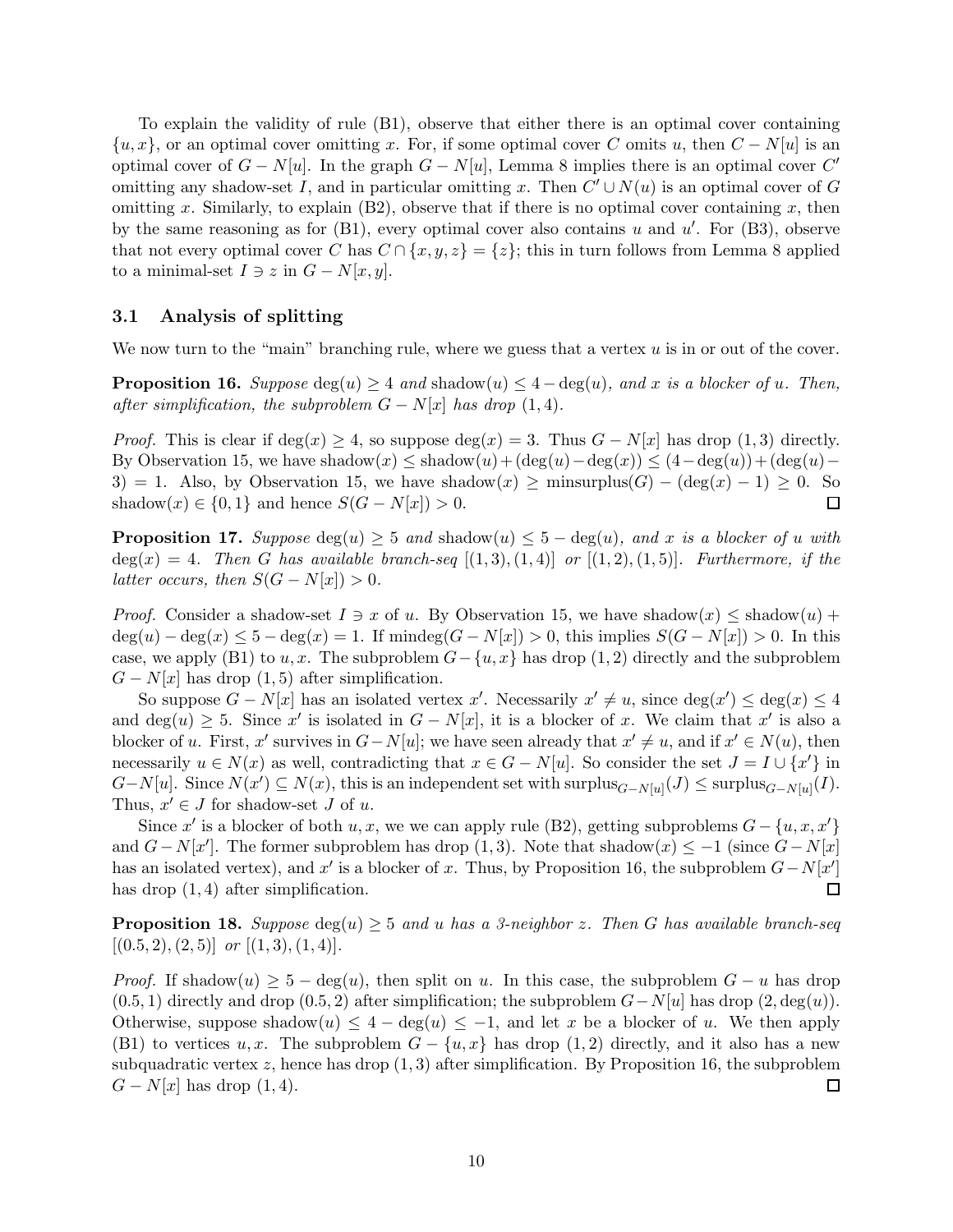To explain the validity of rule (B1), observe that either there is an optimal cover containing $\{u, x\}$, or an optimal cover omitting $x$. For, if some optimal cover $C$ omits $u$, then $C - N[u]$ is an optimal cover of $G - N[u]$. In the graph $G - N[u]$, Lemma 8 implies there is an optimal cover $C'$ omitting any shadow-set $I$, and in particular omitting $x$. Then $C' \cup N(u)$ is an optimal cover of $G$ omitting $x$. Similarly, to explain (B2), observe that if there is no optimal cover containing $x$, then by the same reasoning as for (B1), every optimal cover also contains $u$ and $u'$. For (B3), observe that not every optimal cover $C$ has $C \cap \{x, y, z\} = \{z\}$; this in turn follows from Lemma 8 applied to a minimal-set $I \ni z$ in $G - N[x, y]$.

## 3.1 Analysis of splitting

We now turn to the "main" branching rule, where we guess that a vertex $u$ is in or out of the cover.

**Proposition 16.** *Suppose* $\deg(u) \geq 4$ *and* $\text{shadow}(u) \leq 4 - \deg(u)$*, and $x$ is a blocker of $u$. Then, after simplification, the subproblem $G - N[x]$ has drop $(1, 4)$.*

*Proof.* This is clear if $\deg(x) \geq 4$, so suppose $\deg(x) = 3$. Thus $G - N[x]$ has drop $(1, 3)$ directly. By Observation 15, we have $\text{shadow}(x) \leq \text{shadow}(u) + (\deg(u) - \deg(x)) \leq (4 - \deg(u)) + (\deg(u) - 3) = 1$. Also, by Observation 15, we have $\text{shadow}(x) \geq \text{minsurplus}(G) - (\deg(x) - 1) \geq 0$. So $\text{shadow}(x) \in \{0, 1\}$ and hence $S(G - N[x]) > 0$. ☐

**Proposition 17.** *Suppose* $\deg(u) \geq 5$ *and* $\text{shadow}(u) \leq 5 - \deg(u)$*, and $x$ is a blocker of $u$ with $\deg(x) = 4$. Then $G$ has available branch-seq $[(1, 3), (1, 4)]$ or $[(1, 2), (1, 5)]$. Furthermore, if the latter occurs, then $S(G - N[x]) > 0$.*

*Proof.* Consider a shadow-set $I \ni x$ of $u$. By Observation 15, we have $\text{shadow}(x) \leq \text{shadow}(u) + \deg(u) - \deg(x) \leq 5 - \deg(x) = 1$. If $\text{mindeg}(G - N[x]) > 0$, this implies $S(G - N[x]) > 0$. In this case, we apply (B1) to $u, x$. The subproblem $G - \{u, x\}$ has drop $(1, 2)$ directly and the subproblem $G - N[x]$ has drop $(1, 5)$ after simplification.

So suppose $G - N[x]$ has an isolated vertex $x'$. Necessarily $x' \neq u$, since $\deg(x') \leq \deg(x) \leq 4$ and $\deg(u) \geq 5$. Since $x'$ is isolated in $G - N[x]$, it is a blocker of $x$. We claim that $x'$ is also a blocker of $u$. First, $x'$ survives in $G - N[u]$; we have seen already that $x' \neq u$, and if $x' \in N(u)$, then necessarily $u \in N(x)$ as well, contradicting that $x \in G - N[u]$. So consider the set $J = I \cup \{x'\}$ in $G - N[u]$. Since $N(x') \subseteq N(x)$, this is an independent set with $\text{surplus}_{G - N[u]}(J) \leq \text{surplus}_{G - N[u]}(I)$. Thus, $x' \in J$ for shadow-set $J$ of $u$.

Since $x'$ is a blocker of both $u, x$, we we can apply rule (B2), getting subproblems $G - \{u, x, x'\}$ and $G - N[x']$. The former subproblem has drop $(1, 3)$. Note that $\text{shadow}(x) \leq -1$ (since $G - N[x]$ has an isolated vertex), and $x'$ is a blocker of $x$. Thus, by Proposition 16, the subproblem $G - N[x']$ has drop $(1, 4)$ after simplification. ☐

**Proposition 18.** *Suppose* $\deg(u) \geq 5$ *and $u$ has a 3-neighbor $z$. Then $G$ has available branch-seq $[(0.5, 2), (2, 5)]$ or $[(1, 3), (1, 4)]$.*

*Proof.* If $\text{shadow}(u) \geq 5 - \deg(u)$, then split on $u$. In this case, the subproblem $G - u$ has drop $(0.5, 1)$ directly and drop $(0.5, 2)$ after simplification; the subproblem $G - N[u]$ has drop $(2, \deg(u))$. Otherwise, suppose $\text{shadow}(u) \leq 4 - \deg(u) \leq -1$, and let $x$ be a blocker of $u$. We then apply (B1) to vertices $u, x$. The subproblem $G - \{u, x\}$ has drop $(1, 2)$ directly, and it also has a new subquadratic vertex $z$, hence has drop $(1, 3)$ after simplification. By Proposition 16, the subproblem $G - N[x]$ has drop $(1, 4)$. ☐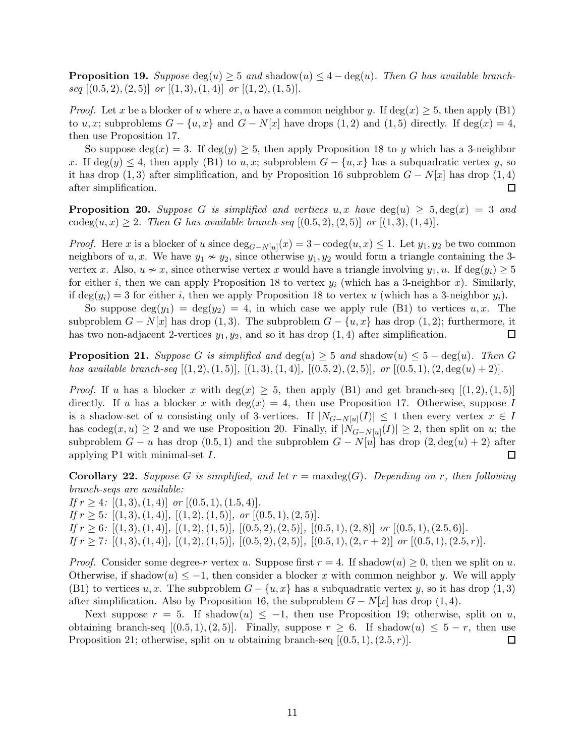**Proposition 19.** *Suppose* $\deg(u) \geq 5$ *and* $\text{shadow}(u) \leq 4 - \deg(u)$*. Then $G$ has available branch-seq* $[(0.5, 2), (2, 5)]$ *or* $[(1, 3), (1, 4)]$ *or* $[(1, 2), (1, 5)]$*.*

*Proof.* Let $x$ be a blocker of $u$ where $x, u$ have a common neighbor $y$. If $\deg(x) \geq 5$, then apply (B1) to $u, x$; subproblems $G - \{u, x\}$ and $G - N[x]$ have drops $(1, 2)$ and $(1, 5)$ directly. If $\deg(x) = 4$, then use Proposition 17.

So suppose $\deg(x) = 3$. If $\deg(y) \geq 5$, then apply Proposition 18 to $y$ which has a 3-neighbor $x$. If $\deg(y) \leq 4$, then apply (B1) to $u, x$; subproblem $G - \{u, x\}$ has a subquadratic vertex $y$, so it has drop $(1, 3)$ after simplification, and by Proposition 16 subproblem $G - N[x]$ has drop $(1, 4)$ after simplification. □

**Proposition 20.** *Suppose $G$ is simplified and vertices $u, x$ have* $\deg(u) \geq 5, \deg(x) = 3$ *and* $\text{codeg}(u, x) \geq 2$*. Then $G$ has available branch-seq* $[(0.5, 2), (2, 5)]$ *or* $[(1, 3), (1, 4)]$*.*

*Proof.* Here $x$ is a blocker of $u$ since $\deg_{G-N[u]}(x) = 3 - \text{codeg}(u, x) \leq 1$. Let $y_1, y_2$ be two common neighbors of $u, x$. We have $y_1 \nsim y_2$, since otherwise $y_1, y_2$ would form a triangle containing the 3-vertex $x$. Also, $u \nsim x$, since otherwise vertex $x$ would have a triangle involving $y_1, u$. If $\deg(y_i) \geq 5$ for either $i$, then we can apply Proposition 18 to vertex $y_i$ (which has a 3-neighbor $x$). Similarly, if $\deg(y_i) = 3$ for either $i$, then we apply Proposition 18 to vertex $u$ (which has a 3-neighbor $y_i$).

So suppose $\deg(y_1) = \deg(y_2) = 4$, in which case we apply rule (B1) to vertices $u, x$. The subproblem $G - N[x]$ has drop $(1, 3)$. The subproblem $G - \{u, x\}$ has drop $(1, 2)$; furthermore, it has two non-adjacent 2-vertices $y_1, y_2$, and so it has drop $(1, 4)$ after simplification. □

**Proposition 21.** *Suppose $G$ is simplified and* $\deg(u) \geq 5$ *and* $\text{shadow}(u) \leq 5 - \deg(u)$*. Then $G$ has available branch-seq* $[(1, 2), (1, 5)]$*,* $[(1, 3), (1, 4)]$*,* $[(0.5, 2), (2, 5)]$*, or* $[(0.5, 1), (2, \deg(u) + 2)]$*.*

*Proof.* If $u$ has a blocker $x$ with $\deg(x) \geq 5$, then apply (B1) and get branch-seq $[(1, 2), (1, 5)]$ directly. If $u$ has a blocker $x$ with $\deg(x) = 4$, then use Proposition 17. Otherwise, suppose $I$ is a shadow-set of $u$ consisting only of 3-vertices. If $|N_{G-N[u]}(I)| \leq 1$ then every vertex $x \in I$ has $\text{codeg}(x, u) \geq 2$ and we use Proposition 20. Finally, if $|N_{G-N[u]}(I)| \geq 2$, then split on $u$; the subproblem $G - u$ has drop $(0.5, 1)$ and the subproblem $G - N[u]$ has drop $(2, \deg(u) + 2)$ after applying P1 with minimal-set $I$. □

**Corollary 22.** *Suppose $G$ is simplified, and let* $r = \text{maxdeg}(G)$*. Depending on $r$, then following branch-seqs are available:*

*If* $r \geq 4$*:* $[(1, 3), (1, 4)]$ *or* $[(0.5, 1), (1.5, 4)]$*.*
*If* $r \geq 5$*:* $[(1, 3), (1, 4)]$*,* $[(1, 2), (1, 5)]$*, or* $[(0.5, 1), (2, 5)]$*.*
*If* $r \geq 6$*:* $[(1, 3), (1, 4)]$*,* $[(1, 2), (1, 5)]$*,* $[(0.5, 2), (2, 5)]$*,* $[(0.5, 1), (2, 8)]$ *or* $[(0.5, 1), (2.5, 6)]$*.*
*If* $r \geq 7$*:* $[(1, 3), (1, 4)]$*,* $[(1, 2), (1, 5)]$*,* $[(0.5, 2), (2, 5)]$*,* $[(0.5, 1), (2, r + 2)]$ *or* $[(0.5, 1), (2.5, r)]$*.*

*Proof.* Consider some degree-$r$ vertex $u$. Suppose first $r = 4$. If $\text{shadow}(u) \geq 0$, then we split on $u$. Otherwise, if $\text{shadow}(u) \leq -1$, then consider a blocker $x$ with common neighbor $y$. We will apply (B1) to vertices $u, x$. The subproblem $G - \{u, x\}$ has a subquadratic vertex $y$, so it has drop $(1, 3)$ after simplification. Also by Proposition 16, the subproblem $G - N[x]$ has drop $(1, 4)$.

Next suppose $r = 5$. If $\text{shadow}(u) \leq -1$, then use Proposition 19; otherwise, split on $u$, obtaining branch-seq $[(0.5, 1), (2, 5)]$. Finally, suppose $r \geq 6$. If $\text{shadow}(u) \leq 5 - r$, then use Proposition 21; otherwise, split on $u$ obtaining branch-seq $[(0.5, 1), (2.5, r)]$. □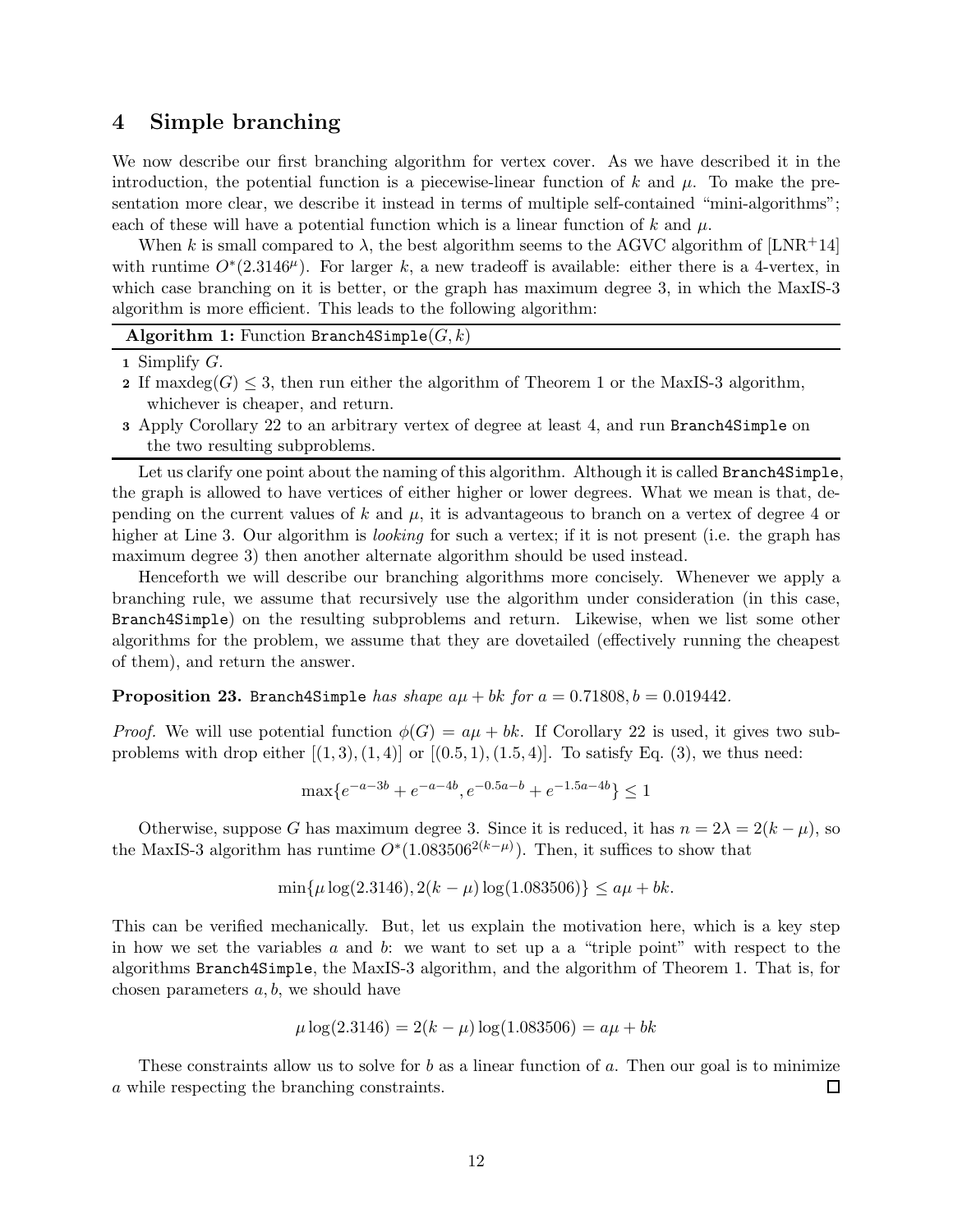## 4 Simple branching

We now describe our first branching algorithm for vertex cover. As we have described it in the introduction, the potential function is a piecewise-linear function of $k$ and $\mu$. To make the presentation more clear, we describe it instead in terms of multiple self-contained "mini-algorithms"; each of these will have a potential function which is a linear function of $k$ and $\mu$.

When $k$ is small compared to $\lambda$, the best algorithm seems to the AGVC algorithm of [LNR+14] with runtime $O^*(2.3146^\mu)$. For larger $k$, a new tradeoff is available: either there is a 4-vertex, in which case branching on it is better, or the graph has maximum degree 3, in which the MaxIS-3 algorithm is more efficient. This leads to the following algorithm:

**Algorithm 1:** Function `Branch4Simple`$(G, k)$

1. Simplify $G$.
2. If $\text{maxdeg}(G) \leq 3$, then run either the algorithm of Theorem 1 or the MaxIS-3 algorithm, whichever is cheaper, and return.
3. Apply Corollary 22 to an arbitrary vertex of degree at least 4, and run `Branch4Simple` on the two resulting subproblems.

Let us clarify one point about the naming of this algorithm. Although it is called `Branch4Simple`, the graph is allowed to have vertices of either higher or lower degrees. What we mean is that, depending on the current values of $k$ and $\mu$, it is advantageous to branch on a vertex of degree 4 or higher at Line 3. Our algorithm is *looking* for such a vertex; if it is not present (i.e. the graph has maximum degree 3) then another alternate algorithm should be used instead.

Henceforth we will describe our branching algorithms more concisely. Whenever we apply a branching rule, we assume that recursively use the algorithm under consideration (in this case, `Branch4Simple`) on the resulting subproblems and return. Likewise, when we list some other algorithms for the problem, we assume that they are dovetailed (effectively running the cheapest of them), and return the answer.

**Proposition 23.** *`Branch4Simple` has shape $a\mu + bk$ for $a = 0.71808, b = 0.019442$.*

*Proof.* We will use potential function $\phi(G) = a\mu + bk$. If Corollary 22 is used, it gives two subproblems with drop either $[(1, 3), (1, 4)]$ or $[(0.5, 1), (1.5, 4)]$. To satisfy Eq. (3), we thus need:

$$\max\{e^{-a-3b} + e^{-a-4b}, e^{-0.5a-b} + e^{-1.5a-4b}\} \leq 1$$

Otherwise, suppose $G$ has maximum degree 3. Since it is reduced, it has $n = 2\lambda = 2(k - \mu)$, so the MaxIS-3 algorithm has runtime $O^*(1.083506^{2(k-\mu)})$. Then, it suffices to show that

$$\min\{\mu \log(2.3146), 2(k - \mu) \log(1.083506)\} \leq a\mu + bk.$$

This can be verified mechanically. But, let us explain the motivation here, which is a key step in how we set the variables $a$ and $b$: we want to set up a a "triple point" with respect to the algorithms `Branch4Simple`, the MaxIS-3 algorithm, and the algorithm of Theorem 1. That is, for chosen parameters $a, b$, we should have

$$\mu \log(2.3146) = 2(k - \mu) \log(1.083506) = a\mu + bk$$

These constraints allow us to solve for $b$ as a linear function of $a$. Then our goal is to minimize $a$ while respecting the branching constraints. $\square$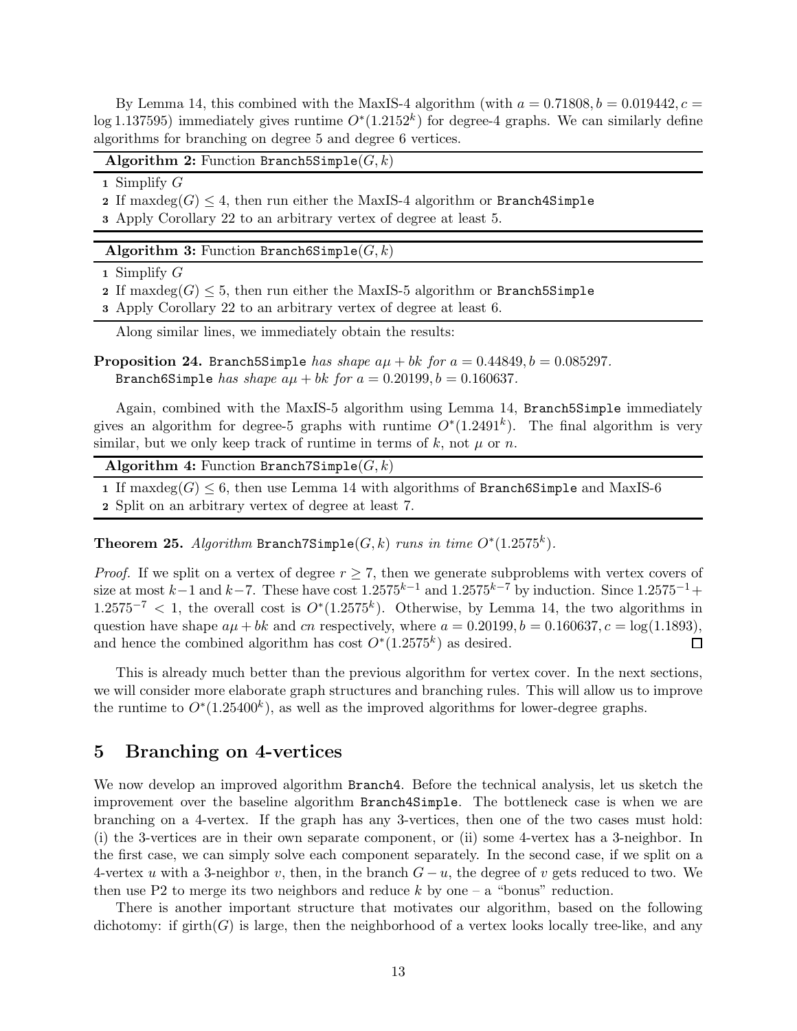By Lemma 14, this combined with the MaxIS-4 algorithm (with $a = 0.71808, b = 0.019442, c = \log 1.137595$) immediately gives runtime $O^*(1.2152^k)$ for degree-4 graphs. We can similarly define algorithms for branching on degree 5 and degree 6 vertices.

**Algorithm 2:** Function `Branch5Simple`$(G, k)$

1. Simplify $G$
2. If $\max\deg(G) \leq 4$, then run either the MaxIS-4 algorithm or `Branch4Simple`
3. Apply Corollary 22 to an arbitrary vertex of degree at least 5.

**Algorithm 3:** Function `Branch6Simple`$(G, k)$

1. Simplify $G$
2. If $\max\deg(G) \leq 5$, then run either the MaxIS-5 algorithm or `Branch5Simple`
3. Apply Corollary 22 to an arbitrary vertex of degree at least 6.

Along similar lines, we immediately obtain the results:

**Proposition 24.** `Branch5Simple` *has shape* $a\mu + bk$ *for* $a = 0.44849, b = 0.085297$.
`Branch6Simple` *has shape* $a\mu + bk$ *for* $a = 0.20199, b = 0.160637$.

Again, combined with the MaxIS-5 algorithm using Lemma 14, `Branch5Simple` immediately gives an algorithm for degree-5 graphs with runtime $O^*(1.2491^k)$. The final algorithm is very similar, but we only keep track of runtime in terms of $k$, not $\mu$ or $n$.

**Algorithm 4:** Function `Branch7Simple`$(G, k)$

1. If $\max\deg(G) \leq 6$, then use Lemma 14 with algorithms of `Branch6Simple` and MaxIS-6
2. Split on an arbitrary vertex of degree at least 7.

**Theorem 25.** *Algorithm* `Branch7Simple`$(G, k)$ *runs in time* $O^*(1.2575^k)$.

*Proof.* If we split on a vertex of degree $r \geq 7$, then we generate subproblems with vertex covers of size at most $k-1$ and $k-7$. These have cost $1.2575^{k-1}$ and $1.2575^{k-7}$ by induction. Since $1.2575^{-1} + 1.2575^{-7} < 1$, the overall cost is $O^*(1.2575^k)$. Otherwise, by Lemma 14, the two algorithms in question have shape $a\mu + bk$ and $cn$ respectively, where $a = 0.20199, b = 0.160637, c = \log(1.1893)$, and hence the combined algorithm has cost $O^*(1.2575^k)$ as desired. ☐

This is already much better than the previous algorithm for vertex cover. In the next sections, we will consider more elaborate graph structures and branching rules. This will allow us to improve the runtime to $O^*(1.25400^k)$, as well as the improved algorithms for lower-degree graphs.

## 5 Branching on 4-vertices

We now develop an improved algorithm `Branch4`. Before the technical analysis, let us sketch the improvement over the baseline algorithm `Branch4Simple`. The bottleneck case is when we are branching on a 4-vertex. If the graph has any 3-vertices, then one of the two cases must hold: (i) the 3-vertices are in their own separate component, or (ii) some 4-vertex has a 3-neighbor. In the first case, we can simply solve each component separately. In the second case, if we split on a 4-vertex $u$ with a 3-neighbor $v$, then, in the branch $G - u$, the degree of $v$ gets reduced to two. We then use P2 to merge its two neighbors and reduce $k$ by one – a "bonus" reduction.

There is another important structure that motivates our algorithm, based on the following dichotomy: if $\text{girth}(G)$ is large, then the neighborhood of a vertex looks locally tree-like, and any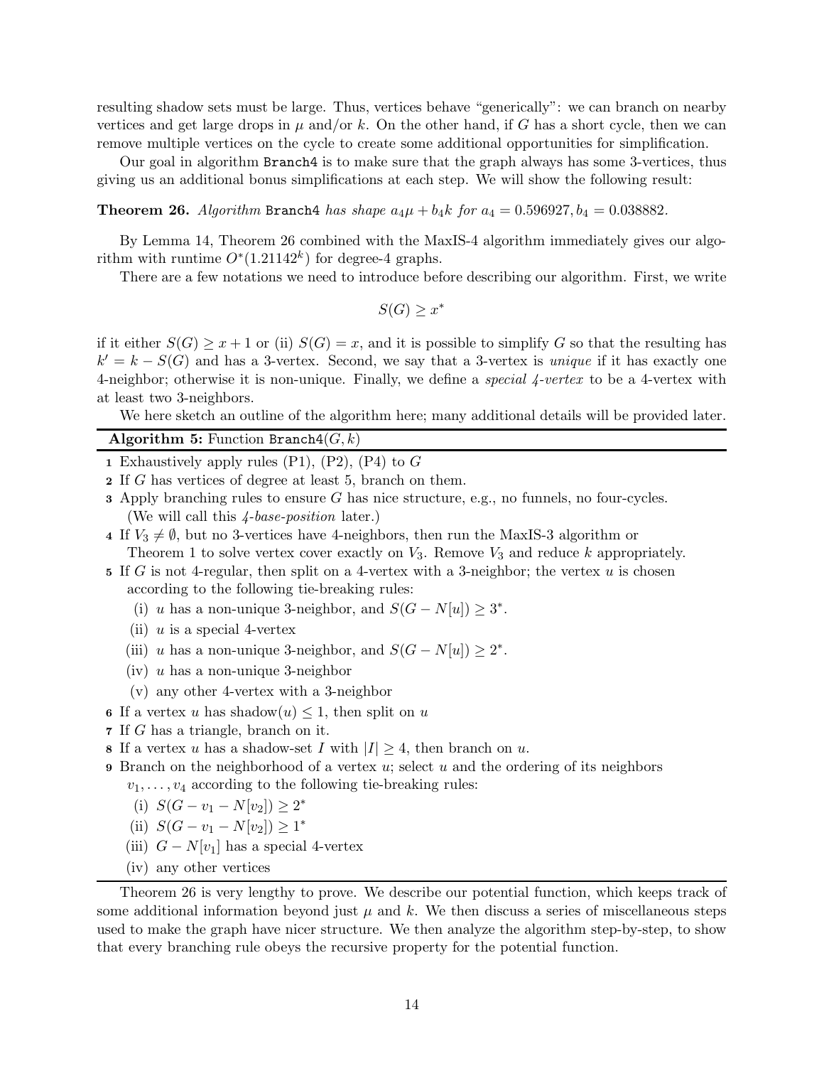resulting shadow sets must be large. Thus, vertices behave "generically": we can branch on nearby vertices and get large drops in $\mu$ and/or $k$. On the other hand, if $G$ has a short cycle, then we can remove multiple vertices on the cycle to create some additional opportunities for simplification.

Our goal in algorithm `Branch4` is to make sure that the graph always has some 3-vertices, thus giving us an additional bonus simplifications at each step. We will show the following result:

**Theorem 26.** *Algorithm* `Branch4` *has shape* $a_4\mu + b_4 k$ *for* $a_4 = 0.596927, b_4 = 0.038882$.

By Lemma 14, Theorem 26 combined with the MaxIS-4 algorithm immediately gives our algorithm with runtime $O^*(1.21142^k)$ for degree-4 graphs.

There are a few notations we need to introduce before describing our algorithm. First, we write

$$S(G) \geq x^*$$

if it either $S(G) \geq x + 1$ or (ii) $S(G) = x$, and it is possible to simplify $G$ so that the resulting has $k' = k - S(G)$ and has a 3-vertex. Second, we say that a 3-vertex is *unique* if it has exactly one 4-neighbor; otherwise it is non-unique. Finally, we define a *special 4-vertex* to be a 4-vertex with at least two 3-neighbors.

We here sketch an outline of the algorithm here; many additional details will be provided later.

**Algorithm 5:** Function `Branch4`$(G, k)$

1. Exhaustively apply rules (P1), (P2), (P4) to $G$
2. If $G$ has vertices of degree at least 5, branch on them.
3. Apply branching rules to ensure $G$ has nice structure, e.g., no funnels, no four-cycles. (We will call this *4-base-position* later.)
4. If $V_3 \neq \emptyset$, but no 3-vertices have 4-neighbors, then run the MaxIS-3 algorithm or Theorem 1 to solve vertex cover exactly on $V_3$. Remove $V_3$ and reduce $k$ appropriately.
5. If $G$ is not 4-regular, then split on a 4-vertex with a 3-neighbor; the vertex $u$ is chosen according to the following tie-breaking rules:
   (i) $u$ has a non-unique 3-neighbor, and $S(G - N[u]) \geq 3^*$.
   (ii) $u$ is a special 4-vertex
   (iii) $u$ has a non-unique 3-neighbor, and $S(G - N[u]) \geq 2^*$.
   (iv) $u$ has a non-unique 3-neighbor
   (v) any other 4-vertex with a 3-neighbor
6. If a vertex $u$ has shadow$(u) \leq 1$, then split on $u$
7. If $G$ has a triangle, branch on it.
8. If a vertex $u$ has a shadow-set $I$ with $|I| \geq 4$, then branch on $u$.
9. Branch on the neighborhood of a vertex $u$; select $u$ and the ordering of its neighbors $v_1, \dots, v_4$ according to the following tie-breaking rules:
   (i) $S(G - v_1 - N[v_2]) \geq 2^*$
   (ii) $S(G - v_1 - N[v_2]) \geq 1^*$
   (iii) $G - N[v_1]$ has a special 4-vertex
   (iv) any other vertices

Theorem 26 is very lengthy to prove. We describe our potential function, which keeps track of some additional information beyond just $\mu$ and $k$. We then discuss a series of miscellaneous steps used to make the graph have nicer structure. We then analyze the algorithm step-by-step, to show that every branching rule obeys the recursive property for the potential function.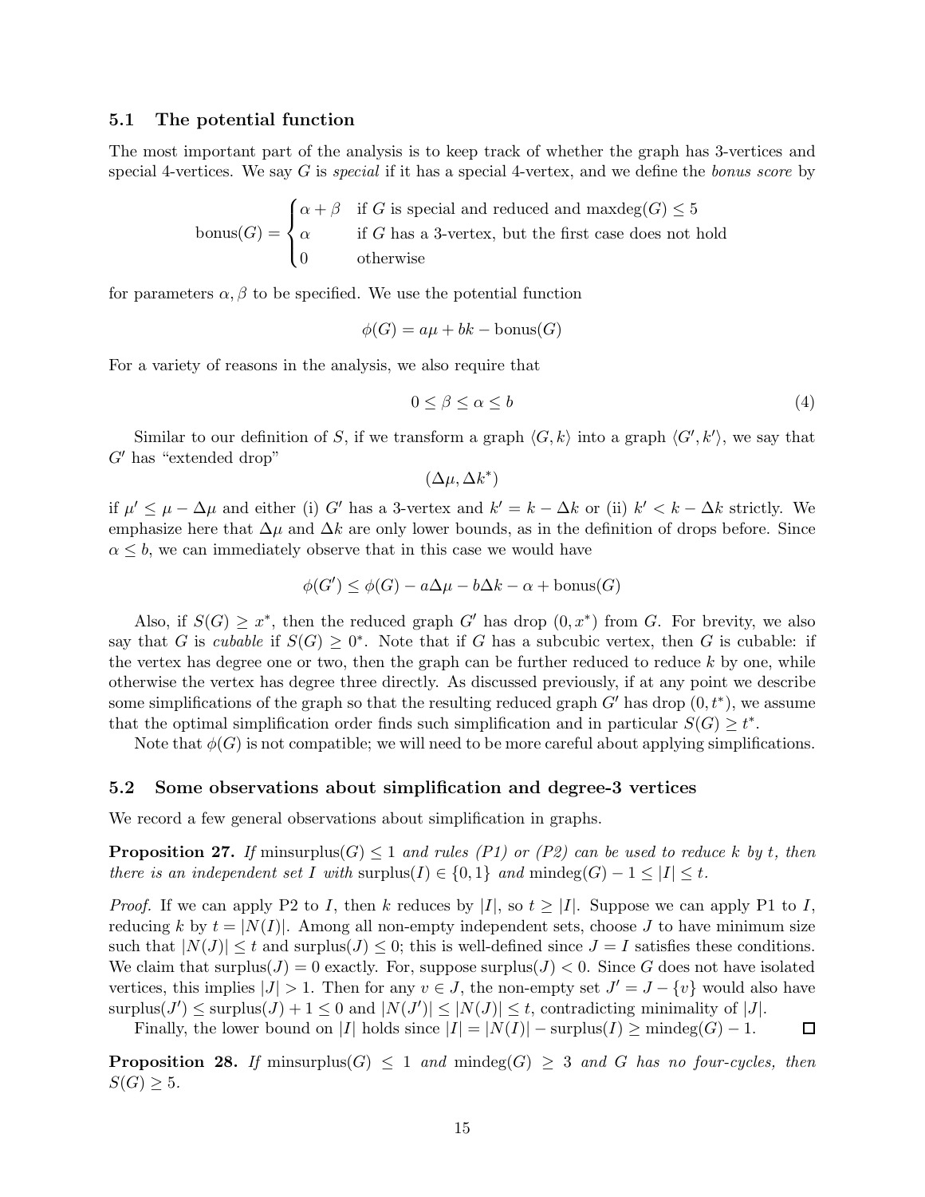### 5.1 The potential function

The most important part of the analysis is to keep track of whether the graph has 3-vertices and special 4-vertices. We say $G$ is *special* if it has a special 4-vertex, and we define the *bonus score* by

$$\text{bonus}(G) = \begin{cases} \alpha + \beta & \text{if } G \text{ is special and reduced and } \text{maxdeg}(G) \leq 5 \\ \alpha & \text{if } G \text{ has a 3-vertex, but the first case does not hold} \\ 0 & \text{otherwise} \end{cases}$$

for parameters $\alpha, \beta$ to be specified. We use the potential function

$$\phi(G) = a\mu + bk - \text{bonus}(G)$$

For a variety of reasons in the analysis, we also require that

$$0 \leq \beta \leq \alpha \leq b \tag{4}$$

Similar to our definition of $S$, if we transform a graph $\langle G, k \rangle$ into a graph $\langle G', k' \rangle$, we say that $G'$ has "extended drop"

$$(\Delta\mu, \Delta k^*)$$

if $\mu' \leq \mu - \Delta\mu$ and either (i) $G'$ has a 3-vertex and $k' = k - \Delta k$ or (ii) $k' < k - \Delta k$ strictly. We emphasize here that $\Delta\mu$ and $\Delta k$ are only lower bounds, as in the definition of drops before. Since $\alpha \leq b$, we can immediately observe that in this case we would have

$$\phi(G') \leq \phi(G) - a\Delta\mu - b\Delta k - \alpha + \text{bonus}(G)$$

Also, if $S(G) \geq x^*$, then the reduced graph $G'$ has drop $(0, x^*)$ from $G$. For brevity, we also say that $G$ is *cubable* if $S(G) \geq 0^*$. Note that if $G$ has a subcubic vertex, then $G$ is cubable: if the vertex has degree one or two, then the graph can be further reduced to reduce $k$ by one, while otherwise the vertex has degree three directly. As discussed previously, if at any point we describe some simplifications of the graph so that the resulting reduced graph $G'$ has drop $(0, t^*)$, we assume that the optimal simplification order finds such simplification and in particular $S(G) \geq t^*$.

Note that $\phi(G)$ is not compatible; we will need to be more careful about applying simplifications.

### 5.2 Some observations about simplification and degree-3 vertices

We record a few general observations about simplification in graphs.

**Proposition 27.** *If* $\text{minsurplus}(G) \leq 1$ *and rules (P1) or (P2) can be used to reduce* $k$ *by* $t$*, then there is an independent set* $I$ *with* $\text{surplus}(I) \in \{0, 1\}$ *and* $\text{mindeg}(G) - 1 \leq |I| \leq t$*.*

*Proof.* If we can apply P2 to $I$, then $k$ reduces by $|I|$, so $t \geq |I|$. Suppose we can apply P1 to $I$, reducing $k$ by $t = |N(I)|$. Among all non-empty independent sets, choose $J$ to have minimum size such that $|N(J)| \leq t$ and $\text{surplus}(J) \leq 0$; this is well-defined since $J = I$ satisfies these conditions. We claim that $\text{surplus}(J) = 0$ exactly. For, suppose $\text{surplus}(J) < 0$. Since $G$ does not have isolated vertices, this implies $|J| > 1$. Then for any $v \in J$, the non-empty set $J' = J - \{v\}$ would also have $\text{surplus}(J') \leq \text{surplus}(J) + 1 \leq 0$ and $|N(J')| \leq |N(J)| \leq t$, contradicting minimality of $|J|$.

Finally, the lower bound on $|I|$ holds since $|I| = |N(I)| - \text{surplus}(I) \geq \text{mindeg}(G) - 1$. ☐

**Proposition 28.** *If* $\text{minsurplus}(G) \leq 1$ *and* $\text{mindeg}(G) \geq 3$ *and* $G$ *has no four-cycles, then* $S(G) \geq 5$*.*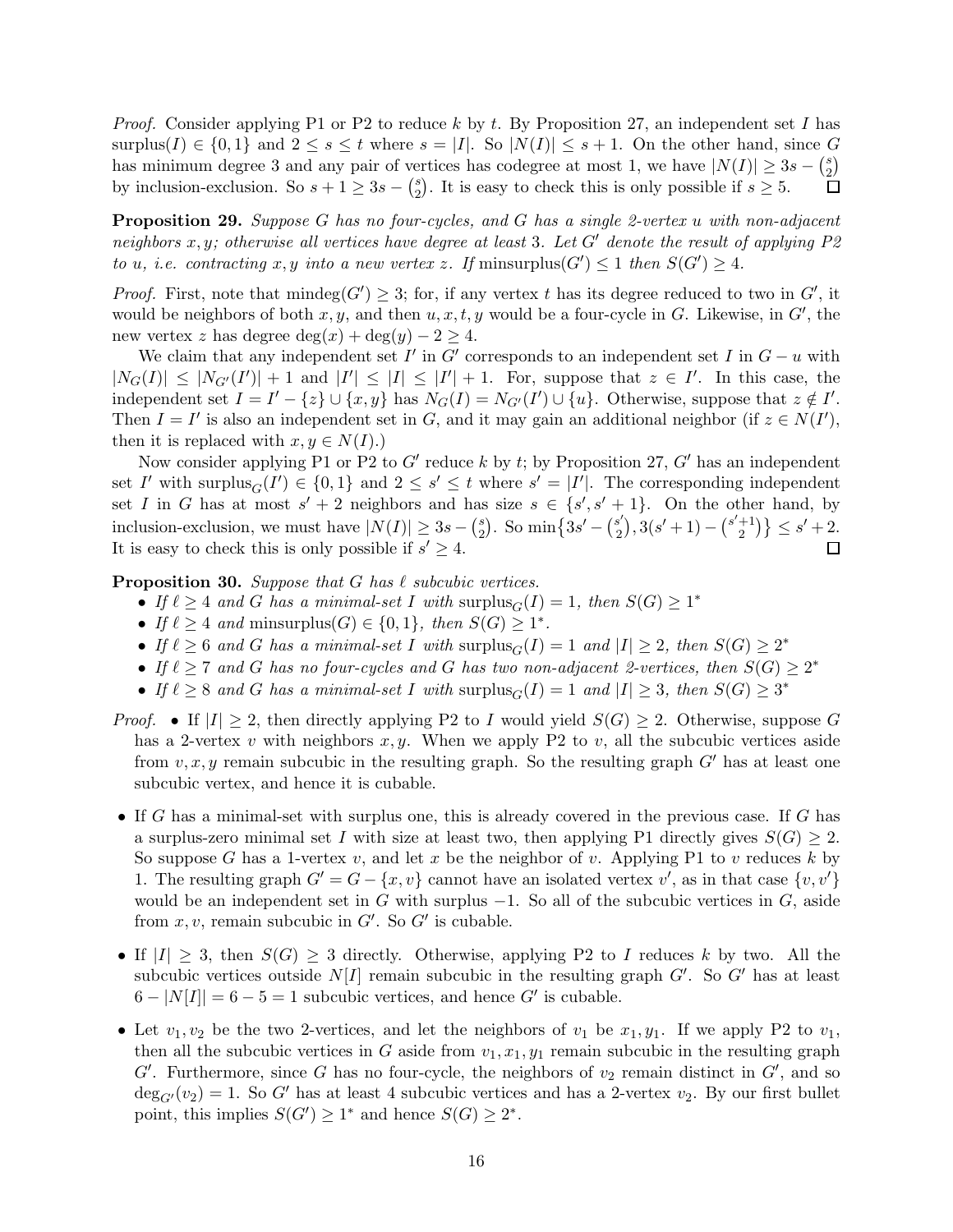*Proof.* Consider applying P1 or P2 to reduce $k$ by $t$. By Proposition 27, an independent set $I$ has $\text{surplus}(I) \in \{0, 1\}$ and $2 \leq s \leq t$ where $s = |I|$. So $|N(I)| \leq s + 1$. On the other hand, since $G$ has minimum degree 3 and any pair of vertices has codegree at most 1, we have $|N(I)| \geq 3s - \binom{s}{2}$ by inclusion-exclusion. So $s + 1 \geq 3s - \binom{s}{2}$. It is easy to check this is only possible if $s \geq 5$. □

**Proposition 29.** *Suppose $G$ has no four-cycles, and $G$ has a single 2-vertex $u$ with non-adjacent neighbors $x, y$; otherwise all vertices have degree at least 3. Let $G'$ denote the result of applying P2 to $u$, i.e. contracting $x, y$ into a new vertex $z$. If $\text{minsurplus}(G') \leq 1$ then $S(G') \geq 4$.*

*Proof.* First, note that $\text{mindeg}(G') \geq 3$; for, if any vertex $t$ has its degree reduced to two in $G'$, it would be neighbors of both $x, y$, and then $u, x, t, y$ would be a four-cycle in $G$. Likewise, in $G'$, the new vertex $z$ has degree $\deg(x) + \deg(y) - 2 \geq 4$.

We claim that any independent set $I'$ in $G'$ corresponds to an independent set $I$ in $G - u$ with $|N_G(I)| \leq |N_{G'}(I')| + 1$ and $|I'| \leq |I| \leq |I'| + 1$. For, suppose that $z \in I'$. In this case, the independent set $I = I' - \{z\} \cup \{x, y\}$ has $N_G(I) = N_{G'}(I') \cup \{u\}$. Otherwise, suppose that $z \notin I'$. Then $I = I'$ is also an independent set in $G$, and it may gain an additional neighbor (if $z \in N(I')$, then it is replaced with $x, y \in N(I)$.)

Now consider applying P1 or P2 to $G'$ reduce $k$ by $t$; by Proposition 27, $G'$ has an independent set $I'$ with $\text{surplus}_G(I') \in \{0, 1\}$ and $2 \leq s' \leq t$ where $s' = |I'|$. The corresponding independent set $I$ in $G$ has at most $s' + 2$ neighbors and has size $s \in \{s', s' + 1\}$. On the other hand, by inclusion-exclusion, we must have $|N(I)| \geq 3s - \binom{s}{2}$. So $\min\{3s' - \binom{s'}{2}, 3(s' + 1) - \binom{s'+1}{2}\} \leq s' + 2$. It is easy to check this is only possible if $s' \geq 4$. □

**Proposition 30.** *Suppose that $G$ has $\ell$ subcubic vertices.*

- *If $\ell \geq 4$ and $G$ has a minimal-set $I$ with $\text{surplus}_G(I) = 1$, then $S(G) \geq 1^*$*
- *If $\ell \geq 4$ and $\text{minsurplus}(G) \in \{0, 1\}$, then $S(G) \geq 1^*$.*
- *If $\ell \geq 6$ and $G$ has a minimal-set $I$ with $\text{surplus}_G(I) = 1$ and $|I| \geq 2$, then $S(G) \geq 2^*$*
- *If $\ell \geq 7$ and $G$ has no four-cycles and $G$ has two non-adjacent 2-vertices, then $S(G) \geq 2^*$*
- *If $\ell \geq 8$ and $G$ has a minimal-set $I$ with $\text{surplus}_G(I) = 1$ and $|I| \geq 3$, then $S(G) \geq 3^*$*

*Proof.*

- If $|I| \geq 2$, then directly applying P2 to $I$ would yield $S(G) \geq 2$. Otherwise, suppose $G$ has a 2-vertex $v$ with neighbors $x, y$. When we apply P2 to $v$, all the subcubic vertices aside from $v, x, y$ remain subcubic in the resulting graph. So the resulting graph $G'$ has at least one subcubic vertex, and hence it is cubable.

- If $G$ has a minimal-set with surplus one, this is already covered in the previous case. If $G$ has a surplus-zero minimal set $I$ with size at least two, then applying P1 directly gives $S(G) \geq 2$. So suppose $G$ has a 1-vertex $v$, and let $x$ be the neighbor of $v$. Applying P1 to $v$ reduces $k$ by 1. The resulting graph $G' = G - \{x, v\}$ cannot have an isolated vertex $v'$, as in that case $\{v, v'\}$ would be an independent set in $G$ with surplus $-1$. So all of the subcubic vertices in $G$, aside from $x, v$, remain subcubic in $G'$. So $G'$ is cubable.

- If $|I| \geq 3$, then $S(G) \geq 3$ directly. Otherwise, applying P2 to $I$ reduces $k$ by two. All the subcubic vertices outside $N[I]$ remain subcubic in the resulting graph $G'$. So $G'$ has at least $6 - |N[I]| = 6 - 5 = 1$ subcubic vertices, and hence $G'$ is cubable.

- Let $v_1, v_2$ be the two 2-vertices, and let the neighbors of $v_1$ be $x_1, y_1$. If we apply P2 to $v_1$, then all the subcubic vertices in $G$ aside from $v_1, x_1, y_1$ remain subcubic in the resulting graph $G'$. Furthermore, since $G$ has no four-cycle, the neighbors of $v_2$ remain distinct in $G'$, and so $\deg_{G'}(v_2) = 1$. So $G'$ has at least 4 subcubic vertices and has a 2-vertex $v_2$. By our first bullet point, this implies $S(G') \geq 1^*$ and hence $S(G) \geq 2^*$.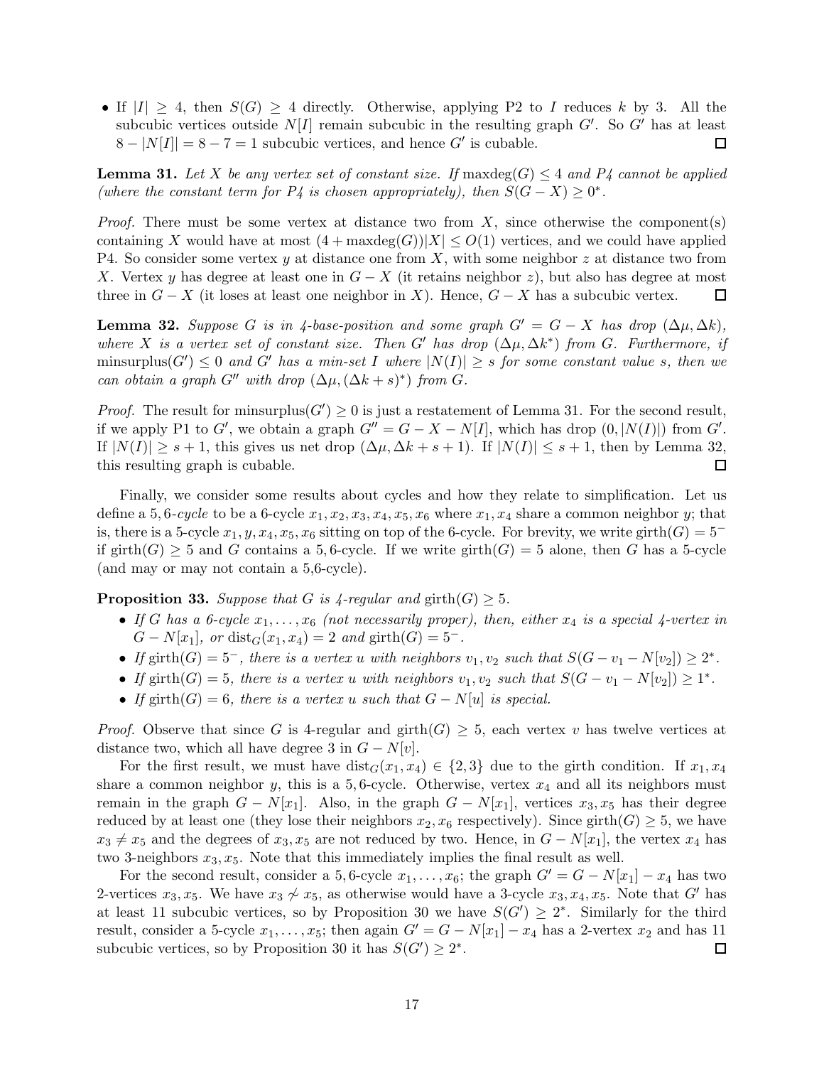- If $|I| \geq 4$, then $S(G) \geq 4$ directly. Otherwise, applying P2 to $I$ reduces $k$ by 3. All the subcubic vertices outside $N[I]$ remain subcubic in the resulting graph $G'$. So $G'$ has at least $8 - |N[I]| = 8 - 7 = 1$ subcubic vertices, and hence $G'$ is cubable. $\square$

**Lemma 31.** *Let $X$ be any vertex set of constant size. If $\text{maxdeg}(G) \leq 4$ and P4 cannot be applied (where the constant term for P4 is chosen appropriately), then $S(G - X) \geq 0^*$.*

*Proof.* There must be some vertex at distance two from $X$, since otherwise the component(s) containing $X$ would have at most $(4 + \text{maxdeg}(G))|X| \leq O(1)$ vertices, and we could have applied P4. So consider some vertex $y$ at distance one from $X$, with some neighbor $z$ at distance two from $X$. Vertex $y$ has degree at least one in $G - X$ (it retains neighbor $z$), but also has degree at most three in $G - X$ (it loses at least one neighbor in $X$). Hence, $G - X$ has a subcubic vertex. $\square$

**Lemma 32.** *Suppose $G$ is in 4-base-position and some graph $G' = G - X$ has drop $(\Delta\mu, \Delta k)$, where $X$ is a vertex set of constant size. Then $G'$ has drop $(\Delta\mu, \Delta k^*)$ from $G$. Furthermore, if $\text{minsurplus}(G') \leq 0$ and $G'$ has a min-set $I$ where $|N(I)| \geq s$ for some constant value $s$, then we can obtain a graph $G''$ with drop $(\Delta\mu, (\Delta k + s)^*)$ from $G$.*

*Proof.* The result for $\text{minsurplus}(G') \geq 0$ is just a restatement of Lemma 31. For the second result, if we apply P1 to $G'$, we obtain a graph $G'' = G - X - N[I]$, which has drop $(0, |N(I)|)$ from $G'$. If $|N(I)| \geq s + 1$, this gives us net drop $(\Delta\mu, \Delta k + s + 1)$. If $|N(I)| \leq s + 1$, then by Lemma 32, this resulting graph is cubable. $\square$

Finally, we consider some results about cycles and how they relate to simplification. Let us define a *5, 6-cycle* to be a 6-cycle $x_1, x_2, x_3, x_4, x_5, x_6$ where $x_1, x_4$ share a common neighbor $y$; that is, there is a 5-cycle $x_1, y, x_4, x_5, x_6$ sitting on top of the 6-cycle. For brevity, we write $\text{girth}(G) = 5^-$ if $\text{girth}(G) \geq 5$ and $G$ contains a 5,6-cycle. If we write $\text{girth}(G) = 5$ alone, then $G$ has a 5-cycle (and may or may not contain a 5,6-cycle).

**Proposition 33.** *Suppose that $G$ is 4-regular and $\text{girth}(G) \geq 5$.*

- *If $G$ has a 6-cycle $x_1, \dots, x_6$ (not necessarily proper), then, either $x_4$ is a special 4-vertex in $G - N[x_1]$, or $\text{dist}_G(x_1, x_4) = 2$ and $\text{girth}(G) = 5^-$.*
- *If $\text{girth}(G) = 5^-$, there is a vertex $u$ with neighbors $v_1, v_2$ such that $S(G - v_1 - N[v_2]) \geq 2^*$.*
- *If $\text{girth}(G) = 5$, there is a vertex $u$ with neighbors $v_1, v_2$ such that $S(G - v_1 - N[v_2]) \geq 1^*$.*
- *If $\text{girth}(G) = 6$, there is a vertex $u$ such that $G - N[u]$ is special.*

*Proof.* Observe that since $G$ is 4-regular and $\text{girth}(G) \geq 5$, each vertex $v$ has twelve vertices at distance two, which all have degree 3 in $G - N[v]$.

For the first result, we must have $\text{dist}_G(x_1, x_4) \in \{2, 3\}$ due to the girth condition. If $x_1, x_4$ share a common neighbor $y$, this is a 5, 6-cycle. Otherwise, vertex $x_4$ and all its neighbors must remain in the graph $G - N[x_1]$. Also, in the graph $G - N[x_1]$, vertices $x_3, x_5$ has their degree reduced by at least one (they lose their neighbors $x_2, x_6$ respectively). Since $\text{girth}(G) \geq 5$, we have $x_3 \neq x_5$ and the degrees of $x_3, x_5$ are not reduced by two. Hence, in $G - N[x_1]$, the vertex $x_4$ has two 3-neighbors $x_3, x_5$. Note that this immediately implies the final result as well.

For the second result, consider a 5, 6-cycle $x_1, \dots, x_6$; the graph $G' = G - N[x_1] - x_4$ has two 2-vertices $x_3, x_5$. We have $x_3 \not\sim x_5$, as otherwise would have a 3-cycle $x_3, x_4, x_5$. Note that $G'$ has at least 11 subcubic vertices, so by Proposition 30 we have $S(G') \geq 2^*$. Similarly for the third result, consider a 5-cycle $x_1, \dots, x_5$; then again $G' = G - N[x_1] - x_4$ has a 2-vertex $x_2$ and has 11 subcubic vertices, so by Proposition 30 it has $S(G') \geq 2^*$. $\square$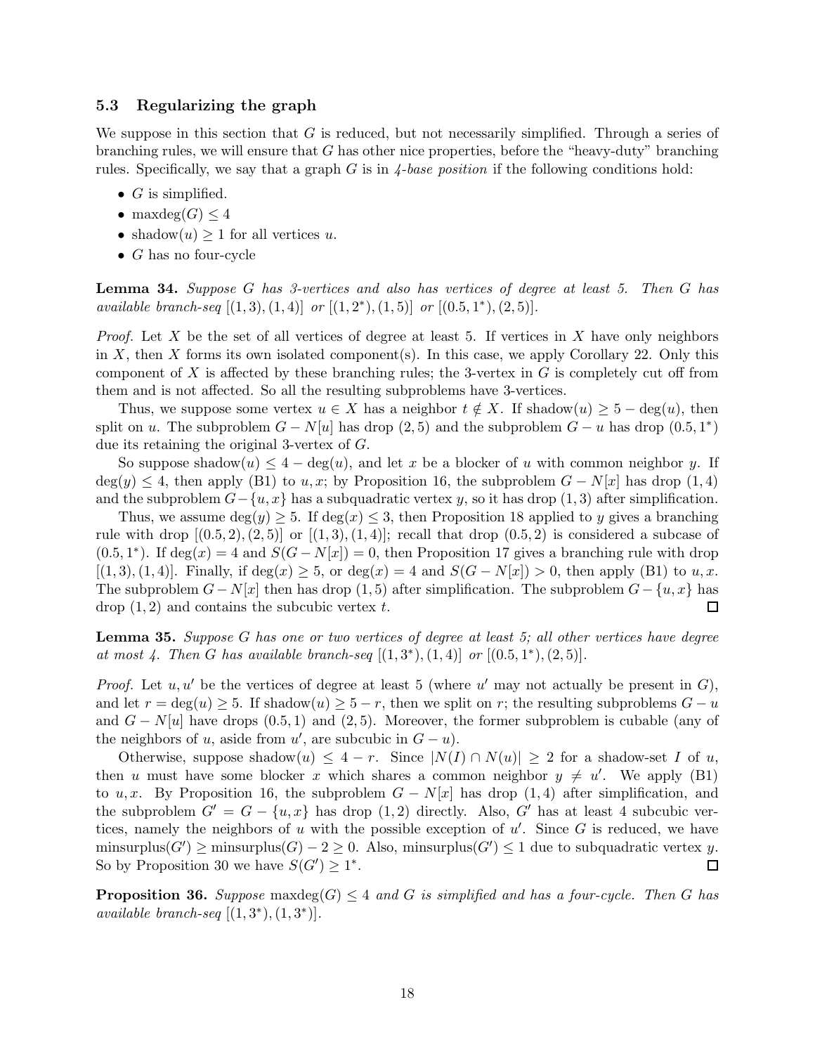### 5.3 Regularizing the graph

We suppose in this section that $G$ is reduced, but not necessarily simplified. Through a series of branching rules, we will ensure that $G$ has other nice properties, before the "heavy-duty" branching rules. Specifically, we say that a graph $G$ is in *4-base position* if the following conditions hold:

- $G$ is simplified.
- $\text{maxdeg}(G) \leq 4$
- $\text{shadow}(u) \geq 1$ for all vertices $u$.
- $G$ has no four-cycle

**Lemma 34.** *Suppose $G$ has 3-vertices and also has vertices of degree at least 5. Then $G$ has available branch-seq $[(1,3),(1,4)]$ or $[(1,2^*),(1,5)]$ or $[(0.5,1^*),(2,5)]$.*

*Proof.* Let $X$ be the set of all vertices of degree at least 5. If vertices in $X$ have only neighbors in $X$, then $X$ forms its own isolated component(s). In this case, we apply Corollary 22. Only this component of $X$ is affected by these branching rules; the 3-vertex in $G$ is completely cut off from them and is not affected. So all the resulting subproblems have 3-vertices.

Thus, we suppose some vertex $u \in X$ has a neighbor $t \notin X$. If $\text{shadow}(u) \geq 5 - \deg(u)$, then split on $u$. The subproblem $G - N[u]$ has drop $(2,5)$ and the subproblem $G - u$ has drop $(0.5, 1^*)$ due its retaining the original 3-vertex of $G$.

So suppose $\text{shadow}(u) \leq 4 - \deg(u)$, and let $x$ be a blocker of $u$ with common neighbor $y$. If $\deg(y) \leq 4$, then apply (B1) to $u, x$; by Proposition 16, the subproblem $G - N[x]$ has drop $(1,4)$ and the subproblem $G - \{u,x\}$ has a subquadratic vertex $y$, so it has drop $(1,3)$ after simplification.

Thus, we assume $\deg(y) \geq 5$. If $\deg(x) \leq 3$, then Proposition 18 applied to $y$ gives a branching rule with drop $[(0.5,2),(2,5)]$ or $[(1,3),(1,4)]$; recall that drop $(0.5,2)$ is considered a subcase of $(0.5,1^*)$. If $\deg(x) = 4$ and $S(G - N[x]) = 0$, then Proposition 17 gives a branching rule with drop $[(1,3),(1,4)]$. Finally, if $\deg(x) \geq 5$, or $\deg(x) = 4$ and $S(G - N[x]) > 0$, then apply (B1) to $u, x$. The subproblem $G - N[x]$ then has drop $(1,5)$ after simplification. The subproblem $G - \{u,x\}$ has drop $(1,2)$ and contains the subcubic vertex $t$. $\square$

**Lemma 35.** *Suppose $G$ has one or two vertices of degree at least 5; all other vertices have degree at most 4. Then $G$ has available branch-seq $[(1,3^*),(1,4)]$ or $[(0.5,1^*),(2,5)]$.*

*Proof.* Let $u, u'$ be the vertices of degree at least 5 (where $u'$ may not actually be present in $G$), and let $r = \deg(u) \geq 5$. If $\text{shadow}(u) \geq 5 - r$, then we split on $r$; the resulting subproblems $G - u$ and $G - N[u]$ have drops $(0.5,1)$ and $(2,5)$. Moreover, the former subproblem is cubable (any of the neighbors of $u$, aside from $u'$, are subcubic in $G - u$).

Otherwise, suppose $\text{shadow}(u) \leq 4 - r$. Since $|N(I) \cap N(u)| \geq 2$ for a shadow-set $I$ of $u$, then $u$ must have some blocker $x$ which shares a common neighbor $y \neq u'$. We apply (B1) to $u, x$. By Proposition 16, the subproblem $G - N[x]$ has drop $(1,4)$ after simplification, and the subproblem $G' = G - \{u,x\}$ has drop $(1,2)$ directly. Also, $G'$ has at least 4 subcubic vertices, namely the neighbors of $u$ with the possible exception of $u'$. Since $G$ is reduced, we have $\text{minsurplus}(G') \geq \text{minsurplus}(G) - 2 \geq 0$. Also, $\text{minsurplus}(G') \leq 1$ due to subquadratic vertex $y$. So by Proposition 30 we have $S(G') \geq 1^*$. $\square$

**Proposition 36.** *Suppose $\text{maxdeg}(G) \leq 4$ and $G$ is simplified and has a four-cycle. Then $G$ has available branch-seq $[(1,3^*),(1,3^*)]$.*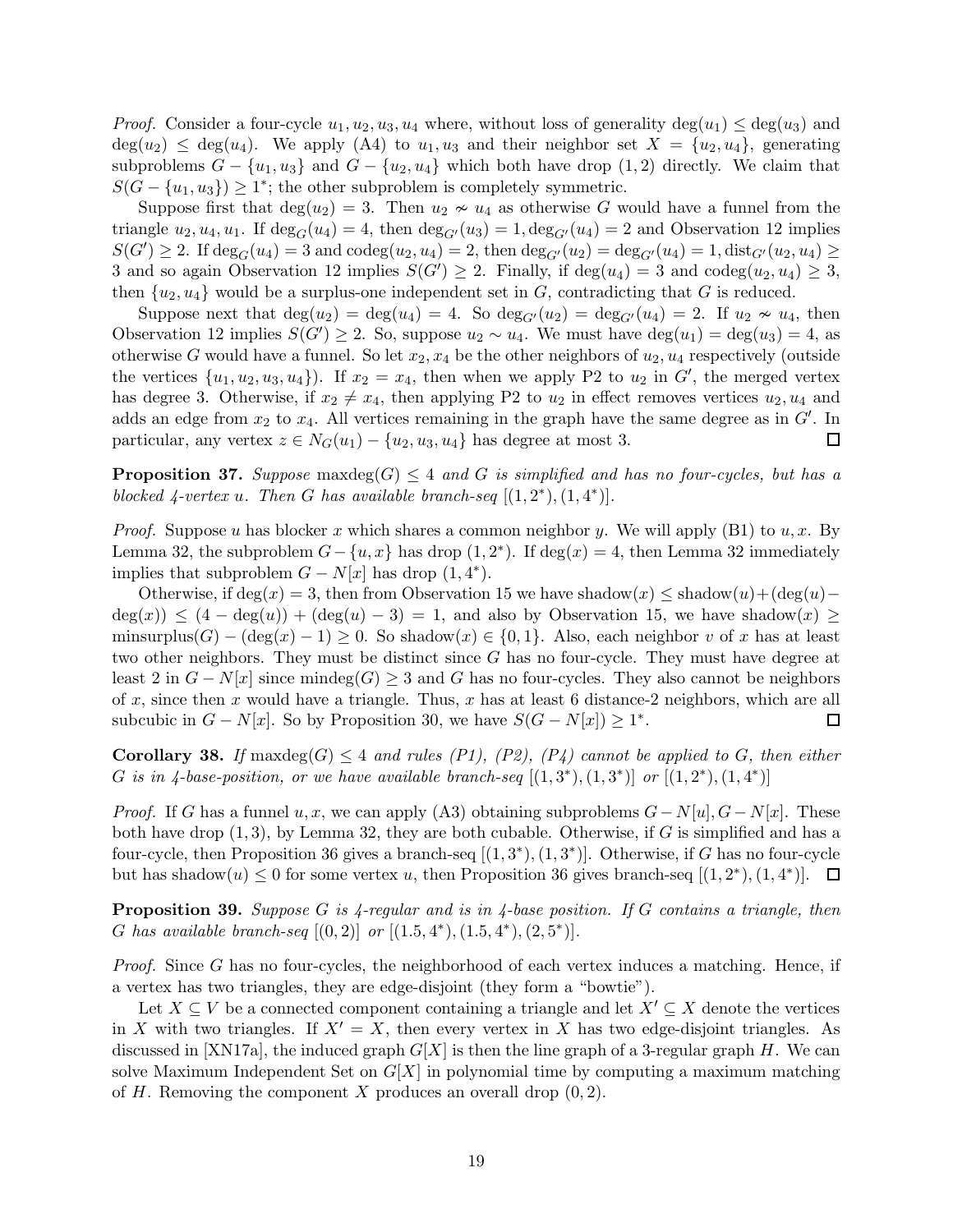*Proof.* Consider a four-cycle $u_1, u_2, u_3, u_4$ where, without loss of generality $\deg(u_1) \leq \deg(u_3)$ and $\deg(u_2) \leq \deg(u_4)$. We apply (A4) to $u_1, u_3$ and their neighbor set $X = \{u_2, u_4\}$, generating subproblems $G - \{u_1, u_3\}$ and $G - \{u_2, u_4\}$ which both have drop $(1, 2)$ directly. We claim that $S(G - \{u_1, u_3\}) \geq 1^*$; the other subproblem is completely symmetric.

Suppose first that $\deg(u_2) = 3$. Then $u_2 \nsim u_4$ as otherwise $G$ would have a funnel from the triangle $u_2, u_4, u_1$. If $\deg_G(u_4) = 4$, then $\deg_{G'}(u_3) = 1, \deg_{G'}(u_4) = 2$ and Observation 12 implies $S(G') \geq 2$. If $\deg_G(u_4) = 3$ and $\mathrm{codeg}(u_2, u_4) = 2$, then $\deg_{G'}(u_2) = \deg_{G'}(u_4) = 1, \mathrm{dist}_{G'}(u_2, u_4) \geq 3$ and so again Observation 12 implies $S(G') \geq 2$. Finally, if $\deg(u_4) = 3$ and $\mathrm{codeg}(u_2, u_4) \geq 3$, then $\{u_2, u_4\}$ would be a surplus-one independent set in $G$, contradicting that $G$ is reduced.

Suppose next that $\deg(u_2) = \deg(u_4) = 4$. So $\deg_{G'}(u_2) = \deg_{G'}(u_4) = 2$. If $u_2 \nsim u_4$, then Observation 12 implies $S(G') \geq 2$. So, suppose $u_2 \sim u_4$. We must have $\deg(u_1) = \deg(u_3) = 4$, as otherwise $G$ would have a funnel. So let $x_2, x_4$ be the other neighbors of $u_2, u_4$ respectively (outside the vertices $\{u_1, u_2, u_3, u_4\}$). If $x_2 = x_4$, then when we apply P2 to $u_2$ in $G'$, the merged vertex has degree 3. Otherwise, if $x_2 \neq x_4$, then applying P2 to $u_2$ in effect removes vertices $u_2, u_4$ and adds an edge from $x_2$ to $x_4$. All vertices remaining in the graph have the same degree as in $G'$. In particular, any vertex $z \in N_G(u_1) - \{u_2, u_3, u_4\}$ has degree at most 3. ◻

**Proposition 37.** *Suppose* $\mathrm{maxdeg}(G) \leq 4$ *and $G$ is simplified and has no four-cycles, but has a blocked 4-vertex $u$. Then $G$ has available branch-seq* $[(1, 2^*), (1, 4^*)]$.

*Proof.* Suppose $u$ has blocker $x$ which shares a common neighbor $y$. We will apply (B1) to $u, x$. By Lemma 32, the subproblem $G - \{u, x\}$ has drop $(1, 2^*)$. If $\deg(x) = 4$, then Lemma 32 immediately implies that subproblem $G - N[x]$ has drop $(1, 4^*)$.

Otherwise, if $\deg(x) = 3$, then from Observation 15 we have $\mathrm{shadow}(x) \leq \mathrm{shadow}(u) + (\deg(u) - \deg(x)) \leq (4 - \deg(u)) + (\deg(u) - 3) = 1$, and also by Observation 15, we have $\mathrm{shadow}(x) \geq \mathrm{minsurplus}(G) - (\deg(x) - 1) \geq 0$. So $\mathrm{shadow}(x) \in \{0, 1\}$. Also, each neighbor $v$ of $x$ has at least two other neighbors. They must be distinct since $G$ has no four-cycle. They must have degree at least 2 in $G - N[x]$ since $\mathrm{mindeg}(G) \geq 3$ and $G$ has no four-cycles. They also cannot be neighbors of $x$, since then $x$ would have a triangle. Thus, $x$ has at least 6 distance-2 neighbors, which are all subcubic in $G - N[x]$. So by Proposition 30, we have $S(G - N[x]) \geq 1^*$. ◻

**Corollary 38.** *If* $\mathrm{maxdeg}(G) \leq 4$ *and rules (P1), (P2), (P4) cannot be applied to $G$, then either $G$ is in 4-base-position, or we have available branch-seq* $[(1, 3^*), (1, 3^*)]$ *or* $[(1, 2^*), (1, 4^*)]$

*Proof.* If $G$ has a funnel $u, x$, we can apply (A3) obtaining subproblems $G - N[u], G - N[x]$. These both have drop $(1, 3)$, by Lemma 32, they are both cubable. Otherwise, if $G$ is simplified and has a four-cycle, then Proposition 36 gives a branch-seq $[(1, 3^*), (1, 3^*)]$. Otherwise, if $G$ has no four-cycle but has $\mathrm{shadow}(u) \leq 0$ for some vertex $u$, then Proposition 36 gives branch-seq $[(1, 2^*), (1, 4^*)]$. ◻

**Proposition 39.** *Suppose $G$ is 4-regular and is in 4-base position. If $G$ contains a triangle, then $G$ has available branch-seq* $[(0, 2)]$ *or* $[(1.5, 4^*), (1.5, 4^*), (2, 5^*)]$.

*Proof.* Since $G$ has no four-cycles, the neighborhood of each vertex induces a matching. Hence, if a vertex has two triangles, they are edge-disjoint (they form a "bowtie").

Let $X \subseteq V$ be a connected component containing a triangle and let $X' \subseteq X$ denote the vertices in $X$ with two triangles. If $X' = X$, then every vertex in $X$ has two edge-disjoint triangles. As discussed in [XN17a], the induced graph $G[X]$ is then the line graph of a 3-regular graph $H$. We can solve Maximum Independent Set on $G[X]$ in polynomial time by computing a maximum matching of $H$. Removing the component $X$ produces an overall drop $(0, 2)$.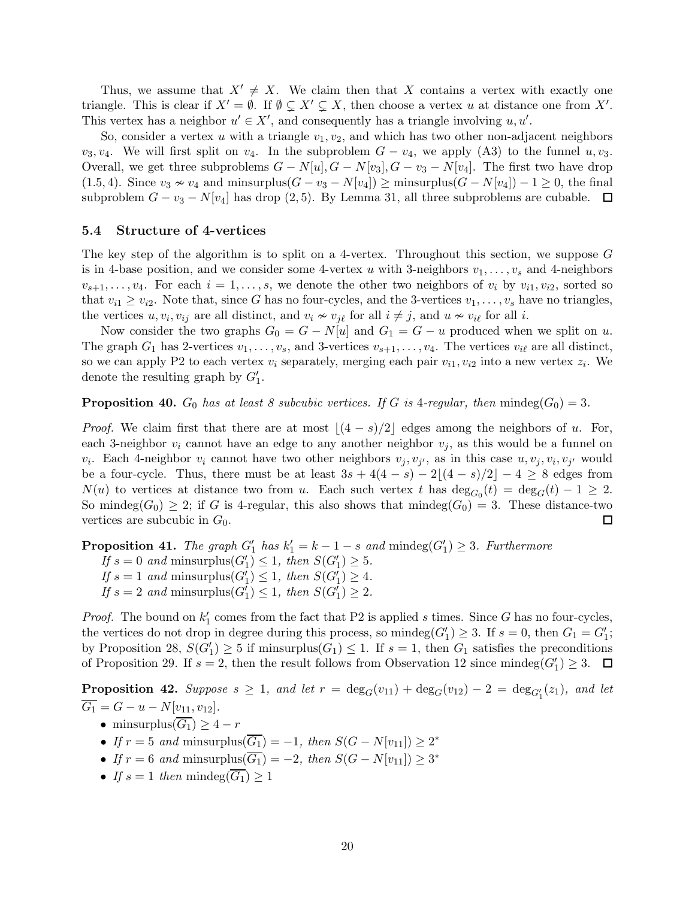Thus, we assume that $X' \neq X$. We claim then that $X$ contains a vertex with exactly one triangle. This is clear if $X' = \emptyset$. If $\emptyset \subsetneq X' \subsetneq X$, then choose a vertex $u$ at distance one from $X'$. This vertex has a neighbor $u' \in X'$, and consequently has a triangle involving $u, u'$.

So, consider a vertex $u$ with a triangle $v_1, v_2$, and which has two other non-adjacent neighbors $v_3, v_4$. We will first split on $v_4$. In the subproblem $G - v_4$, we apply (A3) to the funnel $u, v_3$. Overall, we get three subproblems $G - N[u], G - N[v_3], G - v_3 - N[v_4]$. The first two have drop $(1.5, 4)$. Since $v_3 \nsim v_4$ and $\text{minsurplus}(G - v_3 - N[v_4]) \geq \text{minsurplus}(G - N[v_4]) - 1 \geq 0$, the final subproblem $G - v_3 - N[v_4]$ has drop $(2, 5)$. By Lemma 31, all three subproblems are cubable. $\square$

### 5.4 Structure of 4-vertices

The key step of the algorithm is to split on a 4-vertex. Throughout this section, we suppose $G$ is in 4-base position, and we consider some 4-vertex $u$ with 3-neighbors $v_1, \ldots, v_s$ and 4-neighbors $v_{s+1}, \ldots, v_4$. For each $i = 1, \ldots, s$, we denote the other two neighbors of $v_i$ by $v_{i1}, v_{i2}$, sorted so that $v_{i1} \geq v_{i2}$. Note that, since $G$ has no four-cycles, and the 3-vertices $v_1, \ldots, v_s$ have no triangles, the vertices $u, v_i, v_{ij}$ are all distinct, and $v_i \nsim v_{j\ell}$ for all $i \neq j$, and $u \nsim v_{i\ell}$ for all $i$.

Now consider the two graphs $G_0 = G - N[u]$ and $G_1 = G - u$ produced when we split on $u$. The graph $G_1$ has 2-vertices $v_1, \ldots, v_s$, and 3-vertices $v_{s+1}, \ldots, v_4$. The vertices $v_{i\ell}$ are all distinct, so we can apply P2 to each vertex $v_i$ separately, merging each pair $v_{i1}, v_{i2}$ into a new vertex $z_i$. We denote the resulting graph by $G_1'$.

**Proposition 40.** *$G_0$ has at least 8 subcubic vertices. If $G$ is 4-regular, then $\text{mindeg}(G_0) = 3$.*

*Proof.* We claim first that there are at most $\lfloor (4-s)/2 \rfloor$ edges among the neighbors of $u$. For, each 3-neighbor $v_i$ cannot have an edge to any another neighbor $v_j$, as this would be a funnel on $v_i$. Each 4-neighbor $v_i$ cannot have two other neighbors $v_j, v_{j'}$, as in this case $u, v_j, v_i, v_{j'}$ would be a four-cycle. Thus, there must be at least $3s + 4(4-s) - 2\lfloor (4-s)/2 \rfloor - 4 \geq 8$ edges from $N(u)$ to vertices at distance two from $u$. Each such vertex $t$ has $\deg_{G_0}(t) = \deg_G(t) - 1 \geq 2$. So $\text{mindeg}(G_0) \geq 2$; if $G$ is 4-regular, this also shows that $\text{mindeg}(G_0) = 3$. These distance-two vertices are subcubic in $G_0$. $\square$

**Proposition 41.** *The graph $G_1'$ has $k_1' = k - 1 - s$ and $\text{mindeg}(G_1') \geq 3$. Furthermore*
*If $s = 0$ and $\text{minsurplus}(G_1') \leq 1$, then $S(G_1') \geq 5$.*
*If $s = 1$ and $\text{minsurplus}(G_1') \leq 1$, then $S(G_1') \geq 4$.*
*If $s = 2$ and $\text{minsurplus}(G_1') \leq 1$, then $S(G_1') \geq 2$.*

*Proof.* The bound on $k_1'$ comes from the fact that P2 is applied $s$ times. Since $G$ has no four-cycles, the vertices do not drop in degree during this process, so $\text{mindeg}(G_1') \geq 3$. If $s = 0$, then $G_1 = G_1'$; by Proposition 28, $S(G_1') \geq 5$ if $\text{minsurplus}(G_1) \leq 1$. If $s = 1$, then $G_1$ satisfies the preconditions of Proposition 29. If $s = 2$, then the result follows from Observation 12 since $\text{mindeg}(G_1') \geq 3$. $\square$

**Proposition 42.** *Suppose $s \geq 1$, and let $r = \deg_G(v_{11}) + \deg_G(v_{12}) - 2 = \deg_{G_1'}(z_1)$, and let $\overline{G_1} = G - u - N[v_{11}, v_{12}]$.*

- $\text{minsurplus}(\overline{G_1}) \geq 4 - r$
- *If $r = 5$ and $\text{minsurplus}(\overline{G_1}) = -1$, then $S(G - N[v_{11}]) \geq 2^*$*
- *If $r = 6$ and $\text{minsurplus}(\overline{G_1}) = -2$, then $S(G - N[v_{11}]) \geq 3^*$*
- *If $s = 1$ then $\text{mindeg}(\overline{G_1}) \geq 1$*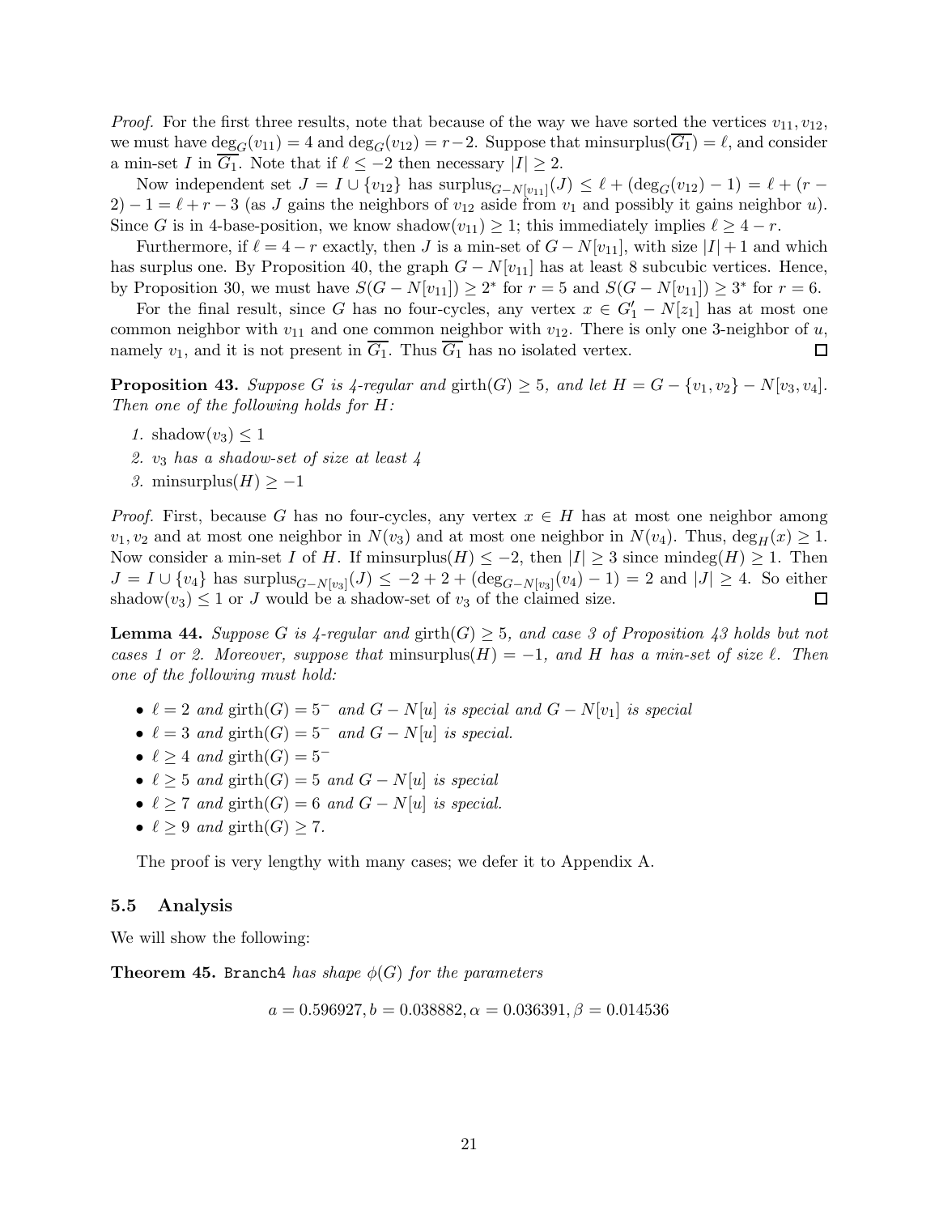*Proof.* For the first three results, note that because of the way we have sorted the vertices $v_{11}, v_{12}$, we must have $\deg_G(v_{11}) = 4$ and $\deg_G(v_{12}) = r - 2$. Suppose that $\text{minsurplus}(\overline{G_1}) = \ell$, and consider a min-set $I$ in $\overline{G_1}$. Note that if $\ell \leq -2$ then necessary $|I| \geq 2$.

Now independent set $J = I \cup \{v_{12}\}$ has $\text{surplus}_{G-N[v_{11}]}(J) \leq \ell + (\deg_G(v_{12}) - 1) = \ell + (r - 2) - 1 = \ell + r - 3$ (as $J$ gains the neighbors of $v_{12}$ aside from $v_1$ and possibly it gains neighbor $u$). Since $G$ is in 4-base-position, we know $\text{shadow}(v_{11}) \geq 1$; this immediately implies $\ell \geq 4 - r$.

Furthermore, if $\ell = 4 - r$ exactly, then $J$ is a min-set of $G - N[v_{11}]$, with size $|I| + 1$ and which has surplus one. By Proposition 40, the graph $G - N[v_{11}]$ has at least 8 subcubic vertices. Hence, by Proposition 30, we must have $S(G - N[v_{11}]) \geq 2^*$ for $r = 5$ and $S(G - N[v_{11}]) \geq 3^*$ for $r = 6$.

For the final result, since $G$ has no four-cycles, any vertex $x \in G_1' - N[z_1]$ has at most one common neighbor with $v_{11}$ and one common neighbor with $v_{12}$. There is only one 3-neighbor of $u$, namely $v_1$, and it is not present in $\overline{G_1}$. Thus $\overline{G_1}$ has no isolated vertex. ◻

**Proposition 43.** *Suppose $G$ is 4-regular and $\text{girth}(G) \geq 5$, and let $H = G - \{v_1, v_2\} - N[v_3, v_4]$. Then one of the following holds for $H$:*

1. $\text{shadow}(v_3) \leq 1$
2. *$v_3$ has a shadow-set of size at least 4*
3. $\text{minsurplus}(H) \geq -1$

*Proof.* First, because $G$ has no four-cycles, any vertex $x \in H$ has at most one neighbor among $v_1, v_2$ and at most one neighbor in $N(v_3)$ and at most one neighbor in $N(v_4)$. Thus, $\deg_H(x) \geq 1$. Now consider a min-set $I$ of $H$. If $\text{minsurplus}(H) \leq -2$, then $|I| \geq 3$ since $\text{mindeg}(H) \geq 1$. Then $J = I \cup \{v_4\}$ has $\text{surplus}_{G-N[v_3]}(J) \leq -2 + 2 + (\deg_{G-N[v_3]}(v_4) - 1) = 2$ and $|J| \geq 4$. So either $\text{shadow}(v_3) \leq 1$ or $J$ would be a shadow-set of $v_3$ of the claimed size. ◻

**Lemma 44.** *Suppose $G$ is 4-regular and $\text{girth}(G) \geq 5$, and case 3 of Proposition 43 holds but not cases 1 or 2. Moreover, suppose that $\text{minsurplus}(H) = -1$, and $H$ has a min-set of size $\ell$. Then one of the following must hold:*

- *$\ell = 2$ and $\text{girth}(G) = 5^-$ and $G - N[u]$ is special and $G - N[v_1]$ is special*
- *$\ell = 3$ and $\text{girth}(G) = 5^-$ and $G - N[u]$ is special.*
- *$\ell \geq 4$ and $\text{girth}(G) = 5^-$*
- *$\ell \geq 5$ and $\text{girth}(G) = 5$ and $G - N[u]$ is special*
- *$\ell \geq 7$ and $\text{girth}(G) = 6$ and $G - N[u]$ is special.*
- *$\ell \geq 9$ and $\text{girth}(G) \geq 7$.*

The proof is very lengthy with many cases; we defer it to Appendix A.

### 5.5 Analysis

We will show the following:

**Theorem 45.** `Branch4` *has shape $\phi(G)$ for the parameters*

$$a = 0.596927, b = 0.038882, \alpha = 0.036391, \beta = 0.014536$$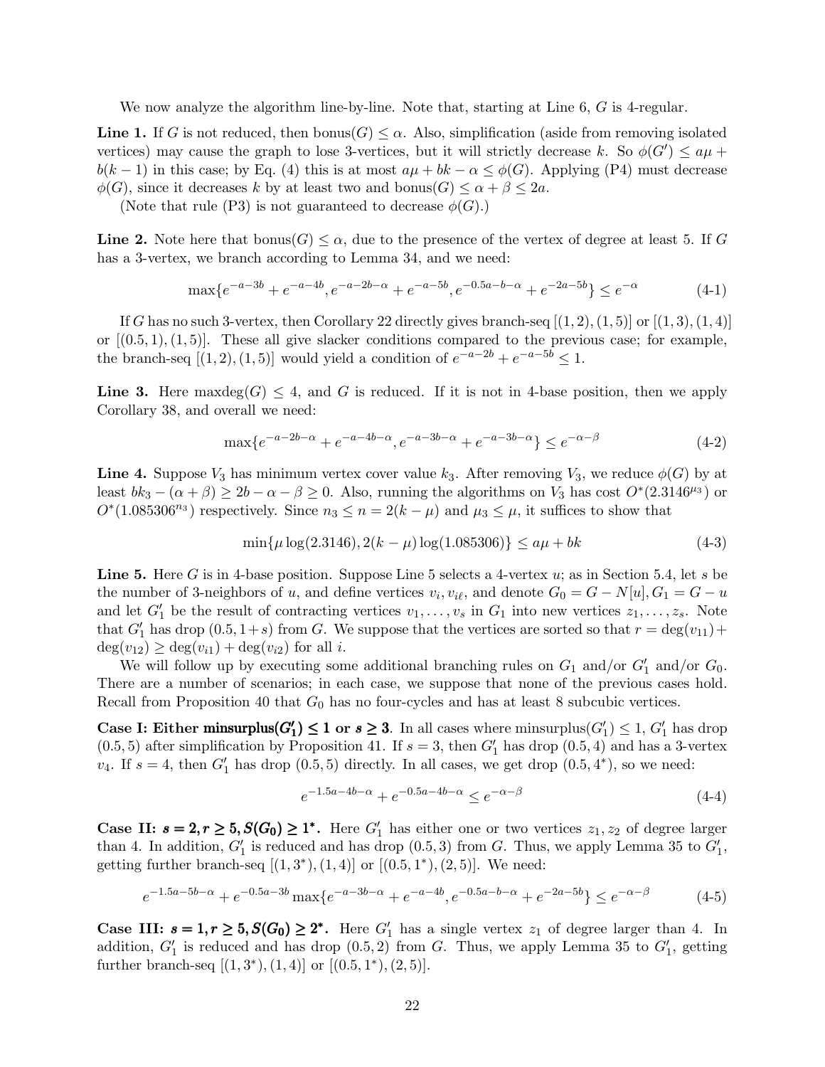We now analyze the algorithm line-by-line. Note that, starting at Line 6, $G$ is 4-regular.

**Line 1.** If $G$ is not reduced, then $\text{bonus}(G) \leq \alpha$. Also, simplification (aside from removing isolated vertices) may cause the graph to lose 3-vertices, but it will strictly decrease $k$. So $\phi(G') \leq a\mu + b(k-1)$ in this case; by Eq. (4) this is at most $a\mu + bk - \alpha \leq \phi(G)$. Applying (P4) must decrease $\phi(G)$, since it decreases $k$ by at least two and $\text{bonus}(G) \leq \alpha + \beta \leq 2a$.

(Note that rule (P3) is not guaranteed to decrease $\phi(G)$.)

**Line 2.** Note here that $\text{bonus}(G) \leq \alpha$, due to the presence of the vertex of degree at least 5. If $G$ has a 3-vertex, we branch according to Lemma 34, and we need:

$$\max\{e^{-a-3b} + e^{-a-4b}, e^{-a-2b-\alpha} + e^{-a-5b}, e^{-0.5a-b-\alpha} + e^{-2a-5b}\} \leq e^{-\alpha} \tag{4-1}$$

If $G$ has no such 3-vertex, then Corollary 22 directly gives branch-seq $[(1,2),(1,5)]$ or $[(1,3),(1,4)]$ or $[(0.5,1),(1,5)]$. These all give slacker conditions compared to the previous case; for example, the branch-seq $[(1,2),(1,5)]$ would yield a condition of $e^{-a-2b} + e^{-a-5b} \leq 1$.

**Line 3.** Here $\text{maxdeg}(G) \leq 4$, and $G$ is reduced. If it is not in 4-base position, then we apply Corollary 38, and overall we need:

$$\max\{e^{-a-2b-\alpha} + e^{-a-4b-\alpha}, e^{-a-3b-\alpha} + e^{-a-3b-\alpha}\} \leq e^{-\alpha-\beta} \tag{4-2}$$

**Line 4.** Suppose $V_3$ has minimum vertex cover value $k_3$. After removing $V_3$, we reduce $\phi(G)$ by at least $bk_3 - (\alpha + \beta) \geq 2b - \alpha - \beta \geq 0$. Also, running the algorithms on $V_3$ has cost $O^*(2.3146^{\mu_3})$ or $O^*(1.085306^{n_3})$ respectively. Since $n_3 \leq n = 2(k - \mu)$ and $\mu_3 \leq \mu$, it suffices to show that

$$\min\{\mu \log(2.3146), 2(k-\mu)\log(1.085306)\} \leq a\mu + bk \tag{4-3}$$

**Line 5.** Here $G$ is in 4-base position. Suppose Line 5 selects a 4-vertex $u$; as in Section 5.4, let $s$ be the number of 3-neighbors of $u$, and define vertices $v_i, v_{i\ell}$, and denote $G_0 = G - N[u], G_1 = G - u$ and let $G_1'$ be the result of contracting vertices $v_1, \dots, v_s$ in $G_1$ into new vertices $z_1, \dots, z_s$. Note that $G_1'$ has drop $(0.5, 1+s)$ from $G$. We suppose that the vertices are sorted so that $r = \deg(v_{11}) + \deg(v_{12}) \geq \deg(v_{i1}) + \deg(v_{i2})$ for all $i$.

We will follow up by executing some additional branching rules on $G_1$ and/or $G_1'$ and/or $G_0$. There are a number of scenarios; in each case, we suppose that none of the previous cases hold. Recall from Proposition 40 that $G_0$ has no four-cycles and has at least 8 subcubic vertices.

**Case I: Either $\text{minsurplus}(G_1') \leq 1$ or $s \geq 3$.** In all cases where $\text{minsurplus}(G_1') \leq 1$, $G_1'$ has drop $(0.5, 5)$ after simplification by Proposition 41. If $s = 3$, then $G_1'$ has drop $(0.5, 4)$ and has a 3-vertex $v_4$. If $s = 4$, then $G_1'$ has drop $(0.5, 5)$ directly. In all cases, we get drop $(0.5, 4^*)$, so we need:

$$e^{-1.5a-4b-\alpha} + e^{-0.5a-4b-\alpha} \leq e^{-\alpha-\beta} \tag{4-4}$$

**Case II: $s = 2, r \geq 5, S(G_0) \geq 1^*$.** Here $G_1'$ has either one or two vertices $z_1, z_2$ of degree larger than 4. In addition, $G_1'$ is reduced and has drop $(0.5, 3)$ from $G$. Thus, we apply Lemma 35 to $G_1'$, getting further branch-seq $[(1, 3^*), (1, 4)]$ or $[(0.5, 1^*), (2, 5)]$. We need:

$$e^{-1.5a-5b-\alpha} + e^{-0.5a-3b}\max\{e^{-a-3b-\alpha} + e^{-a-4b}, e^{-0.5a-b-\alpha} + e^{-2a-5b}\} \leq e^{-\alpha-\beta} \tag{4-5}$$

**Case III: $s = 1, r \geq 5, S(G_0) \geq 2^*$.** Here $G_1'$ has a single vertex $z_1$ of degree larger than 4. In addition, $G_1'$ is reduced and has drop $(0.5, 2)$ from $G$. Thus, we apply Lemma 35 to $G_1'$, getting further branch-seq $[(1, 3^*), (1, 4)]$ or $[(0.5, 1^*), (2, 5)]$.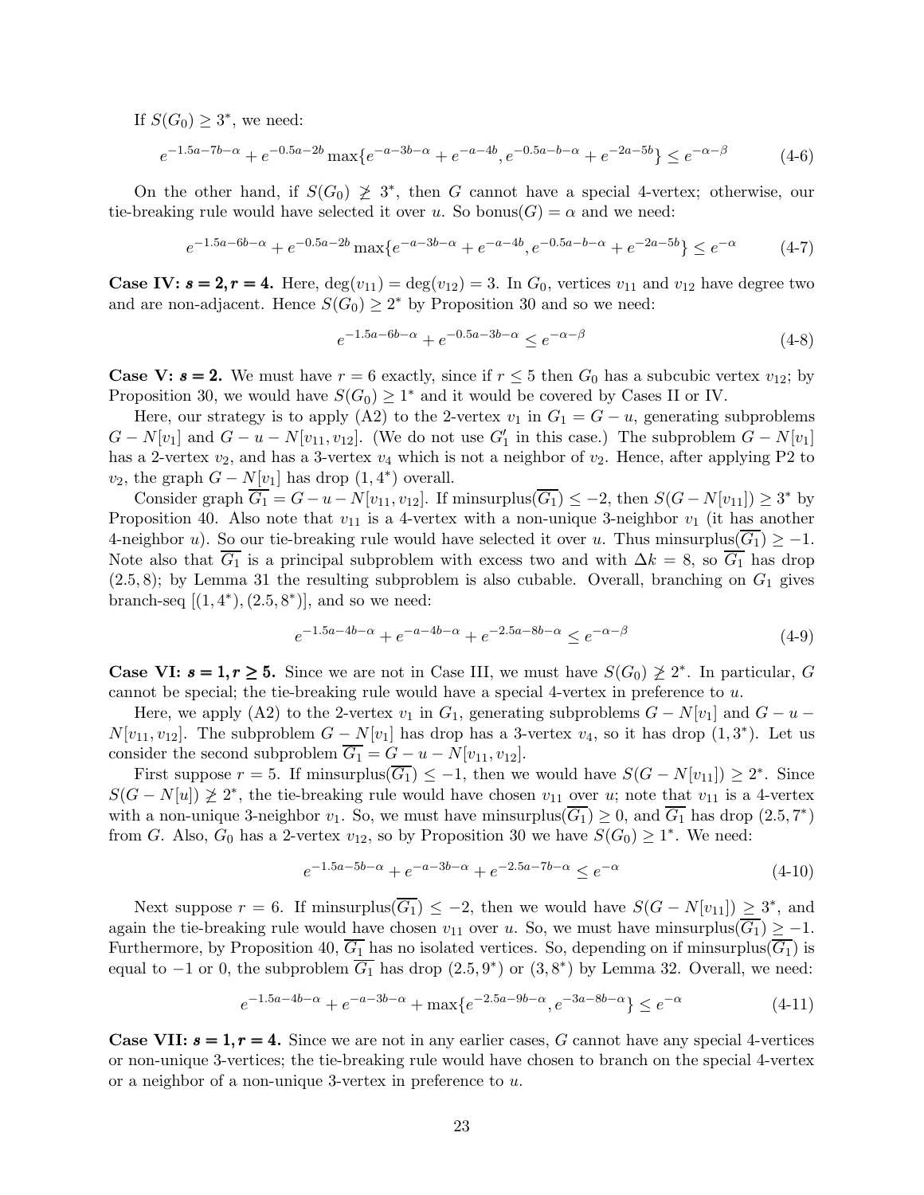If $S(G_0) \geq 3^*$, we need:

$$e^{-1.5a-7b-\alpha} + e^{-0.5a-2b} \max\{e^{-a-3b-\alpha} + e^{-a-4b}, e^{-0.5a-b-\alpha} + e^{-2a-5b}\} \leq e^{-\alpha-\beta} \tag{4-6}$$

On the other hand, if $S(G_0) \not\geq 3^*$, then $G$ cannot have a special 4-vertex; otherwise, our tie-breaking rule would have selected it over $u$. So $\text{bonus}(G) = \alpha$ and we need:

$$e^{-1.5a-6b-\alpha} + e^{-0.5a-2b} \max\{e^{-a-3b-\alpha} + e^{-a-4b}, e^{-0.5a-b-\alpha} + e^{-2a-5b}\} \leq e^{-\alpha} \tag{4-7}$$

**Case IV: $s = 2, r = 4$.** Here, $\deg(v_{11}) = \deg(v_{12}) = 3$. In $G_0$, vertices $v_{11}$ and $v_{12}$ have degree two and are non-adjacent. Hence $S(G_0) \geq 2^*$ by Proposition 30 and so we need:

$$e^{-1.5a-6b-\alpha} + e^{-0.5a-3b-\alpha} \leq e^{-\alpha-\beta} \tag{4-8}$$

**Case V: $s = 2$.** We must have $r = 6$ exactly, since if $r \leq 5$ then $G_0$ has a subcubic vertex $v_{12}$; by Proposition 30, we would have $S(G_0) \geq 1^*$ and it would be covered by Cases II or IV.

Here, our strategy is to apply (A2) to the 2-vertex $v_1$ in $G_1 = G - u$, generating subproblems $G - N[v_1]$ and $G - u - N[v_{11}, v_{12}]$. (We do not use $G'_1$ in this case.) The subproblem $G - N[v_1]$ has a 2-vertex $v_2$, and has a 3-vertex $v_4$ which is not a neighbor of $v_2$. Hence, after applying P2 to $v_2$, the graph $G - N[v_1]$ has drop $(1, 4^*)$ overall.

Consider graph $\overline{G_1} = G - u - N[v_{11}, v_{12}]$. If $\text{minsurplus}(\overline{G_1}) \leq -2$, then $S(G - N[v_{11}]) \geq 3^*$ by Proposition 40. Also note that $v_{11}$ is a 4-vertex with a non-unique 3-neighbor $v_1$ (it has another 4-neighbor $u$). So our tie-breaking rule would have selected it over $u$. Thus $\text{minsurplus}(\overline{G_1}) \geq -1$. Note also that $\overline{G_1}$ is a principal subproblem with excess two and with $\Delta k = 8$, so $\overline{G_1}$ has drop $(2.5, 8)$; by Lemma 31 the resulting subproblem is also cubable. Overall, branching on $G_1$ gives branch-seq $[(1, 4^*), (2.5, 8^*)]$, and so we need:

$$e^{-1.5a-4b-\alpha} + e^{-a-4b-\alpha} + e^{-2.5a-8b-\alpha} \leq e^{-\alpha-\beta} \tag{4-9}$$

**Case VI: $s = 1, r \geq 5$.** Since we are not in Case III, we must have $S(G_0) \not\geq 2^*$. In particular, $G$ cannot be special; the tie-breaking rule would have a special 4-vertex in preference to $u$.

Here, we apply (A2) to the 2-vertex $v_1$ in $G_1$, generating subproblems $G - N[v_1]$ and $G - u - N[v_{11}, v_{12}]$. The subproblem $G - N[v_1]$ has drop has a 3-vertex $v_4$, so it has drop $(1, 3^*)$. Let us consider the second subproblem $\overline{G_1} = G - u - N[v_{11}, v_{12}]$.

First suppose $r = 5$. If $\text{minsurplus}(\overline{G_1}) \leq -1$, then we would have $S(G - N[v_{11}]) \geq 2^*$. Since $S(G - N[u]) \not\geq 2^*$, the tie-breaking rule would have chosen $v_{11}$ over $u$; note that $v_{11}$ is a 4-vertex with a non-unique 3-neighbor $v_1$. So, we must have $\text{minsurplus}(\overline{G_1}) \geq 0$, and $\overline{G_1}$ has drop $(2.5, 7^*)$ from $G$. Also, $G_0$ has a 2-vertex $v_{12}$, so by Proposition 30 we have $S(G_0) \geq 1^*$. We need:

$$e^{-1.5a-5b-\alpha} + e^{-a-3b-\alpha} + e^{-2.5a-7b-\alpha} \leq e^{-\alpha} \tag{4-10}$$

Next suppose $r = 6$. If $\text{minsurplus}(\overline{G_1}) \leq -2$, then we would have $S(G - N[v_{11}]) \geq 3^*$, and again the tie-breaking rule would have chosen $v_{11}$ over $u$. So, we must have $\text{minsurplus}(\overline{G_1}) \geq -1$. Furthermore, by Proposition 40, $\overline{G_1}$ has no isolated vertices. So, depending on if $\text{minsurplus}(\overline{G_1})$ is equal to $-1$ or 0, the subproblem $\overline{G_1}$ has drop $(2.5, 9^*)$ or $(3, 8^*)$ by Lemma 32. Overall, we need:

$$e^{-1.5a-4b-\alpha} + e^{-a-3b-\alpha} + \max\{e^{-2.5a-9b-\alpha}, e^{-3a-8b-\alpha}\} \leq e^{-\alpha} \tag{4-11}$$

**Case VII: $s = 1, r = 4$.** Since we are not in any earlier cases, $G$ cannot have any special 4-vertices or non-unique 3-vertices; the tie-breaking rule would have chosen to branch on the special 4-vertex or a neighbor of a non-unique 3-vertex in preference to $u$.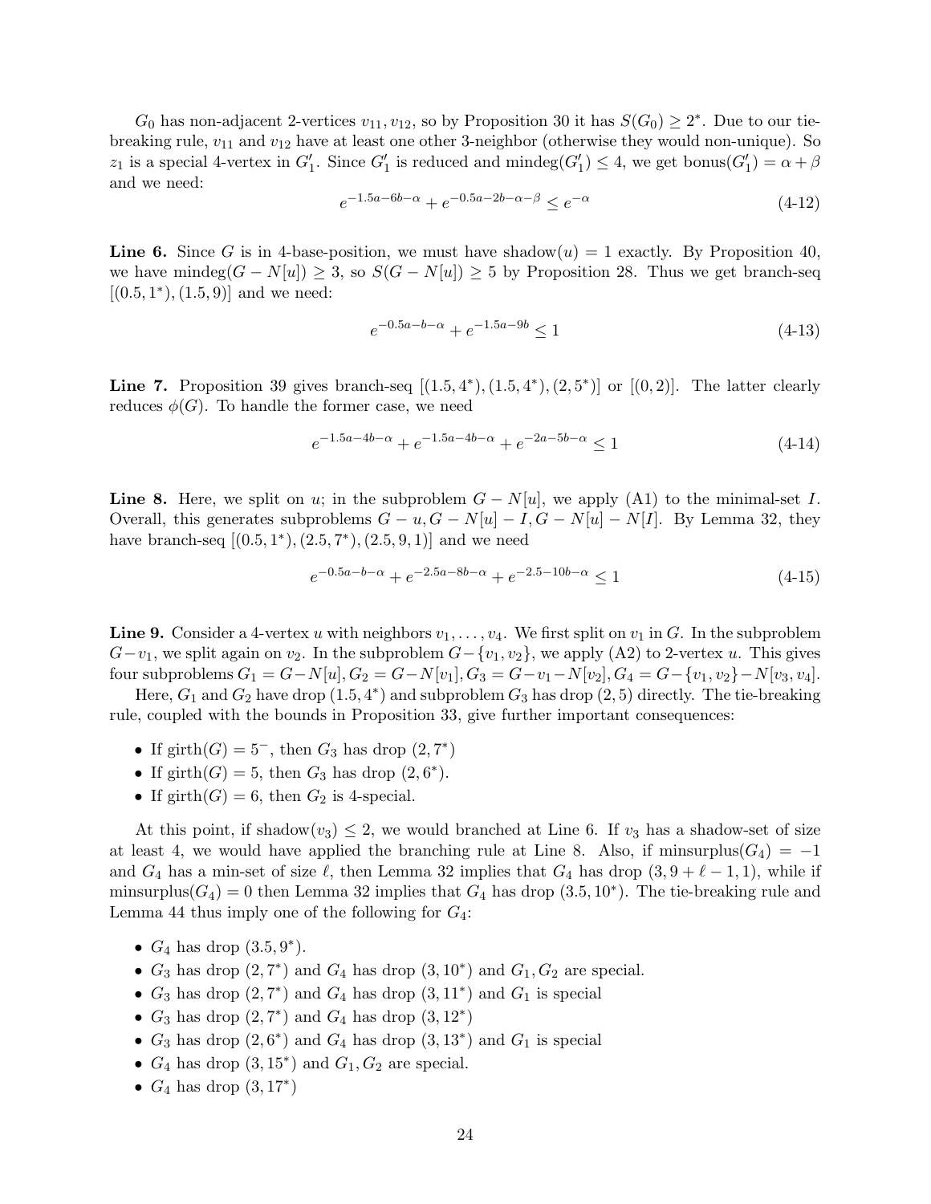$G_0$ has non-adjacent 2-vertices $v_{11}, v_{12}$, so by Proposition 30 it has $S(G_0) \geq 2^*$. Due to our tie-breaking rule, $v_{11}$ and $v_{12}$ have at least one other 3-neighbor (otherwise they would non-unique). So $z_1$ is a special 4-vertex in $G_1'$. Since $G_1'$ is reduced and $\text{mindeg}(G_1') \leq 4$, we get $\text{bonus}(G_1') = \alpha + \beta$ and we need:

$$e^{-1.5a-6b-\alpha} + e^{-0.5a-2b-\alpha-\beta} \leq e^{-\alpha} \tag{4-12}$$

**Line 6.** Since $G$ is in 4-base-position, we must have $\text{shadow}(u) = 1$ exactly. By Proposition 40, we have $\text{mindeg}(G - N[u]) \geq 3$, so $S(G - N[u]) \geq 5$ by Proposition 28. Thus we get branch-seq $[(0.5, 1^*), (1.5, 9)]$ and we need:

$$e^{-0.5a-b-\alpha} + e^{-1.5a-9b} \leq 1 \tag{4-13}$$

**Line 7.** Proposition 39 gives branch-seq $[(1.5, 4^*), (1.5, 4^*), (2, 5^*)]$ or $[(0, 2)]$. The latter clearly reduces $\phi(G)$. To handle the former case, we need

$$e^{-1.5a-4b-\alpha} + e^{-1.5a-4b-\alpha} + e^{-2a-5b-\alpha} \leq 1 \tag{4-14}$$

**Line 8.** Here, we split on $u$; in the subproblem $G - N[u]$, we apply (A1) to the minimal-set $I$. Overall, this generates subproblems $G - u, G - N[u] - I, G - N[u] - N[I]$. By Lemma 32, they have branch-seq $[(0.5, 1^*), (2.5, 7^*), (2.5, 9, 1)]$ and we need

$$e^{-0.5a-b-\alpha} + e^{-2.5a-8b-\alpha} + e^{-2.5-10b-\alpha} \leq 1 \tag{4-15}$$

**Line 9.** Consider a 4-vertex $u$ with neighbors $v_1, \dots, v_4$. We first split on $v_1$ in $G$. In the subproblem $G - v_1$, we split again on $v_2$. In the subproblem $G - \{v_1, v_2\}$, we apply (A2) to 2-vertex $u$. This gives four subproblems $G_1 = G - N[u], G_2 = G - N[v_1], G_3 = G - v_1 - N[v_2], G_4 = G - \{v_1, v_2\} - N[v_3, v_4]$.

Here, $G_1$ and $G_2$ have drop $(1.5, 4^*)$ and subproblem $G_3$ has drop $(2, 5)$ directly. The tie-breaking rule, coupled with the bounds in Proposition 33, give further important consequences:

- If $\text{girth}(G) = 5^-$, then $G_3$ has drop $(2, 7^*)$
- If $\text{girth}(G) = 5$, then $G_3$ has drop $(2, 6^*)$.
- If $\text{girth}(G) = 6$, then $G_2$ is 4-special.

At this point, if $\text{shadow}(v_3) \leq 2$, we would branched at Line 6. If $v_3$ has a shadow-set of size at least 4, we would have applied the branching rule at Line 8. Also, if $\text{minsurplus}(G_4) = -1$ and $G_4$ has a min-set of size $\ell$, then Lemma 32 implies that $G_4$ has drop $(3, 9 + \ell - 1, 1)$, while if $\text{minsurplus}(G_4) = 0$ then Lemma 32 implies that $G_4$ has drop $(3.5, 10^*)$. The tie-breaking rule and Lemma 44 thus imply one of the following for $G_4$:

- $G_4$ has drop $(3.5, 9^*)$.
- $G_3$ has drop $(2, 7^*)$ and $G_4$ has drop $(3, 10^*)$ and $G_1, G_2$ are special.
- $G_3$ has drop $(2, 7^*)$ and $G_4$ has drop $(3, 11^*)$ and $G_1$ is special
- $G_3$ has drop $(2, 7^*)$ and $G_4$ has drop $(3, 12^*)$
- $G_3$ has drop $(2, 6^*)$ and $G_4$ has drop $(3, 13^*)$ and $G_1$ is special
- $G_4$ has drop $(3, 15^*)$ and $G_1, G_2$ are special.
- $G_4$ has drop $(3, 17^*)$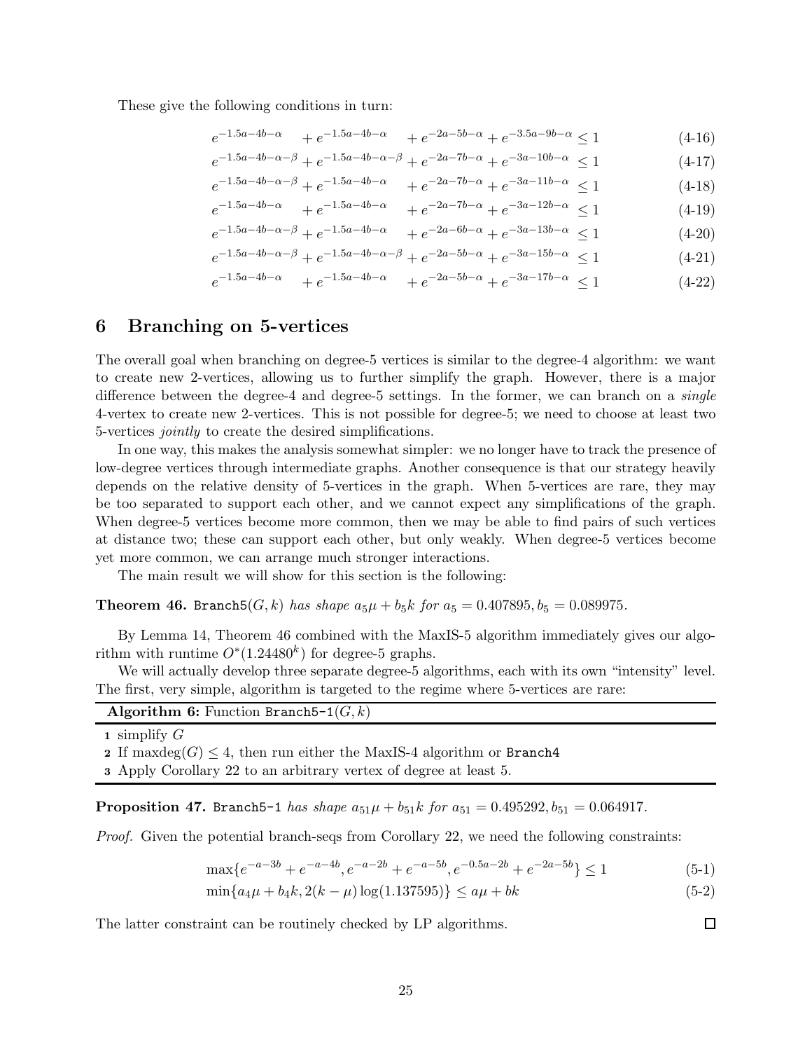These give the following conditions in turn:

$$e^{-1.5a-4b-\alpha} + e^{-1.5a-4b-\alpha} + e^{-2a-5b-\alpha} + e^{-3.5a-9b-\alpha} \leq 1 \tag{4-16}$$

$$e^{-1.5a-4b-\alpha-\beta} + e^{-1.5a-4b-\alpha-\beta} + e^{-2a-7b-\alpha} + e^{-3a-10b-\alpha} \leq 1 \tag{4-17}$$

$$e^{-1.5a-4b-\alpha-\beta} + e^{-1.5a-4b-\alpha} + e^{-2a-7b-\alpha} + e^{-3a-11b-\alpha} \leq 1 \tag{4-18}$$

$$e^{-1.5a-4b-\alpha} + e^{-1.5a-4b-\alpha} + e^{-2a-7b-\alpha} + e^{-3a-12b-\alpha} \leq 1 \tag{4-19}$$

$$e^{-1.5a-4b-\alpha-\beta} + e^{-1.5a-4b-\alpha} + e^{-2a-6b-\alpha} + e^{-3a-13b-\alpha} \leq 1 \tag{4-20}$$

$$e^{-1.5a-4b-\alpha-\beta} + e^{-1.5a-4b-\alpha-\beta} + e^{-2a-5b-\alpha} + e^{-3a-15b-\alpha} \leq 1 \tag{4-21}$$

$$e^{-1.5a-4b-\alpha} + e^{-1.5a-4b-\alpha} + e^{-2a-5b-\alpha} + e^{-3a-17b-\alpha} \leq 1 \tag{4-22}$$

## 6 Branching on 5-vertices

The overall goal when branching on degree-5 vertices is similar to the degree-4 algorithm: we want to create new 2-vertices, allowing us to further simplify the graph. However, there is a major difference between the degree-4 and degree-5 settings. In the former, we can branch on a *single* 4-vertex to create new 2-vertices. This is not possible for degree-5; we need to choose at least two 5-vertices *jointly* to create the desired simplifications.

In one way, this makes the analysis somewhat simpler: we no longer have to track the presence of low-degree vertices through intermediate graphs. Another consequence is that our strategy heavily depends on the relative density of 5-vertices in the graph. When 5-vertices are rare, they may be too separated to support each other, and we cannot expect any simplifications of the graph. When degree-5 vertices become more common, then we may be able to find pairs of such vertices at distance two; these can support each other, but only weakly. When degree-5 vertices become yet more common, we can arrange much stronger interactions.

The main result we will show for this section is the following:

**Theorem 46.** `Branch5`$(G,k)$ *has shape* $a_5\mu + b_5 k$ *for* $a_5 = 0.407895, b_5 = 0.089975$.

By Lemma 14, Theorem 46 combined with the MaxIS-5 algorithm immediately gives our algorithm with runtime $O^*(1.24480^k)$ for degree-5 graphs.

We will actually develop three separate degree-5 algorithms, each with its own "intensity" level. The first, very simple, algorithm is targeted to the regime where 5-vertices are rare:

**Algorithm 6:** Function `Branch5-1`$(G,k)$

1. simplify $G$
2. If $\text{maxdeg}(G) \leq 4$, then run either the MaxIS-4 algorithm or `Branch4`
3. Apply Corollary 22 to an arbitrary vertex of degree at least 5.

**Proposition 47.** `Branch5-1` *has shape* $a_{51}\mu + b_{51}k$ *for* $a_{51} = 0.495292, b_{51} = 0.064917$.

*Proof.* Given the potential branch-seqs from Corollary 22, we need the following constraints:

$$\max\{e^{-a-3b} + e^{-a-4b}, e^{-a-2b} + e^{-a-5b}, e^{-0.5a-2b} + e^{-2a-5b}\} \leq 1 \tag{5-1}$$

$$\min\{a_4\mu + b_4 k, 2(k-\mu)\log(1.137595)\} \leq a\mu + bk \tag{5-2}$$

The latter constraint can be routinely checked by LP algorithms. ∎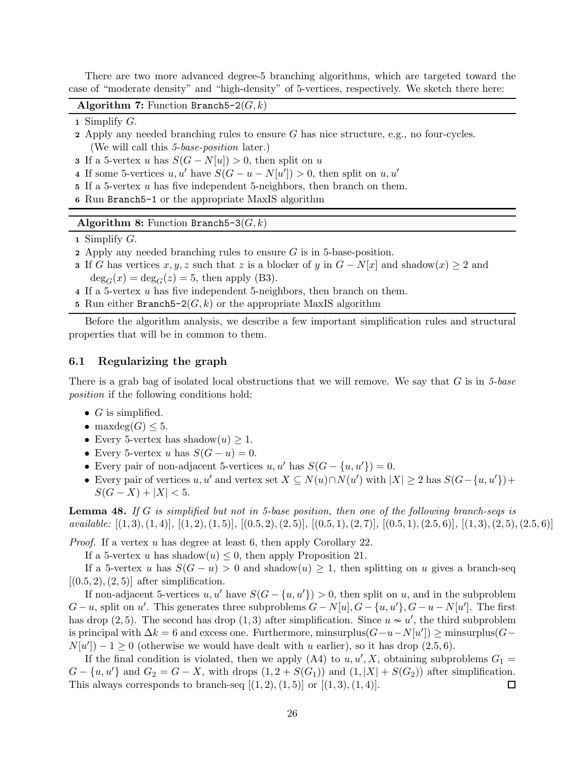There are two more advanced degree-5 branching algorithms, which are targeted toward the case of "moderate density" and "high-density" of 5-vertices, respectively. We sketch there here:

**Algorithm 7:** Function Branch5-2$(G, k)$

1. Simplify $G$.
2. Apply any needed branching rules to ensure $G$ has nice structure, e.g., no four-cycles. (We will call this *5-base-position* later.)
3. If a 5-vertex $u$ has $S(G - N[u]) > 0$, then split on $u$
4. If some 5-vertices $u, u'$ have $S(G - u - N[u']) > 0$, then split on $u, u'$
5. If a 5-vertex $u$ has five independent 5-neighbors, then branch on them.
6. Run Branch5-1 or the appropriate MaxIS algorithm

**Algorithm 8:** Function Branch5-3$(G, k)$

1. Simplify $G$.
2. Apply any needed branching rules to ensure $G$ is in 5-base-position.
3. If $G$ has vertices $x, y, z$ such that $z$ is a blocker of $y$ in $G - N[x]$ and shadow$(x) \geq 2$ and $\deg_G(x) = \deg_G(z) = 5$, then apply (B3).
4. If a 5-vertex $u$ has five independent 5-neighbors, then branch on them.
5. Run either Branch5-2$(G, k)$ or the appropriate MaxIS algorithm

Before the algorithm analysis, we describe a few important simplification rules and structural properties that will be in common to them.

### 6.1 Regularizing the graph

There is a grab bag of isolated local obstructions that we will remove. We say that $G$ is in *5-base position* if the following conditions hold:

- $G$ is simplified.
- $\text{maxdeg}(G) \leq 5$.
- Every 5-vertex has shadow$(u) \geq 1$.
- Every 5-vertex $u$ has $S(G - u) = 0$.
- Every pair of non-adjacent 5-vertices $u, u'$ has $S(G - \{u, u'\}) = 0$.
- Every pair of vertices $u, u'$ and vertex set $X \subseteq N(u) \cap N(u')$ with $|X| \geq 2$ has $S(G - \{u, u'\}) + S(G - X) + |X| < 5$.

**Lemma 48.** *If $G$ is simplified but not in 5-base position, then one of the following branch-seqs is available:* $[(1,3),(1,4)]$, $[(1,2),(1,5)]$, $[(0.5,2),(2,5)]$, $[(0.5,1),(2,7)]$, $[(0.5,1),(2.5,6)]$, $[(1,3),(2,5),(2.5,6)]$

*Proof.* If a vertex $u$ has degree at least 6, then apply Corollary 22.

If a 5-vertex $u$ has shadow$(u) \leq 0$, then apply Proposition 21.

If a 5-vertex $u$ has $S(G - u) > 0$ and shadow$(u) \geq 1$, then splitting on $u$ gives a branch-seq $[(0.5, 2), (2, 5)]$ after simplification.

If non-adjacent 5-vertices $u, u'$ have $S(G - \{u, u'\}) > 0$, then split on $u$, and in the subproblem $G - u$, split on $u'$. This generates three subproblems $G - N[u], G - \{u, u'\}, G - u - N[u']$. The first has drop $(2, 5)$. The second has drop $(1, 3)$ after simplification. Since $u \nsim u'$, the third subproblem is principal with $\Delta k = 6$ and excess one. Furthermore, minsurplus$(G - u - N[u']) \geq$ minsurplus$(G - N[u']) - 1 \geq 0$ (otherwise we would have dealt with $u$ earlier), so it has drop $(2.5, 6)$.

If the final condition is violated, then we apply (A4) to $u, u', X$, obtaining subproblems $G_1 = G - \{u, u'\}$ and $G_2 = G - X$, with drops $(1, 2 + S(G_1))$ and $(1, |X| + S(G_2))$ after simplification. This always corresponds to branch-seq $[(1, 2), (1, 5)]$ or $[(1, 3), (1, 4)]$. ☐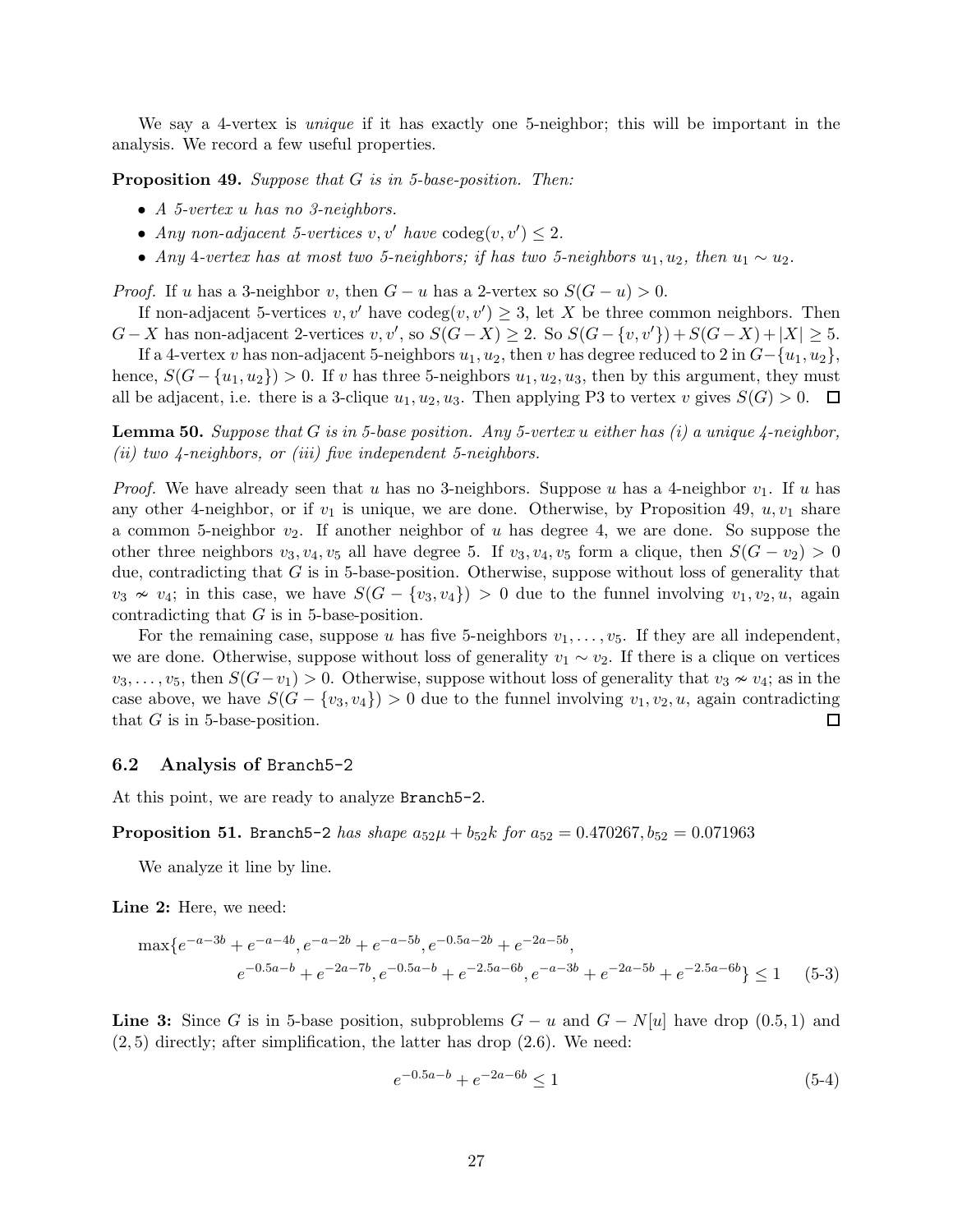We say a 4-vertex is *unique* if it has exactly one 5-neighbor; this will be important in the analysis. We record a few useful properties.

**Proposition 49.** *Suppose that $G$ is in 5-base-position. Then:*

- *A 5-vertex $u$ has no 3-neighbors.*
- *Any non-adjacent 5-vertices $v, v'$ have $\text{codeg}(v, v') \leq 2$.*
- *Any 4-vertex has at most two 5-neighbors; if has two 5-neighbors $u_1, u_2$, then $u_1 \sim u_2$.*

*Proof.* If $u$ has a 3-neighbor $v$, then $G - u$ has a 2-vertex so $S(G - u) > 0$.

If non-adjacent 5-vertices $v, v'$ have $\text{codeg}(v, v') \geq 3$, let $X$ be three common neighbors. Then $G - X$ has non-adjacent 2-vertices $v, v'$, so $S(G - X) \geq 2$. So $S(G - \{v, v'\}) + S(G - X) + |X| \geq 5$.

If a 4-vertex $v$ has non-adjacent 5-neighbors $u_1, u_2$, then $v$ has degree reduced to 2 in $G - \{u_1, u_2\}$, hence, $S(G - \{u_1, u_2\}) > 0$. If $v$ has three 5-neighbors $u_1, u_2, u_3$, then by this argument, they must all be adjacent, i.e. there is a 3-clique $u_1, u_2, u_3$. Then applying P3 to vertex $v$ gives $S(G) > 0$. □

**Lemma 50.** *Suppose that $G$ is in 5-base position. Any 5-vertex $u$ either has (i) a unique 4-neighbor, (ii) two 4-neighbors, or (iii) five independent 5-neighbors.*

*Proof.* We have already seen that $u$ has no 3-neighbors. Suppose $u$ has a 4-neighbor $v_1$. If $u$ has any other 4-neighbor, or if $v_1$ is unique, we are done. Otherwise, by Proposition 49, $u, v_1$ share a common 5-neighbor $v_2$. If another neighbor of $u$ has degree 4, we are done. So suppose the other three neighbors $v_3, v_4, v_5$ all have degree 5. If $v_3, v_4, v_5$ form a clique, then $S(G - v_2) > 0$ due, contradicting that $G$ is in 5-base-position. Otherwise, suppose without loss of generality that $v_3 \nsim v_4$; in this case, we have $S(G - \{v_3, v_4\}) > 0$ due to the funnel involving $v_1, v_2, u$, again contradicting that $G$ is in 5-base-position.

For the remaining case, suppose $u$ has five 5-neighbors $v_1, \dots, v_5$. If they are all independent, we are done. Otherwise, suppose without loss of generality $v_1 \sim v_2$. If there is a clique on vertices $v_3, \dots, v_5$, then $S(G - v_1) > 0$. Otherwise, suppose without loss of generality that $v_3 \nsim v_4$; as in the case above, we have $S(G - \{v_3, v_4\}) > 0$ due to the funnel involving $v_1, v_2, u$, again contradicting that $G$ is in 5-base-position. □

## 6.2 Analysis of Branch5-2

At this point, we are ready to analyze Branch5-2.

**Proposition 51.** Branch5-2 *has shape $a_{52}\mu + b_{52}k$ for $a_{52} = 0.470267, b_{52} = 0.071963$*

We analyze it line by line.

**Line 2:** Here, we need:

$$\max\{e^{-a-3b} + e^{-a-4b}, e^{-a-2b} + e^{-a-5b}, e^{-0.5a-2b} + e^{-2a-5b},$$
$$e^{-0.5a-b} + e^{-2a-7b}, e^{-0.5a-b} + e^{-2.5a-6b}, e^{-a-3b} + e^{-2a-5b} + e^{-2.5a-6b}\} \leq 1 \quad \text{(5-3)}$$

**Line 3:** Since $G$ is in 5-base position, subproblems $G - u$ and $G - N[u]$ have drop $(0.5, 1)$ and $(2, 5)$ directly; after simplification, the latter has drop $(2.6)$. We need:

$$e^{-0.5a-b} + e^{-2a-6b} \leq 1 \quad \text{(5-4)}$$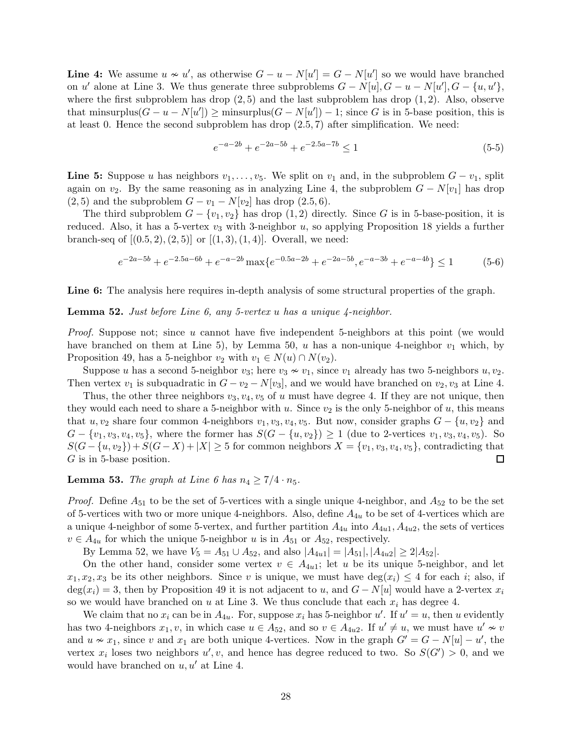**Line 4:** We assume $u \nsim u'$, as otherwise $G - u - N[u'] = G - N[u']$ so we would have branched on $u'$ alone at Line 3. We thus generate three subproblems $G - N[u], G - u - N[u'], G - \{u, u'\}$, where the first subproblem has drop $(2, 5)$ and the last subproblem has drop $(1, 2)$. Also, observe that $\text{minsurplus}(G - u - N[u']) \geq \text{minsurplus}(G - N[u']) - 1$; since $G$ is in 5-base position, this is at least 0. Hence the second subproblem has drop $(2.5, 7)$ after simplification. We need:

$$e^{-a-2b} + e^{-2a-5b} + e^{-2.5a-7b} \leq 1 \tag{5-5}$$

**Line 5:** Suppose $u$ has neighbors $v_1, \dots, v_5$. We split on $v_1$ and, in the subproblem $G - v_1$, split again on $v_2$. By the same reasoning as in analyzing Line 4, the subproblem $G - N[v_1]$ has drop $(2, 5)$ and the subproblem $G - v_1 - N[v_2]$ has drop $(2.5, 6)$.

The third subproblem $G - \{v_1, v_2\}$ has drop $(1, 2)$ directly. Since $G$ is in 5-base-position, it is reduced. Also, it has a 5-vertex $v_3$ with 3-neighbor $u$, so applying Proposition 18 yields a further branch-seq of $[(0.5, 2), (2, 5)]$ or $[(1, 3), (1, 4)]$. Overall, we need:

$$e^{-2a-5b} + e^{-2.5a-6b} + e^{-a-2b} \max\{e^{-0.5a-2b} + e^{-2a-5b}, e^{-a-3b} + e^{-a-4b}\} \leq 1 \tag{5-6}$$

**Line 6:** The analysis here requires in-depth analysis of some structural properties of the graph.

**Lemma 52.** *Just before Line 6, any 5-vertex $u$ has a unique 4-neighbor.*

*Proof.* Suppose not; since $u$ cannot have five independent 5-neighbors at this point (we would have branched on them at Line 5), by Lemma 50, $u$ has a non-unique 4-neighbor $v_1$ which, by Proposition 49, has a 5-neighbor $v_2$ with $v_1 \in N(u) \cap N(v_2)$.

Suppose $u$ has a second 5-neighbor $v_3$; here $v_3 \nsim v_1$, since $v_1$ already has two 5-neighbors $u, v_2$. Then vertex $v_1$ is subquadratic in $G - v_2 - N[v_3]$, and we would have branched on $v_2, v_3$ at Line 4.

Thus, the other three neighbors $v_3, v_4, v_5$ of $u$ must have degree 4. If they are not unique, then they would each need to share a 5-neighbor with $u$. Since $v_2$ is the only 5-neighbor of $u$, this means that $u, v_2$ share four common 4-neighbors $v_1, v_3, v_4, v_5$. But now, consider graphs $G - \{u, v_2\}$ and $G - \{v_1, v_3, v_4, v_5\}$, where the former has $S(G - \{u, v_2\}) \geq 1$ (due to 2-vertices $v_1, v_3, v_4, v_5$). So $S(G - \{u, v_2\}) + S(G - X) + |X| \geq 5$ for common neighbors $X = \{v_1, v_3, v_4, v_5\}$, contradicting that $G$ is in 5-base position. ☐

**Lemma 53.** *The graph at Line 6 has $n_4 \geq 7/4 \cdot n_5$.*

*Proof.* Define $A_{51}$ to be the set of 5-vertices with a single unique 4-neighbor, and $A_{52}$ to be the set of 5-vertices with two or more unique 4-neighbors. Also, define $A_{4u}$ to be set of 4-vertices which are a unique 4-neighbor of some 5-vertex, and further partition $A_{4u}$ into $A_{4u1}, A_{4u2}$, the sets of vertices $v \in A_{4u}$ for which the unique 5-neighbor $u$ is in $A_{51}$ or $A_{52}$, respectively.

By Lemma 52, we have $V_5 = A_{51} \cup A_{52}$, and also $|A_{4u1}| = |A_{51}|, |A_{4u2}| \geq 2|A_{52}|$.

On the other hand, consider some vertex $v \in A_{4u1}$; let $u$ be its unique 5-neighbor, and let $x_1, x_2, x_3$ be its other neighbors. Since $v$ is unique, we must have $\deg(x_i) \leq 4$ for each $i$; also, if $\deg(x_i) = 3$, then by Proposition 49 it is not adjacent to $u$, and $G - N[u]$ would have a 2-vertex $x_i$ so we would have branched on $u$ at Line 3. We thus conclude that each $x_i$ has degree 4.

We claim that no $x_i$ can be in $A_{4u}$. For, suppose $x_i$ has 5-neighbor $u'$. If $u' = u$, then $u$ evidently has two 4-neighbors $x_1, v$, in which case $u \in A_{52}$, and so $v \in A_{4u2}$. If $u' \neq u$, we must have $u' \nsim v$ and $u \nsim x_1$, since $v$ and $x_1$ are both unique 4-vertices. Now in the graph $G' = G - N[u] - u'$, the vertex $x_i$ loses two neighbors $u', v$, and hence has degree reduced to two. So $S(G') > 0$, and we would have branched on $u, u'$ at Line 4.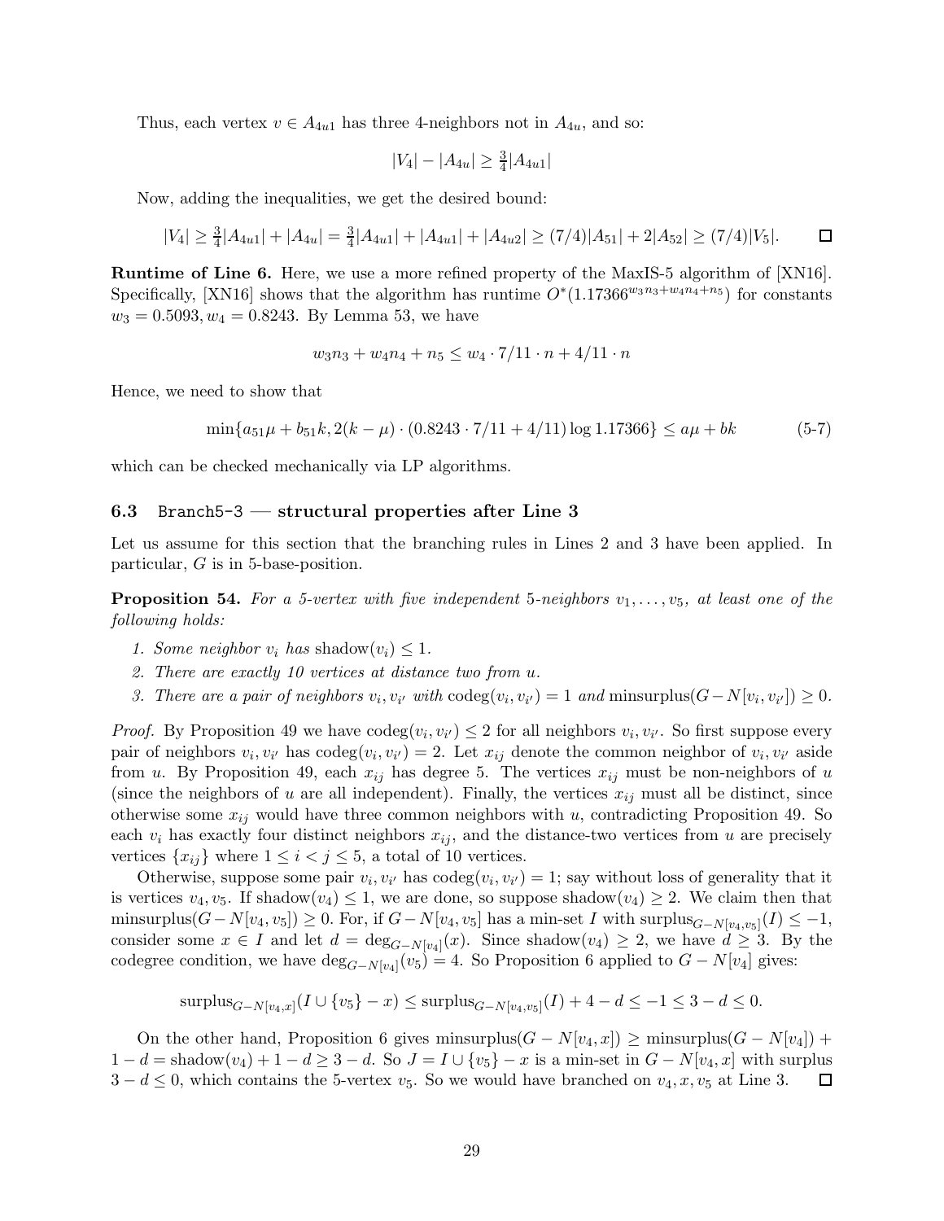Thus, each vertex $v \in A_{4u1}$ has three 4-neighbors not in $A_{4u}$, and so:

$$|V_4| - |A_{4u}| \geq \tfrac{3}{4}|A_{4u1}|$$

Now, adding the inequalities, we get the desired bound:

$$|V_4| \geq \tfrac{3}{4}|A_{4u1}| + |A_{4u}| = \tfrac{3}{4}|A_{4u1}| + |A_{4u1}| + |A_{4u2}| \geq (7/4)|A_{51}| + 2|A_{52}| \geq (7/4)|V_5|. \qquad \square$$

**Runtime of Line 6.** Here, we use a more refined property of the MaxIS-5 algorithm of [XN16]. Specifically, [XN16] shows that the algorithm has runtime $O^*(1.17366^{w_3 n_3 + w_4 n_4 + n_5})$ for constants $w_3 = 0.5093, w_4 = 0.8243$. By Lemma 53, we have

$$w_3 n_3 + w_4 n_4 + n_5 \leq w_4 \cdot 7/11 \cdot n + 4/11 \cdot n$$

Hence, we need to show that

$$\min\{a_{51}\mu + b_{51}k, 2(k-\mu)\cdot(0.8243 \cdot 7/11 + 4/11)\log 1.17366\} \leq a\mu + bk \tag{5-7}$$

which can be checked mechanically via LP algorithms.

## 6.3 Branch5-3 — structural properties after Line 3

Let us assume for this section that the branching rules in Lines 2 and 3 have been applied. In particular, $G$ is in 5-base-position.

**Proposition 54.** *For a 5-vertex with five independent 5-neighbors $v_1, \dots, v_5$, at least one of the following holds:*

1. *Some neighbor $v_i$ has $\text{shadow}(v_i) \leq 1$.*
2. *There are exactly 10 vertices at distance two from $u$.*
3. *There are a pair of neighbors $v_i, v_{i'}$ with $\text{codeg}(v_i, v_{i'}) = 1$ and $\text{minsurplus}(G - N[v_i, v_{i'}]) \geq 0$.*

*Proof.* By Proposition 49 we have $\text{codeg}(v_i, v_{i'}) \leq 2$ for all neighbors $v_i, v_{i'}$. So first suppose every pair of neighbors $v_i, v_{i'}$ has $\text{codeg}(v_i, v_{i'}) = 2$. Let $x_{ij}$ denote the common neighbor of $v_i, v_{i'}$ aside from $u$. By Proposition 49, each $x_{ij}$ has degree 5. The vertices $x_{ij}$ must be non-neighbors of $u$ (since the neighbors of $u$ are all independent). Finally, the vertices $x_{ij}$ must all be distinct, since otherwise some $x_{ij}$ would have three common neighbors with $u$, contradicting Proposition 49. So each $v_i$ has exactly four distinct neighbors $x_{ij}$, and the distance-two vertices from $u$ are precisely vertices $\{x_{ij}\}$ where $1 \leq i < j \leq 5$, a total of 10 vertices.

Otherwise, suppose some pair $v_i, v_{i'}$ has $\text{codeg}(v_i, v_{i'}) = 1$; say without loss of generality that it is vertices $v_4, v_5$. If $\text{shadow}(v_4) \leq 1$, we are done, so suppose $\text{shadow}(v_4) \geq 2$. We claim then that $\text{minsurplus}(G - N[v_4, v_5]) \geq 0$. For, if $G - N[v_4, v_5]$ has a min-set $I$ with $\text{surplus}_{G - N[v_4,v_5]}(I) \leq -1$, consider some $x \in I$ and let $d = \deg_{G - N[v_4]}(x)$. Since $\text{shadow}(v_4) \geq 2$, we have $d \geq 3$. By the codegree condition, we have $\deg_{G-N[v_4]}(v_5) = 4$. So Proposition 6 applied to $G - N[v_4]$ gives:

$$\text{surplus}_{G-N[v_4,x]}(I \cup \{v_5\} - x) \leq \text{surplus}_{G-N[v_4,v_5]}(I) + 4 - d \leq -1 \leq 3 - d \leq 0.$$

On the other hand, Proposition 6 gives $\text{minsurplus}(G - N[v_4, x]) \geq \text{minsurplus}(G - N[v_4]) + 1 - d = \text{shadow}(v_4) + 1 - d \geq 3 - d$. So $J = I \cup \{v_5\} - x$ is a min-set in $G - N[v_4, x]$ with surplus $3 - d \leq 0$, which contains the 5-vertex $v_5$. So we would have branched on $v_4, x, v_5$ at Line 3. $\square$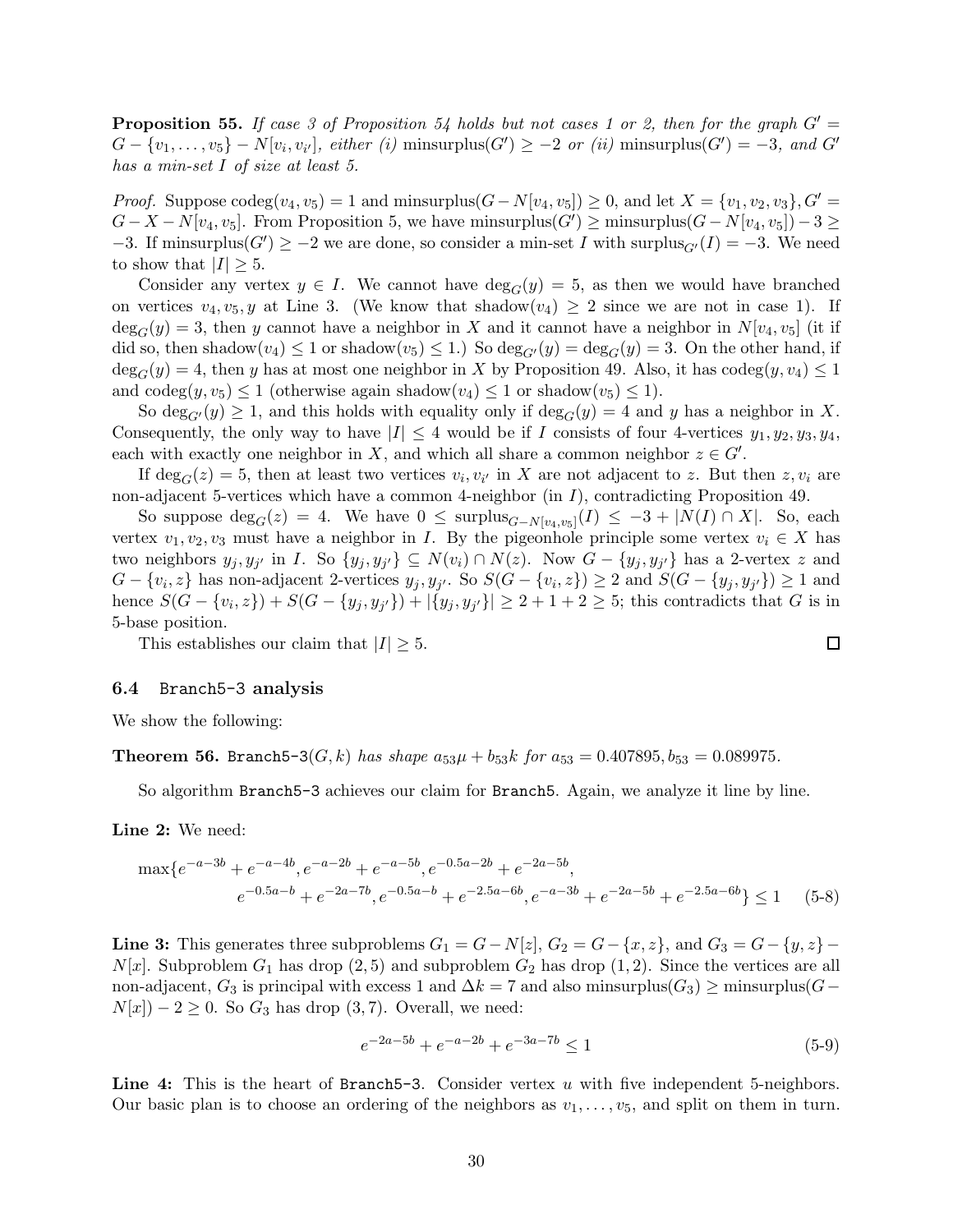**Proposition 55.** *If case 3 of Proposition 54 holds but not cases 1 or 2, then for the graph $G' = G - \{v_1, \dots, v_5\} - N[v_i, v_{i'}]$, either (i)* $\text{minsurplus}(G') \geq -2$ *or (ii)* $\text{minsurplus}(G') = -3$*, and $G'$ has a min-set $I$ of size at least 5.*

*Proof.* Suppose $\text{codeg}(v_4, v_5) = 1$ and $\text{minsurplus}(G - N[v_4, v_5]) \geq 0$, and let $X = \{v_1, v_2, v_3\}, G' = G - X - N[v_4, v_5]$. From Proposition 5, we have $\text{minsurplus}(G') \geq \text{minsurplus}(G - N[v_4, v_5]) - 3 \geq -3$. If $\text{minsurplus}(G') \geq -2$ we are done, so consider a min-set $I$ with $\text{surplus}_{G'}(I) = -3$. We need to show that $|I| \geq 5$.

Consider any vertex $y \in I$. We cannot have $\deg_G(y) = 5$, as then we would have branched on vertices $v_4, v_5, y$ at Line 3. (We know that $\text{shadow}(v_4) \geq 2$ since we are not in case 1). If $\deg_G(y) = 3$, then $y$ cannot have a neighbor in $X$ and it cannot have a neighbor in $N[v_4, v_5]$ (it if did so, then $\text{shadow}(v_4) \leq 1$ or $\text{shadow}(v_5) \leq 1$.) So $\deg_{G'}(y) = \deg_G(y) = 3$. On the other hand, if $\deg_G(y) = 4$, then $y$ has at most one neighbor in $X$ by Proposition 49. Also, it has $\text{codeg}(y, v_4) \leq 1$ and $\text{codeg}(y, v_5) \leq 1$ (otherwise again $\text{shadow}(v_4) \leq 1$ or $\text{shadow}(v_5) \leq 1$).

So $\deg_{G'}(y) \geq 1$, and this holds with equality only if $\deg_G(y) = 4$ and $y$ has a neighbor in $X$. Consequently, the only way to have $|I| \leq 4$ would be if $I$ consists of four 4-vertices $y_1, y_2, y_3, y_4$, each with exactly one neighbor in $X$, and which all share a common neighbor $z \in G'$.

If $\deg_G(z) = 5$, then at least two vertices $v_i, v_{i'}$ in $X$ are not adjacent to $z$. But then $z, v_i$ are non-adjacent 5-vertices which have a common 4-neighbor (in $I$), contradicting Proposition 49.

So suppose $\deg_G(z) = 4$. We have $0 \leq \text{surplus}_{G - N[v_4, v_5]}(I) \leq -3 + |N(I) \cap X|$. So, each vertex $v_1, v_2, v_3$ must have a neighbor in $I$. By the pigeonhole principle some vertex $v_i \in X$ has two neighbors $y_j, y_{j'}$ in $I$. So $\{y_j, y_{j'}\} \subseteq N(v_i) \cap N(z)$. Now $G - \{y_j, y_{j'}\}$ has a 2-vertex $z$ and $G - \{v_i, z\}$ has non-adjacent 2-vertices $y_j, y_{j'}$. So $S(G - \{v_i, z\}) \geq 2$ and $S(G - \{y_j, y_{j'}\}) \geq 1$ and hence $S(G - \{v_i, z\}) + S(G - \{y_j, y_{j'}\}) + |\{y_j, y_{j'}\}| \geq 2 + 1 + 2 \geq 5$; this contradicts that $G$ is in 5-base position.

This establishes our claim that $|I| \geq 5$. $\square$

### 6.4 Branch5-3 analysis

We show the following:

**Theorem 56.** `Branch5-3`$(G, k)$ *has shape* $a_{53}\mu + b_{53}k$ *for* $a_{53} = 0.407895, b_{53} = 0.089975$.

So algorithm `Branch5-3` achieves our claim for `Branch5`. Again, we analyze it line by line.

**Line 2:** We need:

$$\max\{e^{-a-3b} + e^{-a-4b}, e^{-a-2b} + e^{-a-5b}, e^{-0.5a-2b} + e^{-2a-5b}, \\ e^{-0.5a-b} + e^{-2a-7b}, e^{-0.5a-b} + e^{-2.5a-6b}, e^{-a-3b} + e^{-2a-5b} + e^{-2.5a-6b}\} \leq 1 \tag{5-8}$$

**Line 3:** This generates three subproblems $G_1 = G - N[z]$, $G_2 = G - \{x, z\}$, and $G_3 = G - \{y, z\} - N[x]$. Subproblem $G_1$ has drop $(2, 5)$ and subproblem $G_2$ has drop $(1, 2)$. Since the vertices are all non-adjacent, $G_3$ is principal with excess 1 and $\Delta k = 7$ and also $\text{minsurplus}(G_3) \geq \text{minsurplus}(G - N[x]) - 2 \geq 0$. So $G_3$ has drop $(3, 7)$. Overall, we need:

$$e^{-2a-5b} + e^{-a-2b} + e^{-3a-7b} \leq 1 \tag{5-9}$$

**Line 4:** This is the heart of `Branch5-3`. Consider vertex $u$ with five independent 5-neighbors. Our basic plan is to choose an ordering of the neighbors as $v_1, \dots, v_5$, and split on them in turn.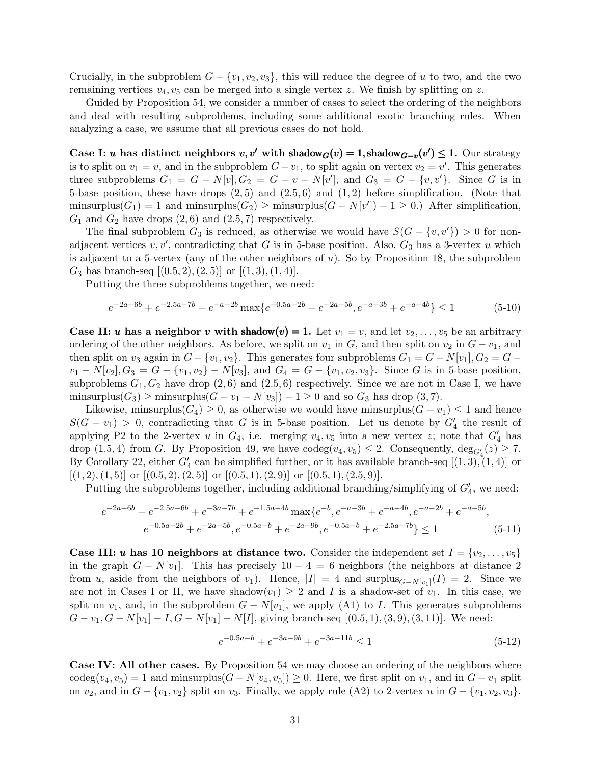Crucially, in the subproblem $G - \{v_1, v_2, v_3\}$, this will reduce the degree of $u$ to two, and the two remaining vertices $v_4, v_5$ can be merged into a single vertex $z$. We finish by splitting on $z$.

Guided by Proposition 54, we consider a number of cases to select the ordering of the neighbors and deal with resulting subproblems, including some additional exotic branching rules. When analyzing a case, we assume that all previous cases do not hold.

**Case I: $u$ has distinct neighbors $v, v'$ with $\mathrm{shadow}_G(v) = 1, \mathrm{shadow}_{G-v}(v') \leq 1$.** Our strategy is to split on $v_1 = v$, and in the subproblem $G - v_1$, to split again on vertex $v_2 = v'$. This generates three subproblems $G_1 = G - N[v], G_2 = G - v - N[v']$, and $G_3 = G - \{v, v'\}$. Since $G$ is in 5-base position, these have drops $(2, 5)$ and $(2.5, 6)$ and $(1, 2)$ before simplification. (Note that $\mathrm{minsurplus}(G_1) = 1$ and $\mathrm{minsurplus}(G_2) \geq \mathrm{minsurplus}(G - N[v']) - 1 \geq 0$.) After simplification, $G_1$ and $G_2$ have drops $(2, 6)$ and $(2.5, 7)$ respectively.

The final subproblem $G_3$ is reduced, as otherwise we would have $S(G - \{v, v'\}) > 0$ for non-adjacent vertices $v, v'$, contradicting that $G$ is in 5-base position. Also, $G_3$ has a 3-vertex $u$ which is adjacent to a 5-vertex (any of the other neighbors of $u$). So by Proposition 18, the subproblem $G_3$ has branch-seq $[(0.5, 2), (2, 5)]$ or $[(1, 3), (1, 4)]$.

Putting the three subproblems together, we need:

$$e^{-2a-6b} + e^{-2.5a-7b} + e^{-a-2b} \max\{e^{-0.5a-2b} + e^{-2a-5b}, e^{-a-3b} + e^{-a-4b}\} \leq 1 \tag{5-10}$$

**Case II: $u$ has a neighbor $v$ with $\mathrm{shadow}(v) = 1$.** Let $v_1 = v$, and let $v_2, \dots, v_5$ be an arbitrary ordering of the other neighbors. As before, we split on $v_1$ in $G$, and then split on $v_2$ in $G - v_1$, and then split on $v_3$ again in $G - \{v_1, v_2\}$. This generates four subproblems $G_1 = G - N[v_1], G_2 = G - v_1 - N[v_2], G_3 = G - \{v_1, v_2\} - N[v_3]$, and $G_4 = G - \{v_1, v_2, v_3\}$. Since $G$ is in 5-base position, subproblems $G_1, G_2$ have drop $(2, 6)$ and $(2.5, 6)$ respectively. Since we are not in Case I, we have $\mathrm{minsurplus}(G_3) \geq \mathrm{minsurplus}(G - v_1 - N[v_3]) - 1 \geq 0$ and so $G_3$ has drop $(3, 7)$.

Likewise, $\mathrm{minsurplus}(G_4) \geq 0$, as otherwise we would have $\mathrm{minsurplus}(G - v_1) \leq 1$ and hence $S(G - v_1) > 0$, contradicting that $G$ is in 5-base position. Let us denote by $G'_4$ the result of applying P2 to the 2-vertex $u$ in $G_4$, i.e. merging $v_4, v_5$ into a new vertex $z$; note that $G'_4$ has drop $(1.5, 4)$ from $G$. By Proposition 49, we have $\mathrm{codeg}(v_4, v_5) \leq 2$. Consequently, $\deg_{G'_4}(z) \geq 7$. By Corollary 22, either $G'_4$ can be simplified further, or it has available branch-seq $[(1, 3), (1, 4)]$ or $[(1, 2), (1, 5)]$ or $[(0.5, 2), (2, 5)]$ or $[(0.5, 1), (2, 9)]$ or $[(0.5, 1), (2.5, 9)]$.

Putting the subproblems together, including additional branching/simplifying of $G'_4$, we need:

$$\begin{aligned} e^{-2a-6b} + e^{-2.5a-6b} + e^{-3a-7b} + e^{-1.5a-4b} \max\{&e^{-b}, e^{-a-3b} + e^{-a-4b}, e^{-a-2b} + e^{-a-5b}, \\ &e^{-0.5a-2b} + e^{-2a-5b}, e^{-0.5a-b} + e^{-2a-9b}, e^{-0.5a-b} + e^{-2.5a-7b}\} \leq 1 \end{aligned} \tag{5-11}$$

**Case III: $u$ has 10 neighbors at distance two.** Consider the independent set $I = \{v_2, \dots, v_5\}$ in the graph $G - N[v_1]$. This has precisely $10 - 4 = 6$ neighbors (the neighbors at distance 2 from $u$, aside from the neighbors of $v_1$). Hence, $|I| = 4$ and $\mathrm{surplus}_{G-N[v_1]}(I) = 2$. Since we are not in Cases I or II, we have $\mathrm{shadow}(v_1) \geq 2$ and $I$ is a shadow-set of $v_1$. In this case, we split on $v_1$, and, in the subproblem $G - N[v_1]$, we apply (A1) to $I$. This generates subproblems $G - v_1, G - N[v_1] - I, G - N[v_1] - N[I]$, giving branch-seq $[(0.5, 1), (3, 9), (3, 11)]$. We need:

$$e^{-0.5a-b} + e^{-3a-9b} + e^{-3a-11b} \leq 1 \tag{5-12}$$

**Case IV: All other cases.** By Proposition 54 we may choose an ordering of the neighbors where $\mathrm{codeg}(v_4, v_5) = 1$ and $\mathrm{minsurplus}(G - N[v_4, v_5]) \geq 0$. Here, we first split on $v_1$, and in $G - v_1$ split on $v_2$, and in $G - \{v_1, v_2\}$ split on $v_3$. Finally, we apply rule (A2) to 2-vertex $u$ in $G - \{v_1, v_2, v_3\}$.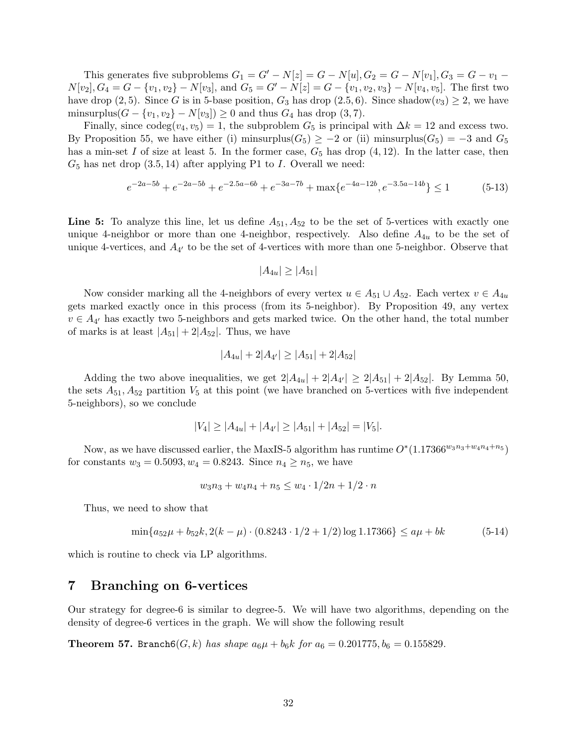This generates five subproblems $G_1 = G' - N[z] = G - N[u], G_2 = G - N[v_1], G_3 = G - v_1 - N[v_2], G_4 = G - \{v_1, v_2\} - N[v_3]$, and $G_5 = G' - N[z] = G - \{v_1, v_2, v_3\} - N[v_4, v_5]$. The first two have drop $(2, 5)$. Since $G$ is in 5-base position, $G_3$ has drop $(2.5, 6)$. Since $\text{shadow}(v_3) \geq 2$, we have $\text{minsurplus}(G - \{v_1, v_2\} - N[v_3]) \geq 0$ and thus $G_4$ has drop $(3, 7)$.

Finally, since $\text{codeg}(v_4, v_5) = 1$, the subproblem $G_5$ is principal with $\Delta k = 12$ and excess two. By Proposition 55, we have either (i) $\text{minsurplus}(G_5) \geq -2$ or (ii) $\text{minsurplus}(G_5) = -3$ and $G_5$ has a min-set $I$ of size at least 5. In the former case, $G_5$ has drop $(4, 12)$. In the latter case, then $G_5$ has net drop $(3.5, 14)$ after applying P1 to $I$. Overall we need:

$$e^{-2a-5b} + e^{-2a-5b} + e^{-2.5a-6b} + e^{-3a-7b} + \max\{e^{-4a-12b}, e^{-3.5a-14b}\} \leq 1 \tag{5-13}$$

**Line 5:** To analyze this line, let us define $A_{51}, A_{52}$ to be the set of 5-vertices with exactly one unique 4-neighbor or more than one 4-neighbor, respectively. Also define $A_{4u}$ to be the set of unique 4-vertices, and $A_{4'}$ to be the set of 4-vertices with more than one 5-neighbor. Observe that

$$|A_{4u}| \geq |A_{51}|$$

Now consider marking all the 4-neighbors of every vertex $u \in A_{51} \cup A_{52}$. Each vertex $v \in A_{4u}$ gets marked exactly once in this process (from its 5-neighbor). By Proposition 49, any vertex $v \in A_{4'}$ has exactly two 5-neighbors and gets marked twice. On the other hand, the total number of marks is at least $|A_{51}| + 2|A_{52}|$. Thus, we have

$$|A_{4u}| + 2|A_{4'}| \geq |A_{51}| + 2|A_{52}|$$

Adding the two above inequalities, we get $2|A_{4u}| + 2|A_{4'}| \geq 2|A_{51}| + 2|A_{52}|$. By Lemma 50, the sets $A_{51}, A_{52}$ partition $V_5$ at this point (we have branched on 5-vertices with five independent 5-neighbors), so we conclude

$$|V_4| \geq |A_{4u}| + |A_{4'}| \geq |A_{51}| + |A_{52}| = |V_5|.$$

Now, as we have discussed earlier, the MaxIS-5 algorithm has runtime $O^*(1.17366^{w_3 n_3 + w_4 n_4 + n_5})$ for constants $w_3 = 0.5093, w_4 = 0.8243$. Since $n_4 \geq n_5$, we have

$$w_3 n_3 + w_4 n_4 + n_5 \leq w_4 \cdot 1/2n + 1/2 \cdot n$$

Thus, we need to show that

$$\min\{a_{52}\mu + b_{52}k, 2(k - \mu) \cdot (0.8243 \cdot 1/2 + 1/2) \log 1.17366\} \leq a\mu + bk \tag{5-14}$$

which is routine to check via LP algorithms.

## 7 Branching on 6-vertices

Our strategy for degree-6 is similar to degree-5. We will have two algorithms, depending on the density of degree-6 vertices in the graph. We will show the following result

**Theorem 57.** `Branch6`$(G, k)$ *has shape* $a_6\mu + b_6 k$ *for* $a_6 = 0.201775, b_6 = 0.155829$.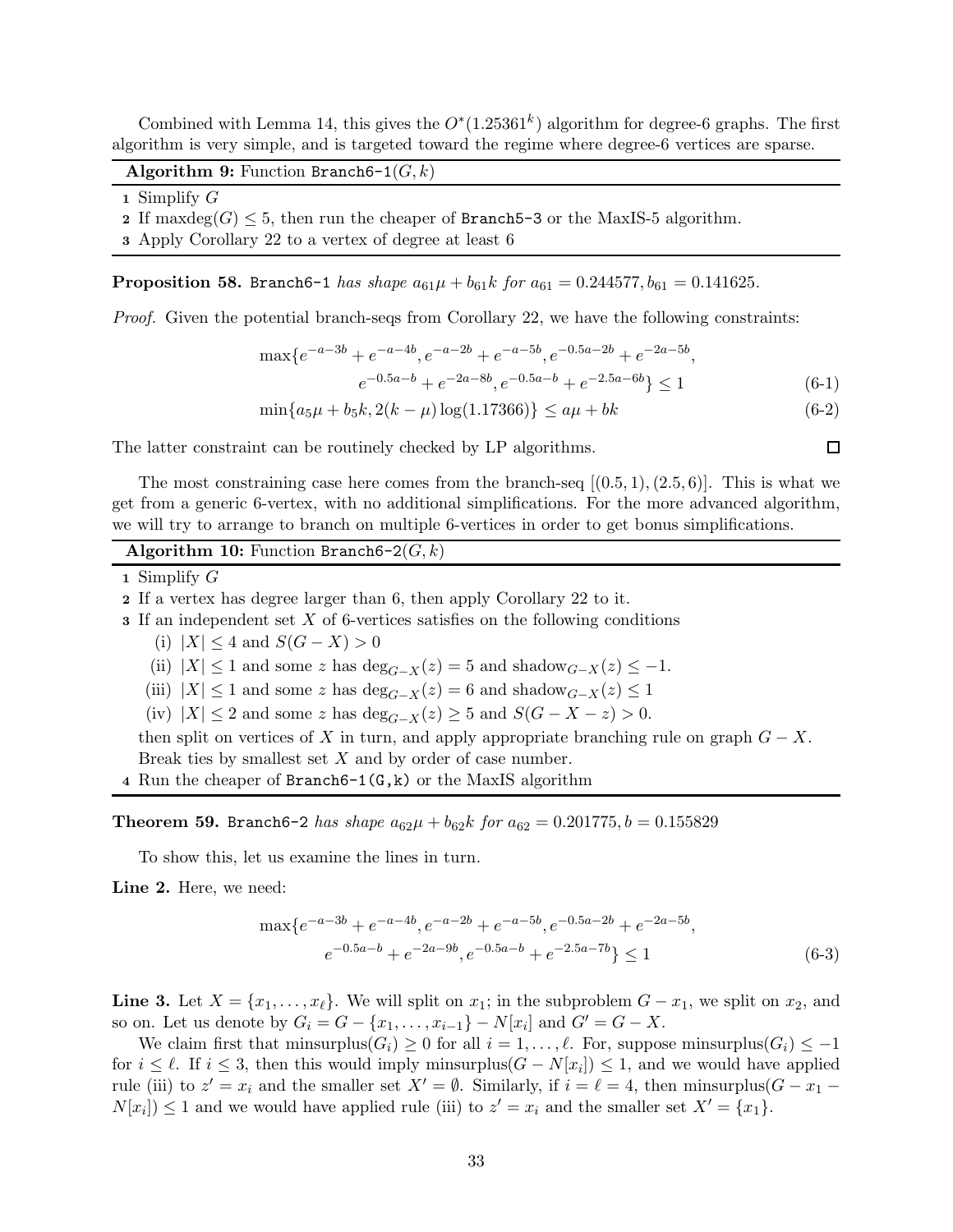Combined with Lemma 14, this gives the $O^*(1.25361^k)$ algorithm for degree-6 graphs. The first algorithm is very simple, and is targeted toward the regime where degree-6 vertices are sparse.

---

**Algorithm 9:** Function `Branch6-1`$(G, k)$

---

1. Simplify $G$
2. If $\text{maxdeg}(G) \leq 5$, then run the cheaper of `Branch5-3` or the MaxIS-5 algorithm.
3. Apply Corollary 22 to a vertex of degree at least 6

---

**Proposition 58.** `Branch6-1` *has shape* $a_{61}\mu + b_{61}k$ *for* $a_{61} = 0.244577, b_{61} = 0.141625$.

*Proof.* Given the potential branch-seqs from Corollary 22, we have the following constraints:

$$\max\{e^{-a-3b} + e^{-a-4b}, e^{-a-2b} + e^{-a-5b}, e^{-0.5a-2b} + e^{-2a-5b}, e^{-0.5a-b} + e^{-2a-8b}, e^{-0.5a-b} + e^{-2.5a-6b}\} \leq 1 \tag{6-1}$$

$$\min\{a_5\mu + b_5 k, 2(k-\mu)\log(1.17366)\} \leq a\mu + bk \tag{6-2}$$

The latter constraint can be routinely checked by LP algorithms. ◻

The most constraining case here comes from the branch-seq $[(0.5, 1), (2.5, 6)]$. This is what we get from a generic 6-vertex, with no additional simplifications. For the more advanced algorithm, we will try to arrange to branch on multiple 6-vertices in order to get bonus simplifications.

---

**Algorithm 10:** Function `Branch6-2`$(G, k)$

---

1. Simplify $G$
2. If a vertex has degree larger than 6, then apply Corollary 22 to it.
3. If an independent set $X$ of 6-vertices satisfies on the following conditions
   - (i) $|X| \leq 4$ and $S(G - X) > 0$
   - (ii) $|X| \leq 1$ and some $z$ has $\deg_{G-X}(z) = 5$ and $\text{shadow}_{G-X}(z) \leq -1$.
   - (iii) $|X| \leq 1$ and some $z$ has $\deg_{G-X}(z) = 6$ and $\text{shadow}_{G-X}(z) \leq 1$
   - (iv) $|X| \leq 2$ and some $z$ has $\deg_{G-X}(z) \geq 5$ and $S(G - X - z) > 0$.

   then split on vertices of $X$ in turn, and apply appropriate branching rule on graph $G - X$. Break ties by smallest set $X$ and by order of case number.
4. Run the cheaper of `Branch6-1(G,k)` or the MaxIS algorithm

---

**Theorem 59.** `Branch6-2` *has shape* $a_{62}\mu + b_{62}k$ *for* $a_{62} = 0.201775, b = 0.155829$

To show this, let us examine the lines in turn.

**Line 2.** Here, we need:

$$\max\{e^{-a-3b} + e^{-a-4b}, e^{-a-2b} + e^{-a-5b}, e^{-0.5a-2b} + e^{-2a-5b}, e^{-0.5a-b} + e^{-2a-9b}, e^{-0.5a-b} + e^{-2.5a-7b}\} \leq 1 \tag{6-3}$$

**Line 3.** Let $X = \{x_1, \dots, x_\ell\}$. We will split on $x_1$; in the subproblem $G - x_1$, we split on $x_2$, and so on. Let us denote by $G_i = G - \{x_1, \dots, x_{i-1}\} - N[x_i]$ and $G' = G - X$.

We claim first that $\text{minsurplus}(G_i) \geq 0$ for all $i = 1, \dots, \ell$. For, suppose $\text{minsurplus}(G_i) \leq -1$ for $i \leq \ell$. If $i \leq 3$, then this would imply $\text{minsurplus}(G - N[x_i]) \leq 1$, and we would have applied rule (iii) to $z' = x_i$ and the smaller set $X' = \emptyset$. Similarly, if $i = \ell = 4$, then $\text{minsurplus}(G - x_1 - N[x_i]) \leq 1$ and we would have applied rule (iii) to $z' = x_i$ and the smaller set $X' = \{x_1\}$.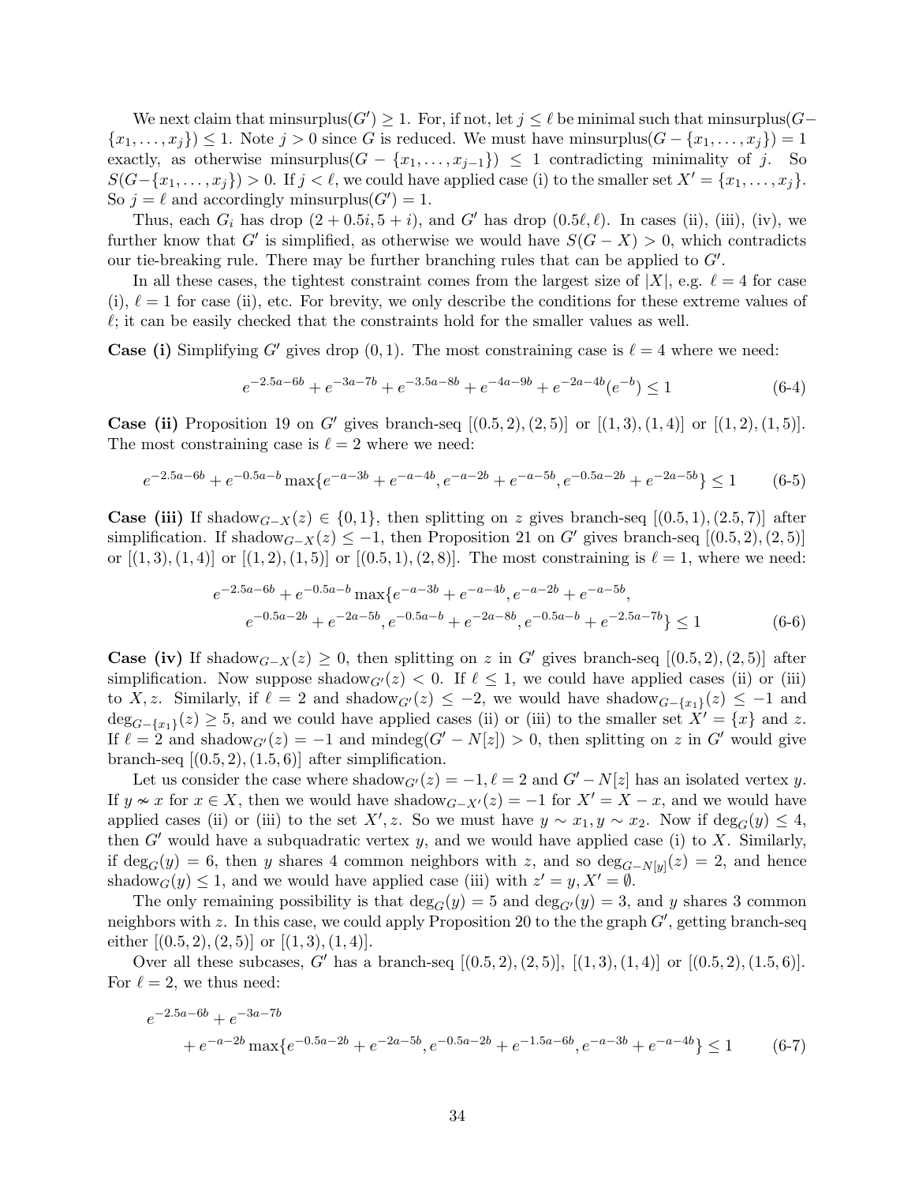We next claim that minsurplus$(G') \geq 1$. For, if not, let $j \leq \ell$ be minimal such that minsurplus$(G - \{x_1, \dots, x_j\}) \leq 1$. Note $j > 0$ since $G$ is reduced. We must have minsurplus$(G - \{x_1, \dots, x_j\}) = 1$ exactly, as otherwise minsurplus$(G - \{x_1, \dots, x_{j-1}\}) \leq 1$ contradicting minimality of $j$. So $S(G - \{x_1, \dots, x_j\}) > 0$. If $j < \ell$, we could have applied case (i) to the smaller set $X' = \{x_1, \dots, x_j\}$. So $j = \ell$ and accordingly minsurplus$(G') = 1$.

Thus, each $G_i$ has drop $(2 + 0.5i, 5 + i)$, and $G'$ has drop $(0.5\ell, \ell)$. In cases (ii), (iii), (iv), we further know that $G'$ is simplified, as otherwise we would have $S(G - X) > 0$, which contradicts our tie-breaking rule. There may be further branching rules that can be applied to $G'$.

In all these cases, the tightest constraint comes from the largest size of $|X|$, e.g. $\ell = 4$ for case (i), $\ell = 1$ for case (ii), etc. For brevity, we only describe the conditions for these extreme values of $\ell$; it can be easily checked that the constraints hold for the smaller values as well.

**Case (i)** Simplifying $G'$ gives drop $(0, 1)$. The most constraining case is $\ell = 4$ where we need:

$$e^{-2.5a-6b} + e^{-3a-7b} + e^{-3.5a-8b} + e^{-4a-9b} + e^{-2a-4b}(e^{-b}) \leq 1 \tag{6-4}$$

**Case (ii)** Proposition 19 on $G'$ gives branch-seq $[(0.5, 2), (2, 5)]$ or $[(1, 3), (1, 4)]$ or $[(1, 2), (1, 5)]$. The most constraining case is $\ell = 2$ where we need:

$$e^{-2.5a-6b} + e^{-0.5a-b} \max\{e^{-a-3b} + e^{-a-4b}, e^{-a-2b} + e^{-a-5b}, e^{-0.5a-2b} + e^{-2a-5b}\} \leq 1 \tag{6-5}$$

**Case (iii)** If shadow$_{G-X}(z) \in \{0, 1\}$, then splitting on $z$ gives branch-seq $[(0.5, 1), (2.5, 7)]$ after simplification. If shadow$_{G-X}(z) \leq -1$, then Proposition 21 on $G'$ gives branch-seq $[(0.5, 2), (2, 5)]$ or $[(1, 3), (1, 4)]$ or $[(1, 2), (1, 5)]$ or $[(0.5, 1), (2, 8)]$. The most constraining is $\ell = 1$, where we need:

$$\begin{aligned}
&e^{-2.5a-6b} + e^{-0.5a-b} \max\{e^{-a-3b} + e^{-a-4b}, e^{-a-2b} + e^{-a-5b},\\
&\qquad e^{-0.5a-2b} + e^{-2a-5b}, e^{-0.5a-b} + e^{-2a-8b}, e^{-0.5a-b} + e^{-2.5a-7b}\} \leq 1
\end{aligned} \tag{6-6}$$

**Case (iv)** If shadow$_{G-X}(z) \geq 0$, then splitting on $z$ in $G'$ gives branch-seq $[(0.5, 2), (2, 5)]$ after simplification. Now suppose shadow$_{G'}(z) < 0$. If $\ell \leq 1$, we could have applied cases (ii) or (iii) to $X, z$. Similarly, if $\ell = 2$ and shadow$_{G'}(z) \leq -2$, we would have shadow$_{G-\{x_1\}}(z) \leq -1$ and $\deg_{G-\{x_1\}}(z) \geq 5$, and we could have applied cases (ii) or (iii) to the smaller set $X' = \{x\}$ and $z$. If $\ell = 2$ and shadow$_{G'}(z) = -1$ and mindeg$(G' - N[z]) > 0$, then splitting on $z$ in $G'$ would give branch-seq $[(0.5, 2), (1.5, 6)]$ after simplification.

Let us consider the case where shadow$_{G'}(z) = -1, \ell = 2$ and $G' - N[z]$ has an isolated vertex $y$. If $y \nsim x$ for $x \in X$, then we would have shadow$_{G-X'}(z) = -1$ for $X' = X - x$, and we would have applied cases (ii) or (iii) to the set $X', z$. So we must have $y \sim x_1, y \sim x_2$. Now if $\deg_G(y) \leq 4$, then $G'$ would have a subquadratic vertex $y$, and we would have applied case (i) to $X$. Similarly, if $\deg_G(y) = 6$, then $y$ shares 4 common neighbors with $z$, and so $\deg_{G-N[y]}(z) = 2$, and hence shadow$_G(y) \leq 1$, and we would have applied case (iii) with $z' = y, X' = \emptyset$.

The only remaining possibility is that $\deg_G(y) = 5$ and $\deg_{G'}(y) = 3$, and $y$ shares 3 common neighbors with $z$. In this case, we could apply Proposition 20 to the the graph $G'$, getting branch-seq either $[(0.5, 2), (2, 5)]$ or $[(1, 3), (1, 4)]$.

Over all these subcases, $G'$ has a branch-seq $[(0.5, 2), (2, 5)]$, $[(1, 3), (1, 4)]$ or $[(0.5, 2), (1.5, 6)]$. For $\ell = 2$, we thus need:

$$\begin{aligned}
&e^{-2.5a-6b} + e^{-3a-7b}\\
&\qquad + e^{-a-2b} \max\{e^{-0.5a-2b} + e^{-2a-5b}, e^{-0.5a-2b} + e^{-1.5a-6b}, e^{-a-3b} + e^{-a-4b}\} \leq 1
\end{aligned} \tag{6-7}$$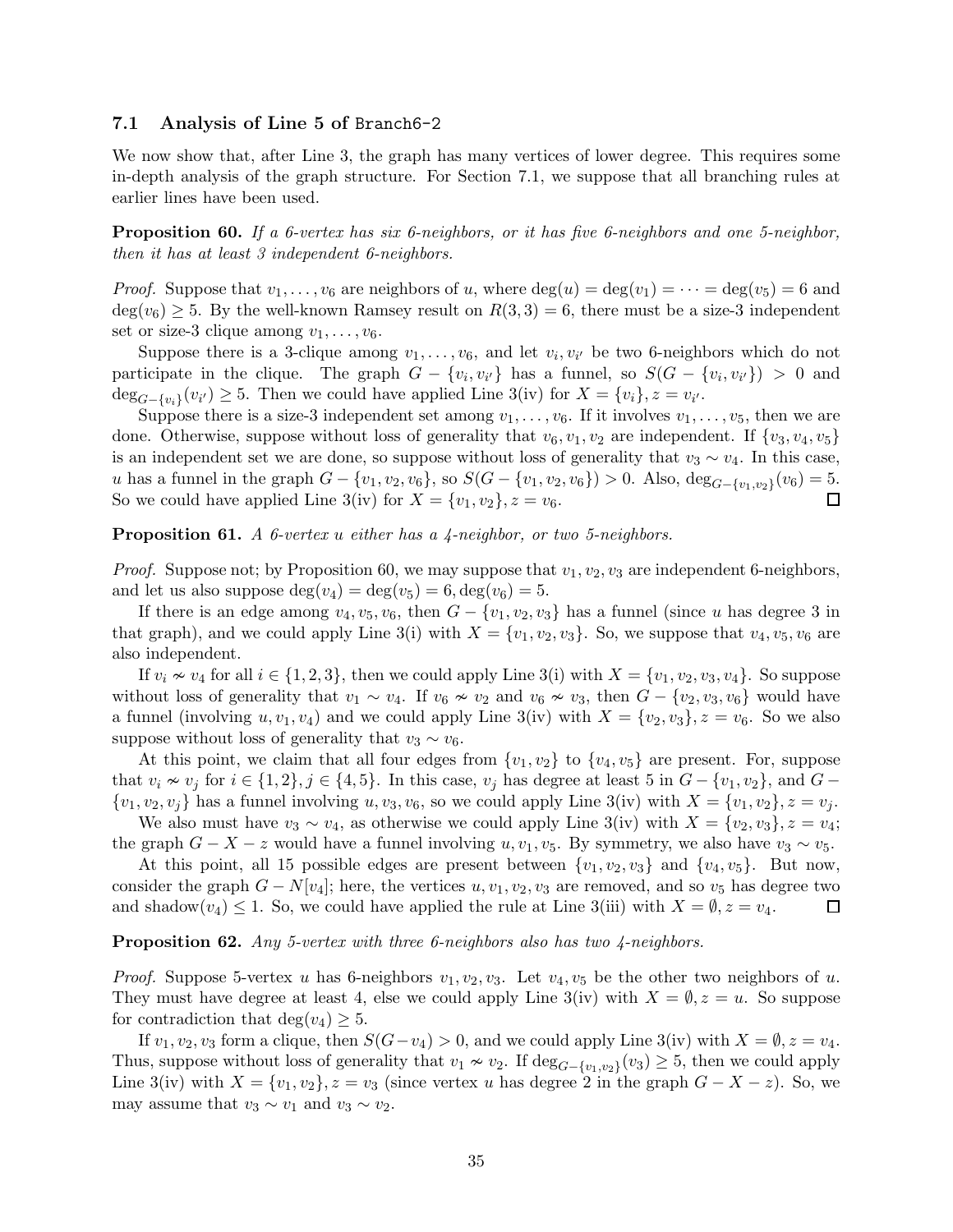### 7.1 Analysis of Line 5 of `Branch6-2`

We now show that, after Line 3, the graph has many vertices of lower degree. This requires some in-depth analysis of the graph structure. For Section 7.1, we suppose that all branching rules at earlier lines have been used.

**Proposition 60.** *If a 6-vertex has six 6-neighbors, or it has five 6-neighbors and one 5-neighbor, then it has at least 3 independent 6-neighbors.*

*Proof.* Suppose that $v_1, \dots, v_6$ are neighbors of $u$, where $\deg(u) = \deg(v_1) = \dots = \deg(v_5) = 6$ and $\deg(v_6) \geq 5$. By the well-known Ramsey result on $R(3,3) = 6$, there must be a size-3 independent set or size-3 clique among $v_1, \dots, v_6$.

Suppose there is a 3-clique among $v_1, \dots, v_6$, and let $v_i, v_{i'}$ be two 6-neighbors which do not participate in the clique. The graph $G - \{v_i, v_{i'}\}$ has a funnel, so $S(G - \{v_i, v_{i'}\}) > 0$ and $\deg_{G-\{v_i\}}(v_{i'}) \geq 5$. Then we could have applied Line 3(iv) for $X = \{v_i\}, z = v_{i'}$.

Suppose there is a size-3 independent set among $v_1, \dots, v_6$. If it involves $v_1, \dots, v_5$, then we are done. Otherwise, suppose without loss of generality that $v_6, v_1, v_2$ are independent. If $\{v_3, v_4, v_5\}$ is an independent set we are done, so suppose without loss of generality that $v_3 \sim v_4$. In this case, $u$ has a funnel in the graph $G - \{v_1, v_2, v_6\}$, so $S(G - \{v_1, v_2, v_6\}) > 0$. Also, $\deg_{G-\{v_1,v_2\}}(v_6) = 5$. So we could have applied Line 3(iv) for $X = \{v_1, v_2\}, z = v_6$. ☐

**Proposition 61.** *A 6-vertex $u$ either has a 4-neighbor, or two 5-neighbors.*

*Proof.* Suppose not; by Proposition 60, we may suppose that $v_1, v_2, v_3$ are independent 6-neighbors, and let us also suppose $\deg(v_4) = \deg(v_5) = 6, \deg(v_6) = 5$.

If there is an edge among $v_4, v_5, v_6$, then $G - \{v_1, v_2, v_3\}$ has a funnel (since $u$ has degree 3 in that graph), and we could apply Line 3(i) with $X = \{v_1, v_2, v_3\}$. So, we suppose that $v_4, v_5, v_6$ are also independent.

If $v_i \nsim v_4$ for all $i \in \{1, 2, 3\}$, then we could apply Line 3(i) with $X = \{v_1, v_2, v_3, v_4\}$. So suppose without loss of generality that $v_1 \sim v_4$. If $v_6 \nsim v_2$ and $v_6 \nsim v_3$, then $G - \{v_2, v_3, v_6\}$ would have a funnel (involving $u, v_1, v_4$) and we could apply Line 3(iv) with $X = \{v_2, v_3\}, z = v_6$. So we also suppose without loss of generality that $v_3 \sim v_6$.

At this point, we claim that all four edges from $\{v_1, v_2\}$ to $\{v_4, v_5\}$ are present. For, suppose that $v_i \nsim v_j$ for $i \in \{1, 2\}, j \in \{4, 5\}$. In this case, $v_j$ has degree at least 5 in $G - \{v_1, v_2\}$, and $G - \{v_1, v_2, v_j\}$ has a funnel involving $u, v_3, v_6$, so we could apply Line 3(iv) with $X = \{v_1, v_2\}, z = v_j$.

We also must have $v_3 \sim v_4$, as otherwise we could apply Line 3(iv) with $X = \{v_2, v_3\}, z = v_4$; the graph $G - X - z$ would have a funnel involving $u, v_1, v_5$. By symmetry, we also have $v_3 \sim v_5$.

At this point, all 15 possible edges are present between $\{v_1, v_2, v_3\}$ and $\{v_4, v_5\}$. But now, consider the graph $G - N[v_4]$; here, the vertices $u, v_1, v_2, v_3$ are removed, and so $v_5$ has degree two and $\text{shadow}(v_4) \leq 1$. So, we could have applied the rule at Line 3(iii) with $X = \emptyset, z = v_4$. ☐

**Proposition 62.** *Any 5-vertex with three 6-neighbors also has two 4-neighbors.*

*Proof.* Suppose 5-vertex $u$ has 6-neighbors $v_1, v_2, v_3$. Let $v_4, v_5$ be the other two neighbors of $u$. They must have degree at least 4, else we could apply Line 3(iv) with $X = \emptyset, z = u$. So suppose for contradiction that $\deg(v_4) \geq 5$.

If $v_1, v_2, v_3$ form a clique, then $S(G - v_4) > 0$, and we could apply Line 3(iv) with $X = \emptyset, z = v_4$. Thus, suppose without loss of generality that $v_1 \nsim v_2$. If $\deg_{G-\{v_1,v_2\}}(v_3) \geq 5$, then we could apply Line 3(iv) with $X = \{v_1, v_2\}, z = v_3$ (since vertex $u$ has degree 2 in the graph $G - X - z$). So, we may assume that $v_3 \sim v_1$ and $v_3 \sim v_2$.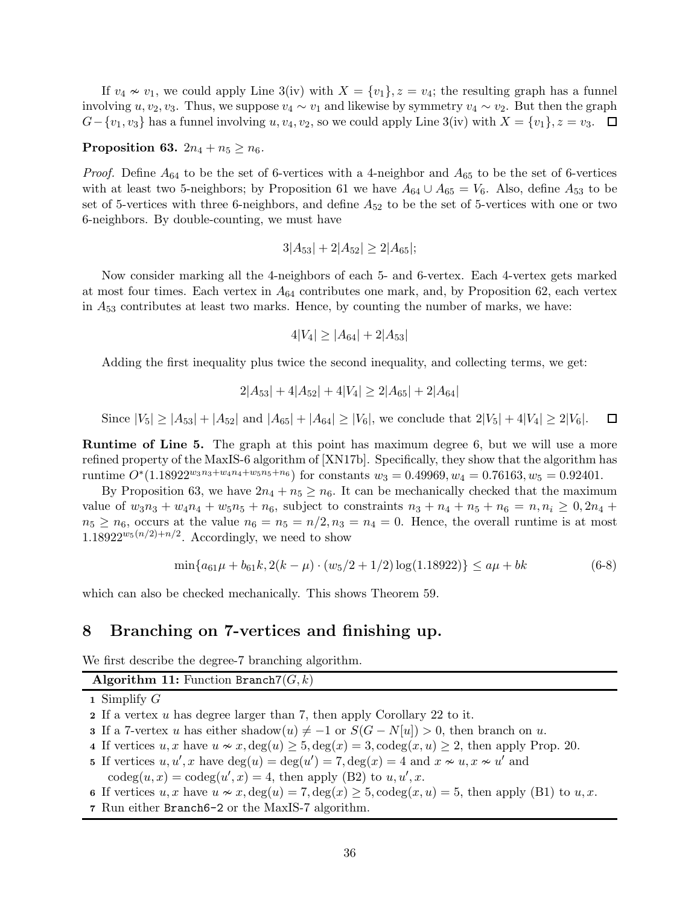If $v_4 \nsim v_1$, we could apply Line 3(iv) with $X = \{v_1\}, z = v_4$; the resulting graph has a funnel involving $u, v_2, v_3$. Thus, we suppose $v_4 \sim v_1$ and likewise by symmetry $v_4 \sim v_2$. But then the graph $G - \{v_1, v_3\}$ has a funnel involving $u, v_4, v_2$, so we could apply Line 3(iv) with $X = \{v_1\}, z = v_3$. □

**Proposition 63.** $2n_4 + n_5 \geq n_6$.

*Proof.* Define $A_{64}$ to be the set of 6-vertices with a 4-neighbor and $A_{65}$ to be the set of 6-vertices with at least two 5-neighbors; by Proposition 61 we have $A_{64} \cup A_{65} = V_6$. Also, define $A_{53}$ to be set of 5-vertices with three 6-neighbors, and define $A_{52}$ to be the set of 5-vertices with one or two 6-neighbors. By double-counting, we must have

$$3|A_{53}| + 2|A_{52}| \geq 2|A_{65}|;$$

Now consider marking all the 4-neighbors of each 5- and 6-vertex. Each 4-vertex gets marked at most four times. Each vertex in $A_{64}$ contributes one mark, and, by Proposition 62, each vertex in $A_{53}$ contributes at least two marks. Hence, by counting the number of marks, we have:

$$4|V_4| \geq |A_{64}| + 2|A_{53}|$$

Adding the first inequality plus twice the second inequality, and collecting terms, we get:

$$2|A_{53}| + 4|A_{52}| + 4|V_4| \geq 2|A_{65}| + 2|A_{64}|$$

Since $|V_5| \geq |A_{53}| + |A_{52}|$ and $|A_{65}| + |A_{64}| \geq |V_6|$, we conclude that $2|V_5| + 4|V_4| \geq 2|V_6|$. □

**Runtime of Line 5.** The graph at this point has maximum degree 6, but we will use a more refined property of the MaxIS-6 algorithm of [XN17b]. Specifically, they show that the algorithm has runtime $O^*(1.18922^{w_3 n_3 + w_4 n_4 + w_5 n_5 + n_6})$ for constants $w_3 = 0.49969, w_4 = 0.76163, w_5 = 0.92401$.

By Proposition 63, we have $2n_4 + n_5 \geq n_6$. It can be mechanically checked that the maximum value of $w_3 n_3 + w_4 n_4 + w_5 n_5 + n_6$, subject to constraints $n_3 + n_4 + n_5 + n_6 = n, n_i \geq 0, 2n_4 + n_5 \geq n_6$, occurs at the value $n_6 = n_5 = n/2, n_3 = n_4 = 0$. Hence, the overall runtime is at most $1.18922^{w_5(n/2) + n/2}$. Accordingly, we need to show

$$\min\{a_{61}\mu + b_{61}k, 2(k - \mu) \cdot (w_5/2 + 1/2)\log(1.18922)\} \leq a\mu + bk \tag{6-8}$$

which can also be checked mechanically. This shows Theorem 59.

## 8 Branching on 7-vertices and finishing up.

We first describe the degree-7 branching algorithm.

**Algorithm 11:** Function `Branch7`$(G, k)$

1. Simplify $G$
2. If a vertex $u$ has degree larger than 7, then apply Corollary 22 to it.
3. If a 7-vertex $u$ has either shadow$(u) \neq -1$ or $S(G - N[u]) > 0$, then branch on $u$.
4. If vertices $u, x$ have $u \nsim x, \deg(u) \geq 5, \deg(x) = 3, \text{codeg}(x, u) \geq 2$, then apply Prop. 20.
5. If vertices $u, u', x$ have $\deg(u) = \deg(u') = 7, \deg(x) = 4$ and $x \nsim u, x \nsim u'$ and $\text{codeg}(u, x) = \text{codeg}(u', x) = 4$, then apply (B2) to $u, u', x$.
6. If vertices $u, x$ have $u \nsim x, \deg(u) = 7, \deg(x) \geq 5, \text{codeg}(x, u) = 5$, then apply (B1) to $u, x$.
7. Run either `Branch6-2` or the MaxIS-7 algorithm.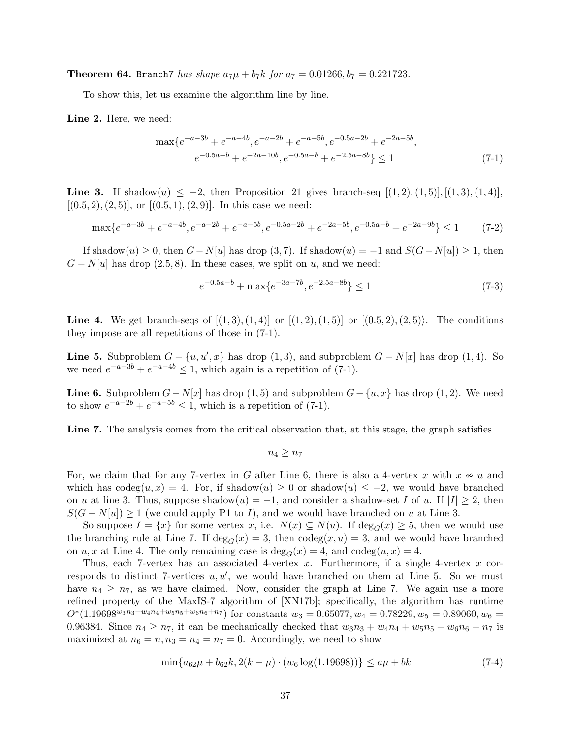**Theorem 64.** `Branch7` *has shape* $a_7\mu + b_7 k$ *for* $a_7 = 0.01266, b_7 = 0.221723$.

To show this, let us examine the algorithm line by line.

**Line 2.** Here, we need:

$$\max\{e^{-a-3b} + e^{-a-4b}, e^{-a-2b} + e^{-a-5b}, e^{-0.5a-2b} + e^{-2a-5b},$$
$$e^{-0.5a-b} + e^{-2a-10b}, e^{-0.5a-b} + e^{-2.5a-8b}\} \leq 1 \tag{7-1}$$

**Line 3.** If shadow$(u) \leq -2$, then Proposition 21 gives branch-seq $[(1,2),(1,5)], [(1,3),(1,4)]$, $[(0.5,2),(2,5)]$, or $[(0.5,1),(2,9)]$. In this case we need:

$$\max\{e^{-a-3b} + e^{-a-4b}, e^{-a-2b} + e^{-a-5b}, e^{-0.5a-2b} + e^{-2a-5b}, e^{-0.5a-b} + e^{-2a-9b}\} \leq 1 \tag{7-2}$$

If shadow$(u) \geq 0$, then $G - N[u]$ has drop $(3,7)$. If shadow$(u) = -1$ and $S(G - N[u]) \geq 1$, then $G - N[u]$ has drop $(2.5, 8)$. In these cases, we split on $u$, and we need:

$$e^{-0.5a-b} + \max\{e^{-3a-7b}, e^{-2.5a-8b}\} \leq 1 \tag{7-3}$$

**Line 4.** We get branch-seqs of $[(1,3),(1,4)]$ or $[(1,2),(1,5)]$ or $[(0.5,2),(2,5)\rangle$. The conditions they impose are all repetitions of those in (7-1).

**Line 5.** Subproblem $G - \{u, u', x\}$ has drop $(1,3)$, and subproblem $G - N[x]$ has drop $(1,4)$. So we need $e^{-a-3b} + e^{-a-4b} \leq 1$, which again is a repetition of (7-1).

**Line 6.** Subproblem $G - N[x]$ has drop $(1,5)$ and subproblem $G - \{u, x\}$ has drop $(1,2)$. We need to show $e^{-a-2b} + e^{-a-5b} \leq 1$, which is a repetition of (7-1).

**Line 7.** The analysis comes from the critical observation that, at this stage, the graph satisfies

$$n_4 \geq n_7$$

For, we claim that for any 7-vertex in $G$ after Line 6, there is also a 4-vertex $x$ with $x \nsim u$ and which has codeg$(u, x) = 4$. For, if shadow$(u) \geq 0$ or shadow$(u) \leq -2$, we would have branched on $u$ at line 3. Thus, suppose shadow$(u) = -1$, and consider a shadow-set $I$ of $u$. If $|I| \geq 2$, then $S(G - N[u]) \geq 1$ (we could apply P1 to $I$), and we would have branched on $u$ at Line 3.

So suppose $I = \{x\}$ for some vertex $x$, i.e. $N(x) \subseteq N(u)$. If $\deg_G(x) \geq 5$, then we would use the branching rule at Line 7. If $\deg_G(x) = 3$, then codeg$(x, u) = 3$, and we would have branched on $u, x$ at Line 4. The only remaining case is $\deg_G(x) = 4$, and codeg$(x, u) = 4$.

Thus, each 7-vertex has an associated 4-vertex $x$. Furthermore, if a single 4-vertex $x$ corresponds to distinct 7-vertices $u, u'$, we would have branched on them at Line 5. So we must have $n_4 \geq n_7$, as we have claimed. Now, consider the graph at Line 7. We again use a more refined property of the MaxIS-7 algorithm of [XN17b]; specifically, the algorithm has runtime $O^*(1.19698^{w_3 n_3 + w_4 n_4 + w_5 n_5 + w_6 n_6 + n_7})$ for constants $w_3 = 0.65077, w_4 = 0.78229, w_5 = 0.89060, w_6 = 0.96384$. Since $n_4 \geq n_7$, it can be mechanically checked that $w_3 n_3 + w_4 n_4 + w_5 n_5 + w_6 n_6 + n_7$ is maximized at $n_6 = n, n_3 = n_4 = n_7 = 0$. Accordingly, we need to show

$$\min\{a_{62}\mu + b_{62}k, 2(k - \mu) \cdot (w_6 \log(1.19698))\} \leq a\mu + bk \tag{7-4}$$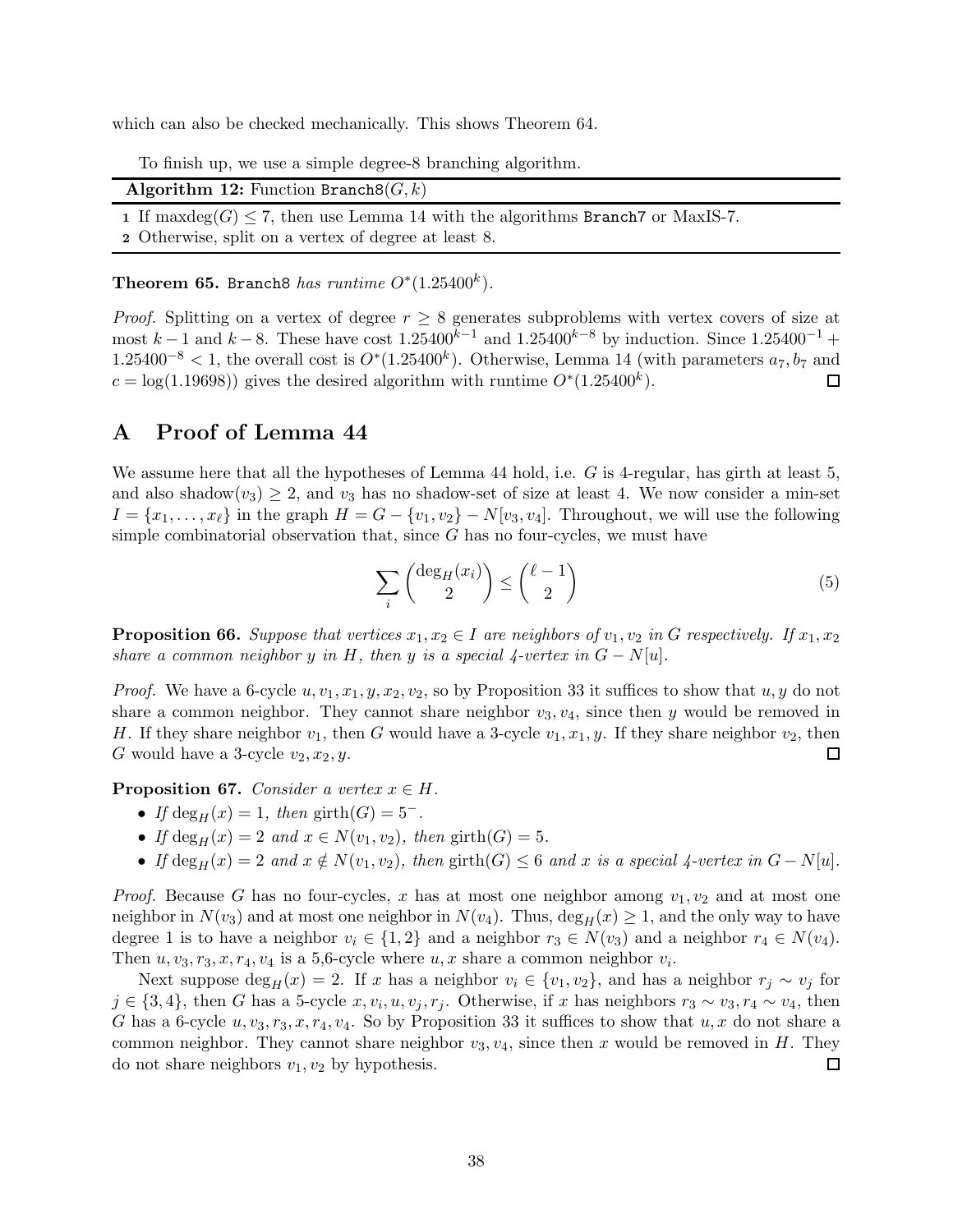which can also be checked mechanically. This shows Theorem 64.

To finish up, we use a simple degree-8 branching algorithm.

**Algorithm 12:** Function `Branch8`$(G, k)$

1. If $\text{maxdeg}(G) \leq 7$, then use Lemma 14 with the algorithms `Branch7` or MaxIS-7.
2. Otherwise, split on a vertex of degree at least 8.

**Theorem 65.** *`Branch8` has runtime $O^*(1.25400^k)$.*

*Proof.* Splitting on a vertex of degree $r \geq 8$ generates subproblems with vertex covers of size at most $k-1$ and $k-8$. These have cost $1.25400^{k-1}$ and $1.25400^{k-8}$ by induction. Since $1.25400^{-1} + 1.25400^{-8} < 1$, the overall cost is $O^*(1.25400^k)$. Otherwise, Lemma 14 (with parameters $a_7, b_7$ and $c = \log(1.19698)$) gives the desired algorithm with runtime $O^*(1.25400^k)$. ☐

# A Proof of Lemma 44

We assume here that all the hypotheses of Lemma 44 hold, i.e. $G$ is 4-regular, has girth at least 5, and also $\text{shadow}(v_3) \geq 2$, and $v_3$ has no shadow-set of size at least 4. We now consider a min-set $I = \{x_1, \dots, x_\ell\}$ in the graph $H = G - \{v_1, v_2\} - N[v_3, v_4]$. Throughout, we will use the following simple combinatorial observation that, since $G$ has no four-cycles, we must have

$$\sum_i \binom{\deg_H(x_i)}{2} \leq \binom{\ell - 1}{2} \tag{5}$$

**Proposition 66.** *Suppose that vertices $x_1, x_2 \in I$ are neighbors of $v_1, v_2$ in $G$ respectively. If $x_1, x_2$ share a common neighbor $y$ in $H$, then $y$ is a special 4-vertex in $G - N[u]$.*

*Proof.* We have a 6-cycle $u, v_1, x_1, y, x_2, v_2$, so by Proposition 33 it suffices to show that $u, y$ do not share a common neighbor. They cannot share neighbor $v_3, v_4$, since then $y$ would be removed in $H$. If they share neighbor $v_1$, then $G$ would have a 3-cycle $v_1, x_1, y$. If they share neighbor $v_2$, then $G$ would have a 3-cycle $v_2, x_2, y$. ☐

**Proposition 67.** *Consider a vertex $x \in H$.*

- *If $\deg_H(x) = 1$, then $\text{girth}(G) = 5^-$.*
- *If $\deg_H(x) = 2$ and $x \in N(v_1, v_2)$, then $\text{girth}(G) = 5$.*
- *If $\deg_H(x) = 2$ and $x \notin N(v_1, v_2)$, then $\text{girth}(G) \leq 6$ and $x$ is a special 4-vertex in $G - N[u]$.*

*Proof.* Because $G$ has no four-cycles, $x$ has at most one neighbor among $v_1, v_2$ and at most one neighbor in $N(v_3)$ and at most one neighbor in $N(v_4)$. Thus, $\deg_H(x) \geq 1$, and the only way to have degree 1 is to have a neighbor $v_i \in \{1, 2\}$ and a neighbor $r_3 \in N(v_3)$ and a neighbor $r_4 \in N(v_4)$. Then $u, v_3, r_3, x, r_4, v_4$ is a 5,6-cycle where $u, x$ share a common neighbor $v_i$.

Next suppose $\deg_H(x) = 2$. If $x$ has a neighbor $v_i \in \{v_1, v_2\}$, and has a neighbor $r_j \sim v_j$ for $j \in \{3, 4\}$, then $G$ has a 5-cycle $x, v_i, u, v_j, r_j$. Otherwise, if $x$ has neighbors $r_3 \sim v_3, r_4 \sim v_4$, then $G$ has a 6-cycle $u, v_3, r_3, x, r_4, v_4$. So by Proposition 33 it suffices to show that $u, x$ do not share a common neighbor. They cannot share neighbor $v_3, v_4$, since then $x$ would be removed in $H$. They do not share neighbors $v_1, v_2$ by hypothesis. ☐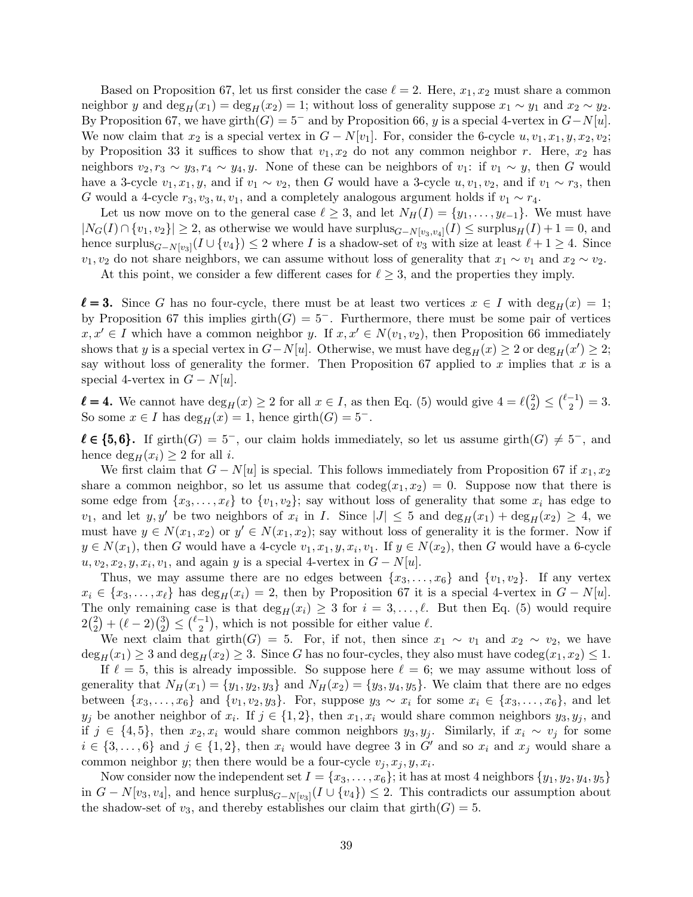Based on Proposition 67, let us first consider the case $\ell = 2$. Here, $x_1, x_2$ must share a common neighbor $y$ and $\deg_H(x_1) = \deg_H(x_2) = 1$; without loss of generality suppose $x_1 \sim y_1$ and $x_2 \sim y_2$. By Proposition 67, we have $\mathrm{girth}(G) = 5^-$ and by Proposition 66, $y$ is a special 4-vertex in $G - N[u]$. We now claim that $x_2$ is a special vertex in $G - N[v_1]$. For, consider the 6-cycle $u, v_1, x_1, y, x_2, v_2$; by Proposition 33 it suffices to show that $v_1, x_2$ do not any common neighbor $r$. Here, $x_2$ has neighbors $v_2, r_3 \sim y_3, r_4 \sim y_4, y$. None of these can be neighbors of $v_1$: if $v_1 \sim y$, then $G$ would have a 3-cycle $v_1, x_1, y$, and if $v_1 \sim v_2$, then $G$ would have a 3-cycle $u, v_1, v_2$, and if $v_1 \sim r_3$, then $G$ would a 4-cycle $r_3, v_3, u, v_1$, and a completely analogous argument holds if $v_1 \sim r_4$.

Let us now move on to the general case $\ell \geq 3$, and let $N_H(I) = \{y_1, \ldots, y_{\ell-1}\}$. We must have $|N_G(I) \cap \{v_1, v_2\}| \geq 2$, as otherwise we would have $\mathrm{surplus}_{G-N[v_3,v_4]}(I) \leq \mathrm{surplus}_H(I) + 1 = 0$, and hence $\mathrm{surplus}_{G-N[v_3]}(I \cup \{v_4\}) \leq 2$ where $I$ is a shadow-set of $v_3$ with size at least $\ell + 1 \geq 4$. Since $v_1, v_2$ do not share neighbors, we can assume without loss of generality that $x_1 \sim v_1$ and $x_2 \sim v_2$.

At this point, we consider a few different cases for $\ell \geq 3$, and the properties they imply.

**$\ell = 3$.** Since $G$ has no four-cycle, there must be at least two vertices $x \in I$ with $\deg_H(x) = 1$; by Proposition 67 this implies $\mathrm{girth}(G) = 5^-$. Furthermore, there must be some pair of vertices $x, x' \in I$ which have a common neighbor $y$. If $x, x' \in N(v_1, v_2)$, then Proposition 66 immediately shows that $y$ is a special vertex in $G - N[u]$. Otherwise, we must have $\deg_H(x) \geq 2$ or $\deg_H(x') \geq 2$; say without loss of generality the former. Then Proposition 67 applied to $x$ implies that $x$ is a special 4-vertex in $G - N[u]$.

**$\ell = 4$.** We cannot have $\deg_H(x) \geq 2$ for all $x \in I$, as then Eq. (5) would give $4 = \ell\binom{2}{2} \leq \binom{\ell-1}{2} = 3$. So some $x \in I$ has $\deg_H(x) = 1$, hence $\mathrm{girth}(G) = 5^-$.

**$\ell \in \{5, 6\}$.** If $\mathrm{girth}(G) = 5^-$, our claim holds immediately, so let us assume $\mathrm{girth}(G) \neq 5^-$, and hence $\deg_H(x_i) \geq 2$ for all $i$.

We first claim that $G - N[u]$ is special. This follows immediately from Proposition 67 if $x_1, x_2$ share a common neighbor, so let us assume that $\mathrm{codeg}(x_1, x_2) = 0$. Suppose now that there is some edge from $\{x_3, \ldots, x_\ell\}$ to $\{v_1, v_2\}$; say without loss of generality that some $x_i$ has edge to $v_1$, and let $y, y'$ be two neighbors of $x_i$ in $I$. Since $|J| \leq 5$ and $\deg_H(x_1) + \deg_H(x_2) \geq 4$, we must have $y \in N(x_1, x_2)$ or $y' \in N(x_1, x_2)$; say without loss of generality it is the former. Now if $y \in N(x_1)$, then $G$ would have a 4-cycle $v_1, x_1, y, x_i, v_1$. If $y \in N(x_2)$, then $G$ would have a 6-cycle $u, v_2, x_2, y, x_i, v_1$, and again $y$ is a special 4-vertex in $G - N[u]$.

Thus, we may assume there are no edges between $\{x_3, \ldots, x_6\}$ and $\{v_1, v_2\}$. If any vertex $x_i \in \{x_3, \ldots, x_\ell\}$ has $\deg_H(x_i) = 2$, then by Proposition 67 it is a special 4-vertex in $G - N[u]$. The only remaining case is that $\deg_H(x_i) \geq 3$ for $i = 3, \ldots, \ell$. But then Eq. (5) would require $2\binom{2}{2} + (\ell - 2)\binom{3}{2} \leq \binom{\ell-1}{2}$, which is not possible for either value $\ell$.

We next claim that $\mathrm{girth}(G) = 5$. For, if not, then since $x_1 \sim v_1$ and $x_2 \sim v_2$, we have $\deg_H(x_1) \geq 3$ and $\deg_H(x_2) \geq 3$. Since $G$ has no four-cycles, they also must have $\mathrm{codeg}(x_1, x_2) \leq 1$.

If $\ell = 5$, this is already impossible. So suppose here $\ell = 6$; we may assume without loss of generality that $N_H(x_1) = \{y_1, y_2, y_3\}$ and $N_H(x_2) = \{y_3, y_4, y_5\}$. We claim that there are no edges between $\{x_3, \ldots, x_6\}$ and $\{v_1, v_2, y_3\}$. For, suppose $y_3 \sim x_i$ for some $x_i \in \{x_3, \ldots, x_6\}$, and let $y_j$ be another neighbor of $x_i$. If $j \in \{1, 2\}$, then $x_1, x_i$ would share common neighbors $y_3, y_j$, and if $j \in \{4, 5\}$, then $x_2, x_i$ would share common neighbors $y_3, y_j$. Similarly, if $x_i \sim v_j$ for some $i \in \{3, \ldots, 6\}$ and $j \in \{1, 2\}$, then $x_i$ would have degree 3 in $G'$ and so $x_i$ and $x_j$ would share a common neighbor $y$; then there would be a four-cycle $v_j, x_j, y, x_i$.

Now consider now the independent set $I = \{x_3, \ldots, x_6\}$; it has at most 4 neighbors $\{y_1, y_2, y_4, y_5\}$ in $G - N[v_3, v_4]$, and hence $\mathrm{surplus}_{G-N[v_3]}(I \cup \{v_4\}) \leq 2$. This contradicts our assumption about the shadow-set of $v_3$, and thereby establishes our claim that $\mathrm{girth}(G) = 5$.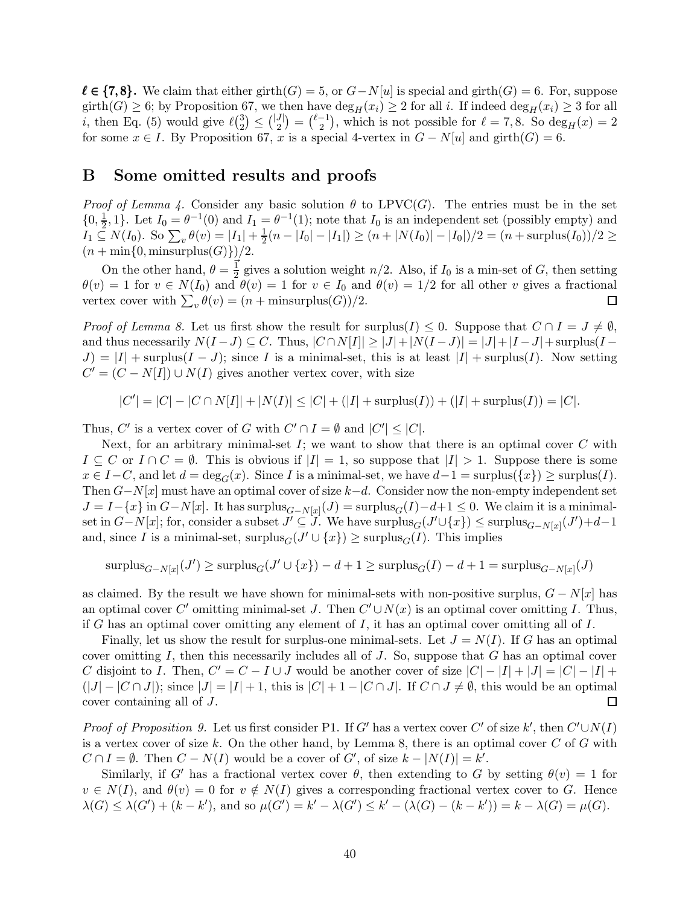$\boldsymbol{\ell \in \{7, 8\}}$**.** We claim that either $\text{girth}(G) = 5$, or $G - N[u]$ is special and $\text{girth}(G) = 6$. For, suppose $\text{girth}(G) \geq 6$; by Proposition 67, we then have $\deg_H(x_i) \geq 2$ for all $i$. If indeed $\deg_H(x_i) \geq 3$ for all $i$, then Eq. (5) would give $\ell\binom{3}{2} \leq \binom{|J|}{2} = \binom{\ell-1}{2}$, which is not possible for $\ell = 7, 8$. So $\deg_H(x) = 2$ for some $x \in I$. By Proposition 67, $x$ is a special 4-vertex in $G - N[u]$ and $\text{girth}(G) = 6$.

## B Some omitted results and proofs

*Proof of Lemma 4.* Consider any basic solution $\theta$ to $\text{LPVC}(G)$. The entries must be in the set $\{0, \frac{1}{2}, 1\}$. Let $I_0 = \theta^{-1}(0)$ and $I_1 = \theta^{-1}(1)$; note that $I_0$ is an independent set (possibly empty) and $I_1 \subseteq N(I_0)$. So $\sum_v \theta(v) = |I_1| + \frac{1}{2}(n - |I_0| - |I_1|) \geq (n + |N(I_0)| - |I_0|)/2 = (n + \text{surplus}(I_0))/2 \geq (n + \min\{0, \text{minsurplus}(G)\})/2$.

On the other hand, $\theta = \vec{\frac{1}{2}}$ gives a solution weight $n/2$. Also, if $I_0$ is a min-set of $G$, then setting $\theta(v) = 1$ for $v \in N(I_0)$ and $\theta(v) = 1$ for $v \in I_0$ and $\theta(v) = 1/2$ for all other $v$ gives a fractional vertex cover with $\sum_v \theta(v) = (n + \text{minsurplus}(G))/2$. □

*Proof of Lemma 8.* Let us first show the result for $\text{surplus}(I) \leq 0$. Suppose that $C \cap I = J \neq \emptyset$, and thus necessarily $N(I - J) \subseteq C$. Thus, $|C \cap N[I]| \geq |J| + |N(I - J)| = |J| + |I - J| + \text{surplus}(I - J) = |I| + \text{surplus}(I - J)$; since $I$ is a minimal-set, this is at least $|I| + \text{surplus}(I)$. Now setting $C' = (C - N[I]) \cup N(I)$ gives another vertex cover, with size

$$|C'| = |C| - |C \cap N[I]| + |N(I)| \leq |C| + (|I| + \text{surplus}(I)) + (|I| + \text{surplus}(I)) = |C|.$$

Thus, $C'$ is a vertex cover of $G$ with $C' \cap I = \emptyset$ and $|C'| \leq |C|$.

Next, for an arbitrary minimal-set $I$; we want to show that there is an optimal cover $C$ with $I \subseteq C$ or $I \cap C = \emptyset$. This is obvious if $|I| = 1$, so suppose that $|I| > 1$. Suppose there is some $x \in I - C$, and let $d = \deg_G(x)$. Since $I$ is a minimal-set, we have $d - 1 = \text{surplus}(\{x\}) \geq \text{surplus}(I)$. Then $G - N[x]$ must have an optimal cover of size $k - d$. Consider now the non-empty independent set $J = I - \{x\}$ in $G - N[x]$. It has $\text{surplus}_{G-N[x]}(J) = \text{surplus}_G(I) - d + 1 \leq 0$. We claim it is a minimal-set in $G - N[x]$; for, consider a subset $J' \subseteq J$. We have $\text{surplus}_G(J' \cup \{x\}) \leq \text{surplus}_{G-N[x]}(J') + d - 1$ and, since $I$ is a minimal-set, $\text{surplus}_G(J' \cup \{x\}) \geq \text{surplus}_G(I)$. This implies

$$\text{surplus}_{G-N[x]}(J') \geq \text{surplus}_G(J' \cup \{x\}) - d + 1 \geq \text{surplus}_G(I) - d + 1 = \text{surplus}_{G-N[x]}(J)$$

as claimed. By the result we have shown for minimal-sets with non-positive surplus, $G - N[x]$ has an optimal cover $C'$ omitting minimal-set $J$. Then $C' \cup N(x)$ is an optimal cover omitting $I$. Thus, if $G$ has an optimal cover omitting any element of $I$, it has an optimal cover omitting all of $I$.

Finally, let us show the result for surplus-one minimal-sets. Let $J = N(I)$. If $G$ has an optimal cover omitting $I$, then this necessarily includes all of $J$. So, suppose that $G$ has an optimal cover $C$ disjoint to $I$. Then, $C' = C - I \cup J$ would be another cover of size $|C| - |I| + |J| = |C| - |I| + (|J| - |C \cap J|)$; since $|J| = |I| + 1$, this is $|C| + 1 - |C \cap J|$. If $C \cap J \neq \emptyset$, this would be an optimal cover containing all of $J$. □

*Proof of Proposition 9.* Let us first consider P1. If $G'$ has a vertex cover $C'$ of size $k'$, then $C' \cup N(I)$ is a vertex cover of size $k$. On the other hand, by Lemma 8, there is an optimal cover $C$ of $G$ with $C \cap I = \emptyset$. Then $C - N(I)$ would be a cover of $G'$, of size $k - |N(I)| = k'$.

Similarly, if $G'$ has a fractional vertex cover $\theta$, then extending to $G$ by setting $\theta(v) = 1$ for $v \in N(I)$, and $\theta(v) = 0$ for $v \notin N(I)$ gives a corresponding fractional vertex cover to $G$. Hence $\lambda(G) \leq \lambda(G') + (k - k')$, and so $\mu(G') = k' - \lambda(G') \leq k' - (\lambda(G) - (k - k')) = k - \lambda(G) = \mu(G)$.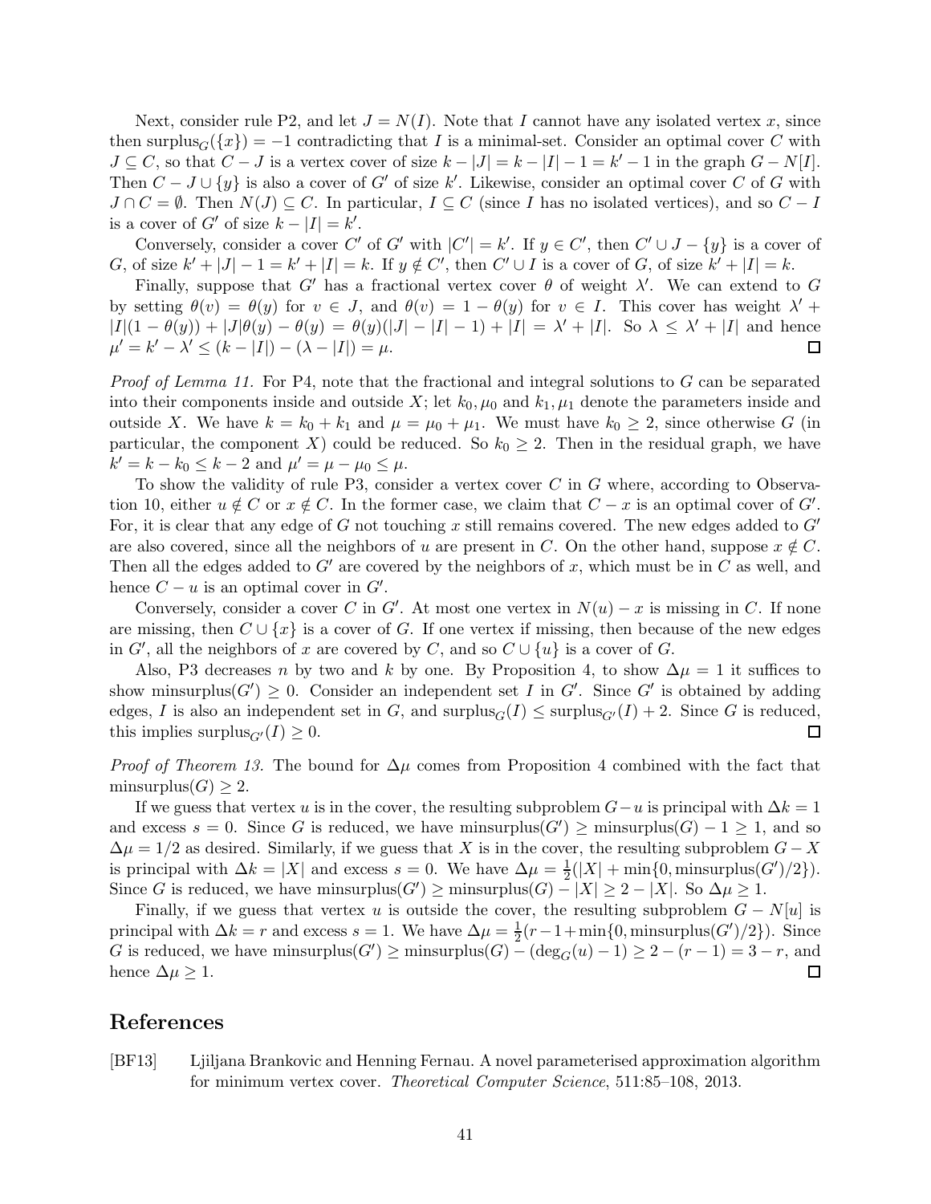Next, consider rule P2, and let $J = N(I)$. Note that $I$ cannot have any isolated vertex $x$, since then $\text{surplus}_G(\{x\}) = -1$ contradicting that $I$ is a minimal-set. Consider an optimal cover $C$ with $J \subseteq C$, so that $C - J$ is a vertex cover of size $k - |J| = k - |I| - 1 = k' - 1$ in the graph $G - N[I]$. Then $C - J \cup \{y\}$ is also a cover of $G'$ of size $k'$. Likewise, consider an optimal cover $C$ of $G$ with $J \cap C = \emptyset$. Then $N(J) \subseteq C$. In particular, $I \subseteq C$ (since $I$ has no isolated vertices), and so $C - I$ is a cover of $G'$ of size $k - |I| = k'$.

Conversely, consider a cover $C'$ of $G'$ with $|C'| = k'$. If $y \in C'$, then $C' \cup J - \{y\}$ is a cover of $G$, of size $k' + |J| - 1 = k' + |I| = k$. If $y \notin C'$, then $C' \cup I$ is a cover of $G$, of size $k' + |I| = k$.

Finally, suppose that $G'$ has a fractional vertex cover $\theta$ of weight $\lambda'$. We can extend to $G$ by setting $\theta(v) = \theta(y)$ for $v \in J$, and $\theta(v) = 1 - \theta(y)$ for $v \in I$. This cover has weight $\lambda' + |I|(1 - \theta(y)) + |J|\theta(y) - \theta(y) = \theta(y)(|J| - |I| - 1) + |I| = \lambda' + |I|$. So $\lambda \leq \lambda' + |I|$ and hence $\mu' = k' - \lambda' \leq (k - |I|) - (\lambda - |I|) = \mu$. ◻

*Proof of Lemma 11.* For P4, note that the fractional and integral solutions to $G$ can be separated into their components inside and outside $X$; let $k_0, \mu_0$ and $k_1, \mu_1$ denote the parameters inside and outside $X$. We have $k = k_0 + k_1$ and $\mu = \mu_0 + \mu_1$. We must have $k_0 \geq 2$, since otherwise $G$ (in particular, the component $X$) could be reduced. So $k_0 \geq 2$. Then in the residual graph, we have $k' = k - k_0 \leq k - 2$ and $\mu' = \mu - \mu_0 \leq \mu$.

To show the validity of rule P3, consider a vertex cover $C$ in $G$ where, according to Observation 10, either $u \notin C$ or $x \notin C$. In the former case, we claim that $C - x$ is an optimal cover of $G'$. For, it is clear that any edge of $G$ not touching $x$ still remains covered. The new edges added to $G'$ are also covered, since all the neighbors of $u$ are present in $C$. On the other hand, suppose $x \notin C$. Then all the edges added to $G'$ are covered by the neighbors of $x$, which must be in $C$ as well, and hence $C - u$ is an optimal cover in $G'$.

Conversely, consider a cover $C$ in $G'$. At most one vertex in $N(u) - x$ is missing in $C$. If none are missing, then $C \cup \{x\}$ is a cover of $G$. If one vertex if missing, then because of the new edges in $G'$, all the neighbors of $x$ are covered by $C$, and so $C \cup \{u\}$ is a cover of $G$.

Also, P3 decreases $n$ by two and $k$ by one. By Proposition 4, to show $\Delta\mu = 1$ it suffices to show $\text{minsurplus}(G') \geq 0$. Consider an independent set $I$ in $G'$. Since $G'$ is obtained by adding edges, $I$ is also an independent set in $G$, and $\text{surplus}_G(I) \leq \text{surplus}_{G'}(I) + 2$. Since $G$ is reduced, this implies $\text{surplus}_{G'}(I) \geq 0$. ◻

*Proof of Theorem 13.* The bound for $\Delta\mu$ comes from Proposition 4 combined with the fact that $\text{minsurplus}(G) \geq 2$.

If we guess that vertex $u$ is in the cover, the resulting subproblem $G - u$ is principal with $\Delta k = 1$ and excess $s = 0$. Since $G$ is reduced, we have $\text{minsurplus}(G') \geq \text{minsurplus}(G) - 1 \geq 1$, and so $\Delta\mu = 1/2$ as desired. Similarly, if we guess that $X$ is in the cover, the resulting subproblem $G - X$ is principal with $\Delta k = |X|$ and excess $s = 0$. We have $\Delta\mu = \frac{1}{2}(|X| + \min\{0, \text{minsurplus}(G')/2\})$. Since $G$ is reduced, we have $\text{minsurplus}(G') \geq \text{minsurplus}(G) - |X| \geq 2 - |X|$. So $\Delta\mu \geq 1$.

Finally, if we guess that vertex $u$ is outside the cover, the resulting subproblem $G - N[u]$ is principal with $\Delta k = r$ and excess $s = 1$. We have $\Delta\mu = \frac{1}{2}(r - 1 + \min\{0, \text{minsurplus}(G')/2\})$. Since $G$ is reduced, we have $\text{minsurplus}(G') \geq \text{minsurplus}(G) - (\deg_G(u) - 1) \geq 2 - (r - 1) = 3 - r$, and hence $\Delta\mu \geq 1$. ◻

# References

[BF13] Ljiljana Brankovic and Henning Fernau. A novel parameterised approximation algorithm for minimum vertex cover. *Theoretical Computer Science*, 511:85–108, 2013.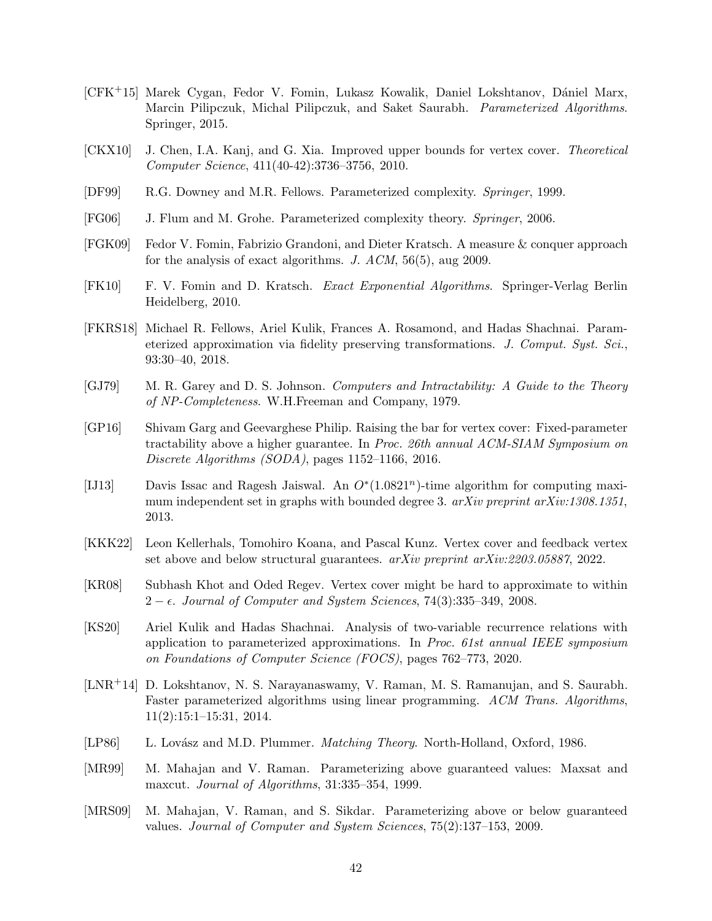[CFK+15] Marek Cygan, Fedor V. Fomin, Lukasz Kowalik, Daniel Lokshtanov, Dániel Marx, Marcin Pilipczuk, Michal Pilipczuk, and Saket Saurabh. *Parameterized Algorithms*. Springer, 2015.

[CKX10] J. Chen, I.A. Kanj, and G. Xia. Improved upper bounds for vertex cover. *Theoretical Computer Science*, 411(40-42):3736–3756, 2010.

[DF99] R.G. Downey and M.R. Fellows. Parameterized complexity. *Springer*, 1999.

[FG06] J. Flum and M. Grohe. Parameterized complexity theory. *Springer*, 2006.

[FGK09] Fedor V. Fomin, Fabrizio Grandoni, and Dieter Kratsch. A measure & conquer approach for the analysis of exact algorithms. *J. ACM*, 56(5), aug 2009.

[FK10] F. V. Fomin and D. Kratsch. *Exact Exponential Algorithms*. Springer-Verlag Berlin Heidelberg, 2010.

[FKRS18] Michael R. Fellows, Ariel Kulik, Frances A. Rosamond, and Hadas Shachnai. Parameterized approximation via fidelity preserving transformations. *J. Comput. Syst. Sci.*, 93:30–40, 2018.

[GJ79] M. R. Garey and D. S. Johnson. *Computers and Intractability: A Guide to the Theory of NP-Completeness*. W.H.Freeman and Company, 1979.

[GP16] Shivam Garg and Geevarghese Philip. Raising the bar for vertex cover: Fixed-parameter tractability above a higher guarantee. In *Proc. 26th annual ACM-SIAM Symposium on Discrete Algorithms (SODA)*, pages 1152–1166, 2016.

[IJ13] Davis Issac and Ragesh Jaiswal. An $O^*(1.0821^n)$-time algorithm for computing maximum independent set in graphs with bounded degree 3. *arXiv preprint arXiv:1308.1351*, 2013.

[KKK22] Leon Kellerhals, Tomohiro Koana, and Pascal Kunz. Vertex cover and feedback vertex set above and below structural guarantees. *arXiv preprint arXiv:2203.05887*, 2022.

[KR08] Subhash Khot and Oded Regev. Vertex cover might be hard to approximate to within $2 - \epsilon$. *Journal of Computer and System Sciences*, 74(3):335–349, 2008.

[KS20] Ariel Kulik and Hadas Shachnai. Analysis of two-variable recurrence relations with application to parameterized approximations. In *Proc. 61st annual IEEE symposium on Foundations of Computer Science (FOCS)*, pages 762–773, 2020.

[LNR+14] D. Lokshtanov, N. S. Narayanaswamy, V. Raman, M. S. Ramanujan, and S. Saurabh. Faster parameterized algorithms using linear programming. *ACM Trans. Algorithms*, 11(2):15:1–15:31, 2014.

[LP86] L. Lovász and M.D. Plummer. *Matching Theory*. North-Holland, Oxford, 1986.

[MR99] M. Mahajan and V. Raman. Parameterizing above guaranteed values: Maxsat and maxcut. *Journal of Algorithms*, 31:335–354, 1999.

[MRS09] M. Mahajan, V. Raman, and S. Sikdar. Parameterizing above or below guaranteed values. *Journal of Computer and System Sciences*, 75(2):137–153, 2009.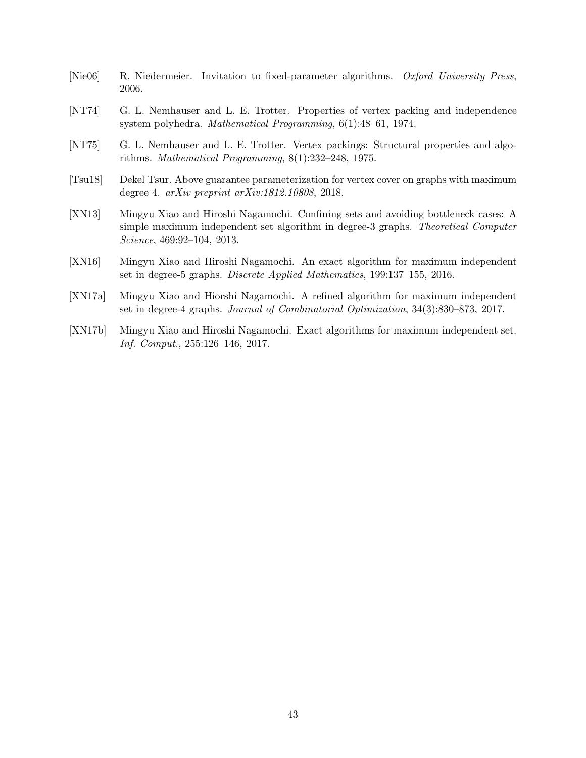[Nie06] R. Niedermeier. Invitation to fixed-parameter algorithms. *Oxford University Press*, 2006.

[NT74] G. L. Nemhauser and L. E. Trotter. Properties of vertex packing and independence system polyhedra. *Mathematical Programming*, 6(1):48–61, 1974.

[NT75] G. L. Nemhauser and L. E. Trotter. Vertex packings: Structural properties and algorithms. *Mathematical Programming*, 8(1):232–248, 1975.

[Tsu18] Dekel Tsur. Above guarantee parameterization for vertex cover on graphs with maximum degree 4. *arXiv preprint arXiv:1812.10808*, 2018.

[XN13] Mingyu Xiao and Hiroshi Nagamochi. Confining sets and avoiding bottleneck cases: A simple maximum independent set algorithm in degree-3 graphs. *Theoretical Computer Science*, 469:92–104, 2013.

[XN16] Mingyu Xiao and Hiroshi Nagamochi. An exact algorithm for maximum independent set in degree-5 graphs. *Discrete Applied Mathematics*, 199:137–155, 2016.

[XN17a] Mingyu Xiao and Hiorshi Nagamochi. A refined algorithm for maximum independent set in degree-4 graphs. *Journal of Combinatorial Optimization*, 34(3):830–873, 2017.

[XN17b] Mingyu Xiao and Hiroshi Nagamochi. Exact algorithms for maximum independent set. *Inf. Comput.*, 255:126–146, 2017.